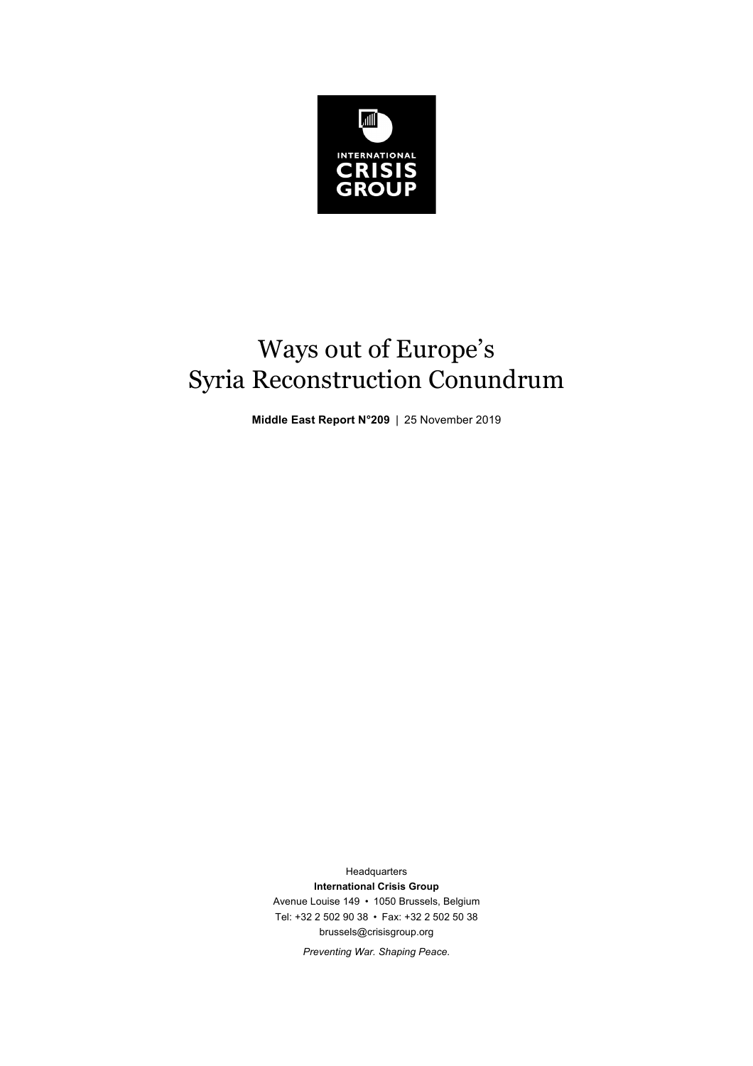INTERNATIONAL
CRISIS
GROUP

# Ways out of Europe's Syria Reconstruction Conundrum

**Middle East Report N°209** | 25 November 2019

Headquarters
**International Crisis Group**
Avenue Louise 149 • 1050 Brussels, Belgium
Tel: +32 2 502 90 38 • Fax: +32 2 502 50 38
brussels@crisisgroup.org

*Preventing War. Shaping Peace.*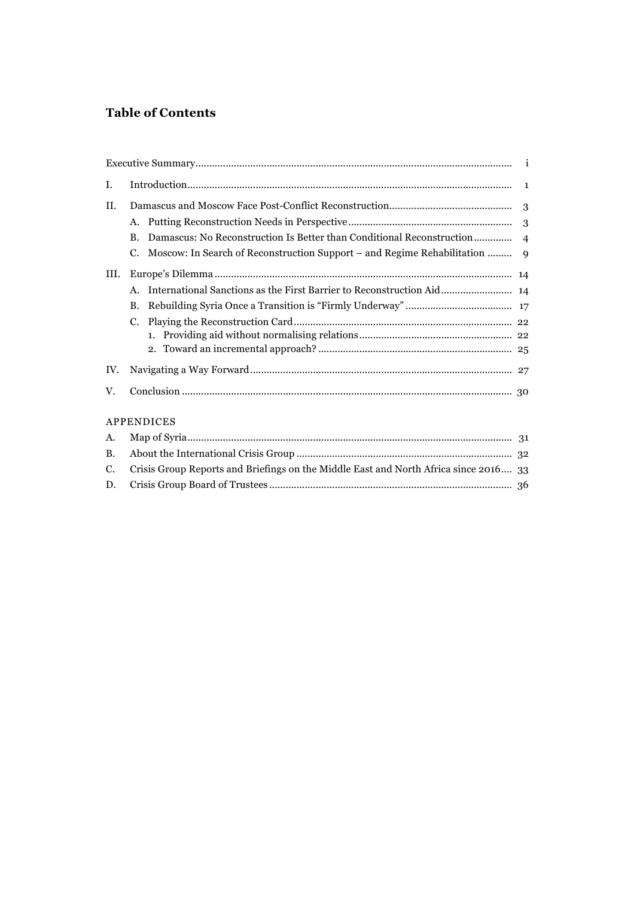## Table of Contents

| | | |
|---|---|---|
| Executive Summary | | i |
| I. | Introduction | 1 |
| II. | Damascus and Moscow Face Post-Conflict Reconstruction | 3 |
| | A. Putting Reconstruction Needs in Perspective | 3 |
| | B. Damascus: No Reconstruction Is Better than Conditional Reconstruction | 4 |
| | C. Moscow: In Search of Reconstruction Support – and Regime Rehabilitation | 9 |
| III. | Europe's Dilemma | 14 |
| | A. International Sanctions as the First Barrier to Reconstruction Aid | 14 |
| | B. Rebuilding Syria Once a Transition is "Firmly Underway" | 17 |
| | C. Playing the Reconstruction Card | 22 |
| | 1. Providing aid without normalising relations | 22 |
| | 2. Toward an incremental approach? | 25 |
| IV. | Navigating a Way Forward | 27 |
| V. | Conclusion | 30 |

APPENDICES

| | | |
|---|---|---|
| A. | Map of Syria | 31 |
| B. | About the International Crisis Group | 32 |
| C. | Crisis Group Reports and Briefings on the Middle East and North Africa since 2016 | 33 |
| D. | Crisis Group Board of Trustees | 36 |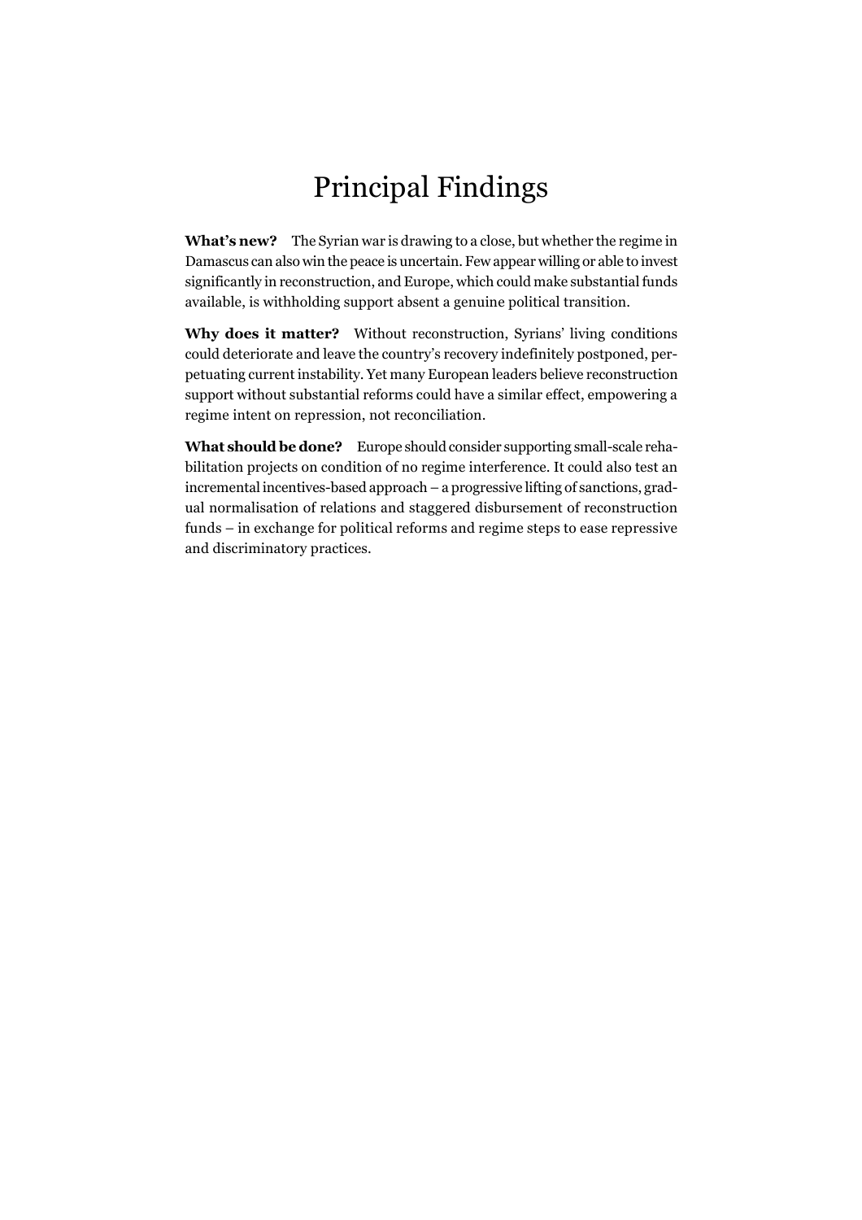# Principal Findings

**What's new?** The Syrian war is drawing to a close, but whether the regime in Damascus can also win the peace is uncertain. Few appear willing or able to invest significantly in reconstruction, and Europe, which could make substantial funds available, is withholding support absent a genuine political transition.

**Why does it matter?** Without reconstruction, Syrians' living conditions could deteriorate and leave the country's recovery indefinitely postponed, perpetuating current instability. Yet many European leaders believe reconstruction support without substantial reforms could have a similar effect, empowering a regime intent on repression, not reconciliation.

**What should be done?** Europe should consider supporting small-scale rehabilitation projects on condition of no regime interference. It could also test an incremental incentives-based approach – a progressive lifting of sanctions, gradual normalisation of relations and staggered disbursement of reconstruction funds – in exchange for political reforms and regime steps to ease repressive and discriminatory practices.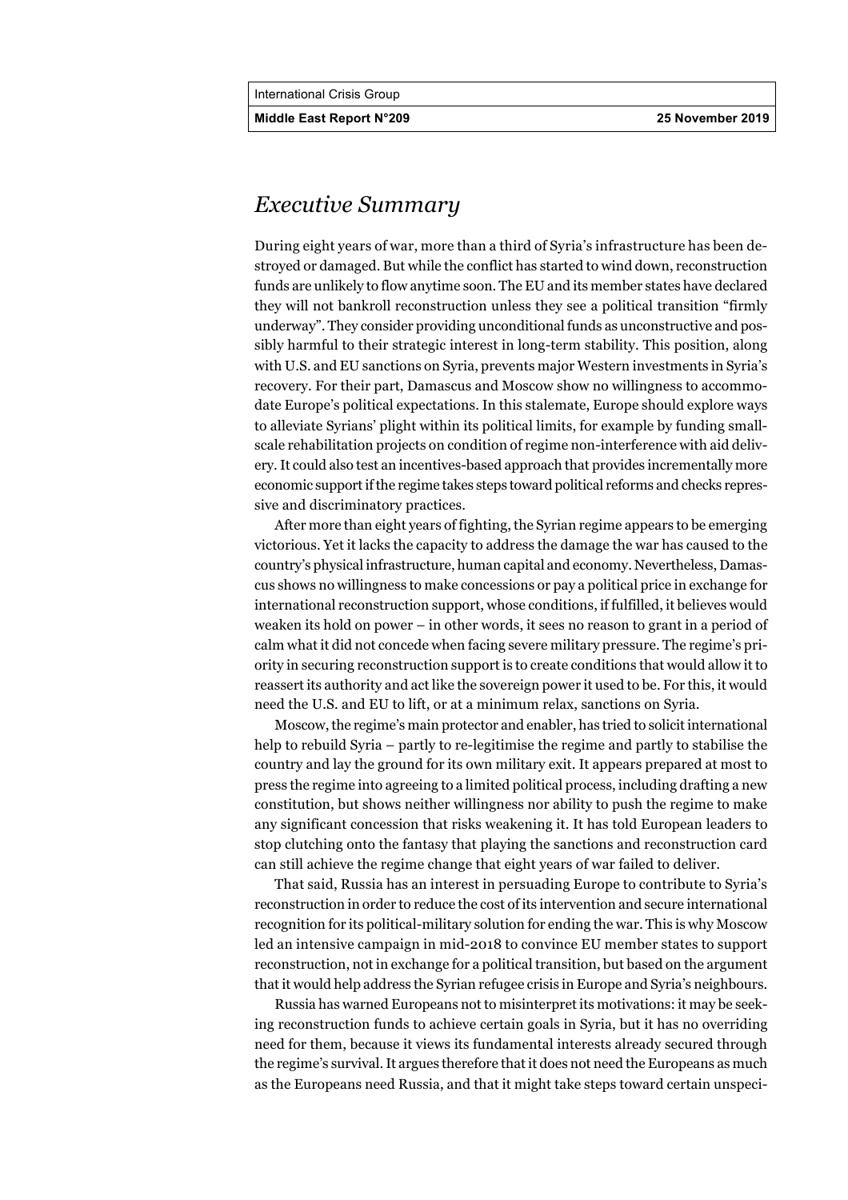## *Executive Summary*

During eight years of war, more than a third of Syria's infrastructure has been destroyed or damaged. But while the conflict has started to wind down, reconstruction funds are unlikely to flow anytime soon. The EU and its member states have declared they will not bankroll reconstruction unless they see a political transition "firmly underway". They consider providing unconditional funds as unconstructive and possibly harmful to their strategic interest in long-term stability. This position, along with U.S. and EU sanctions on Syria, prevents major Western investments in Syria's recovery. For their part, Damascus and Moscow show no willingness to accommodate Europe's political expectations. In this stalemate, Europe should explore ways to alleviate Syrians' plight within its political limits, for example by funding small-scale rehabilitation projects on condition of regime non-interference with aid delivery. It could also test an incentives-based approach that provides incrementally more economic support if the regime takes steps toward political reforms and checks repressive and discriminatory practices.

After more than eight years of fighting, the Syrian regime appears to be emerging victorious. Yet it lacks the capacity to address the damage the war has caused to the country's physical infrastructure, human capital and economy. Nevertheless, Damascus shows no willingness to make concessions or pay a political price in exchange for international reconstruction support, whose conditions, if fulfilled, it believes would weaken its hold on power – in other words, it sees no reason to grant in a period of calm what it did not concede when facing severe military pressure. The regime's priority in securing reconstruction support is to create conditions that would allow it to reassert its authority and act like the sovereign power it used to be. For this, it would need the U.S. and EU to lift, or at a minimum relax, sanctions on Syria.

Moscow, the regime's main protector and enabler, has tried to solicit international help to rebuild Syria – partly to re-legitimise the regime and partly to stabilise the country and lay the ground for its own military exit. It appears prepared at most to press the regime into agreeing to a limited political process, including drafting a new constitution, but shows neither willingness nor ability to push the regime to make any significant concession that risks weakening it. It has told European leaders to stop clutching onto the fantasy that playing the sanctions and reconstruction card can still achieve the regime change that eight years of war failed to deliver.

That said, Russia has an interest in persuading Europe to contribute to Syria's reconstruction in order to reduce the cost of its intervention and secure international recognition for its political-military solution for ending the war. This is why Moscow led an intensive campaign in mid-2018 to convince EU member states to support reconstruction, not in exchange for a political transition, but based on the argument that it would help address the Syrian refugee crisis in Europe and Syria's neighbours.

Russia has warned Europeans not to misinterpret its motivations: it may be seeking reconstruction funds to achieve certain goals in Syria, but it has no overriding need for them, because it views its fundamental interests already secured through the regime's survival. It argues therefore that it does not need the Europeans as much as the Europeans need Russia, and that it might take steps toward certain unspeci-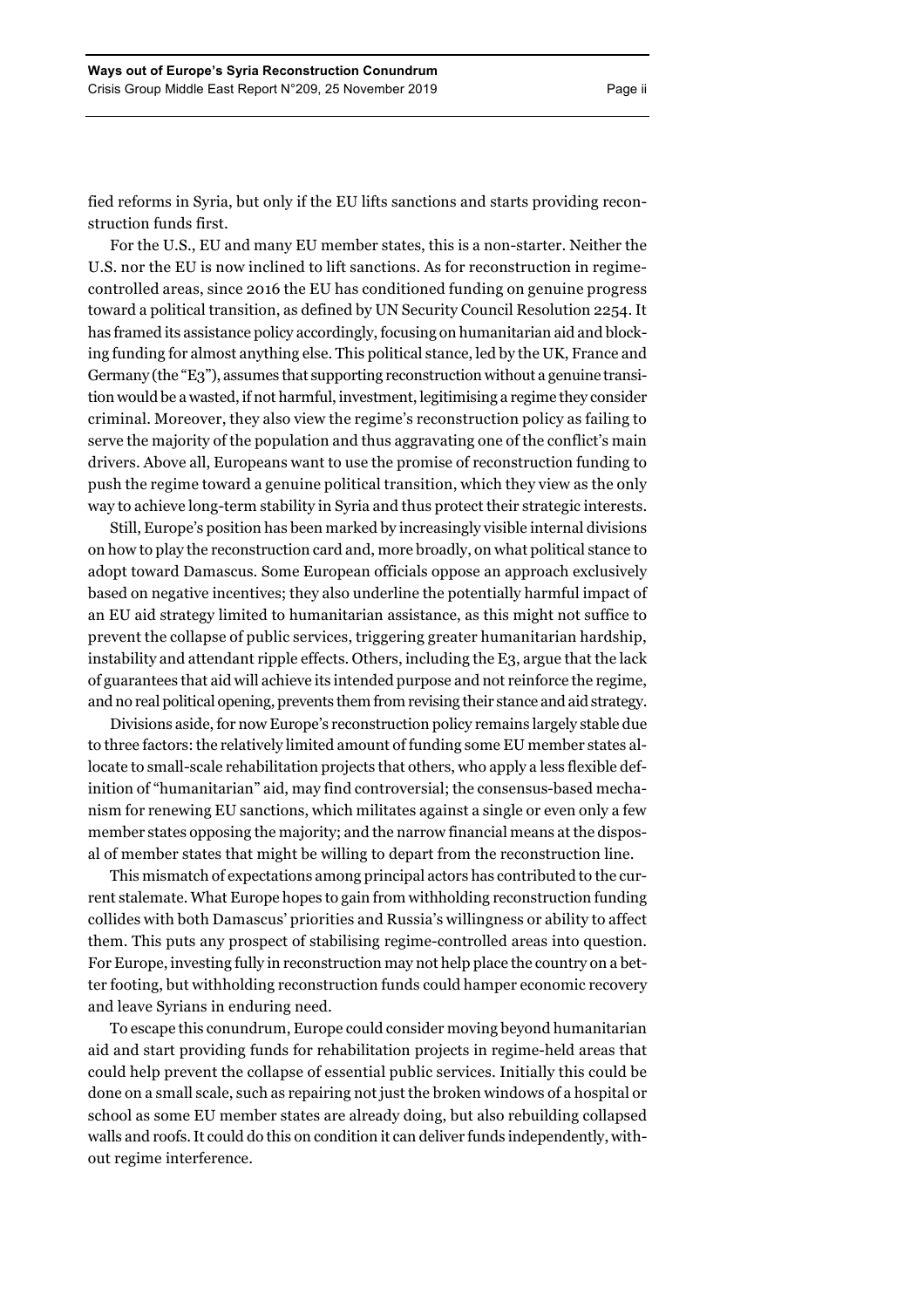fied reforms in Syria, but only if the EU lifts sanctions and starts providing reconstruction funds first.

For the U.S., EU and many EU member states, this is a non-starter. Neither the U.S. nor the EU is now inclined to lift sanctions. As for reconstruction in regime-controlled areas, since 2016 the EU has conditioned funding on genuine progress toward a political transition, as defined by UN Security Council Resolution 2254. It has framed its assistance policy accordingly, focusing on humanitarian aid and blocking funding for almost anything else. This political stance, led by the UK, France and Germany (the "E3"), assumes that supporting reconstruction without a genuine transition would be a wasted, if not harmful, investment, legitimising a regime they consider criminal. Moreover, they also view the regime's reconstruction policy as failing to serve the majority of the population and thus aggravating one of the conflict's main drivers. Above all, Europeans want to use the promise of reconstruction funding to push the regime toward a genuine political transition, which they view as the only way to achieve long-term stability in Syria and thus protect their strategic interests.

Still, Europe's position has been marked by increasingly visible internal divisions on how to play the reconstruction card and, more broadly, on what political stance to adopt toward Damascus. Some European officials oppose an approach exclusively based on negative incentives; they also underline the potentially harmful impact of an EU aid strategy limited to humanitarian assistance, as this might not suffice to prevent the collapse of public services, triggering greater humanitarian hardship, instability and attendant ripple effects. Others, including the E3, argue that the lack of guarantees that aid will achieve its intended purpose and not reinforce the regime, and no real political opening, prevents them from revising their stance and aid strategy.

Divisions aside, for now Europe's reconstruction policy remains largely stable due to three factors: the relatively limited amount of funding some EU member states allocate to small-scale rehabilitation projects that others, who apply a less flexible definition of "humanitarian" aid, may find controversial; the consensus-based mechanism for renewing EU sanctions, which militates against a single or even only a few member states opposing the majority; and the narrow financial means at the disposal of member states that might be willing to depart from the reconstruction line.

This mismatch of expectations among principal actors has contributed to the current stalemate. What Europe hopes to gain from withholding reconstruction funding collides with both Damascus' priorities and Russia's willingness or ability to affect them. This puts any prospect of stabilising regime-controlled areas into question. For Europe, investing fully in reconstruction may not help place the country on a better footing, but withholding reconstruction funds could hamper economic recovery and leave Syrians in enduring need.

To escape this conundrum, Europe could consider moving beyond humanitarian aid and start providing funds for rehabilitation projects in regime-held areas that could help prevent the collapse of essential public services. Initially this could be done on a small scale, such as repairing not just the broken windows of a hospital or school as some EU member states are already doing, but also rebuilding collapsed walls and roofs. It could do this on condition it can deliver funds independently, without regime interference.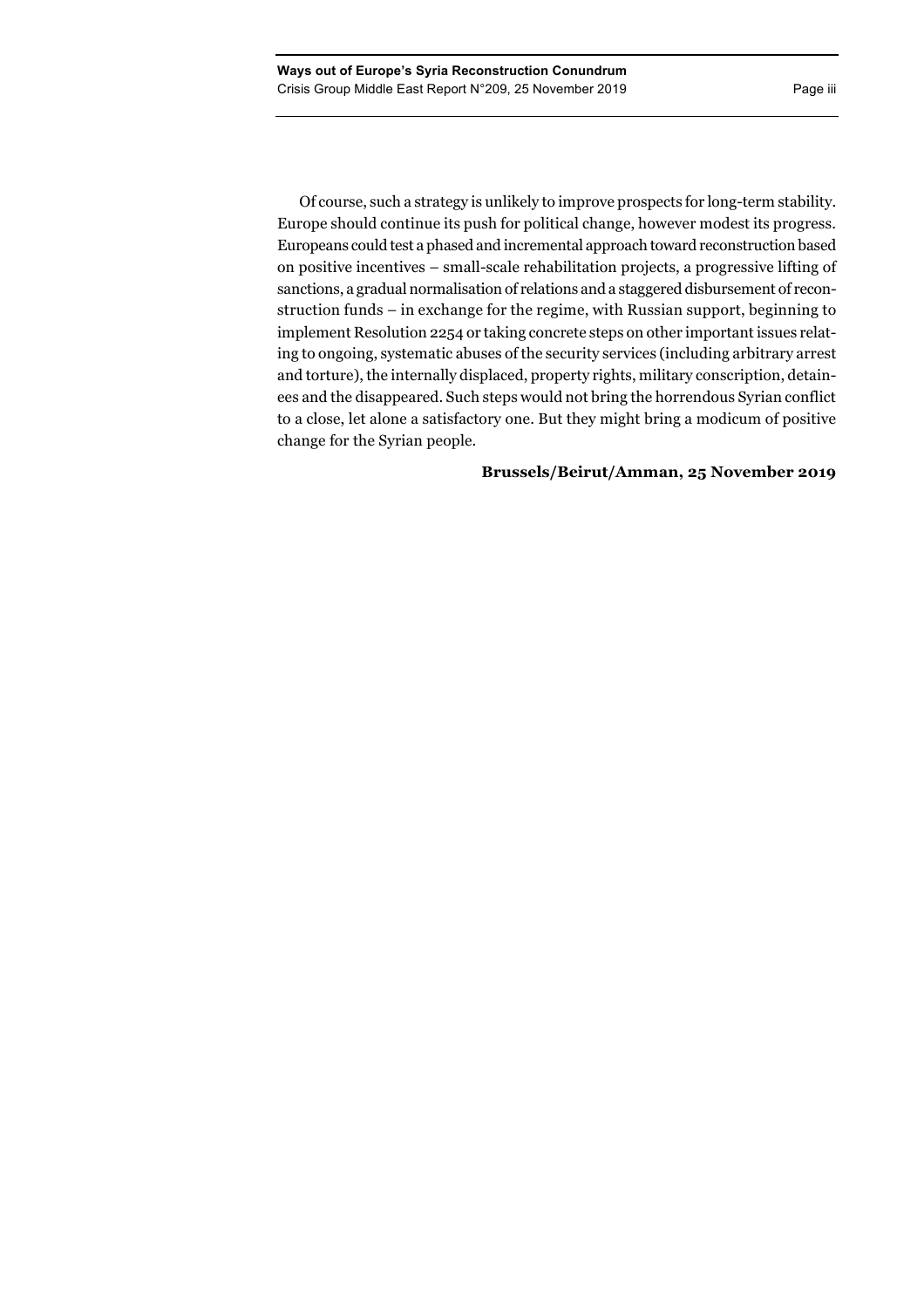Of course, such a strategy is unlikely to improve prospects for long-term stability. Europe should continue its push for political change, however modest its progress. Europeans could test a phased and incremental approach toward reconstruction based on positive incentives – small-scale rehabilitation projects, a progressive lifting of sanctions, a gradual normalisation of relations and a staggered disbursement of reconstruction funds – in exchange for the regime, with Russian support, beginning to implement Resolution 2254 or taking concrete steps on other important issues relating to ongoing, systematic abuses of the security services (including arbitrary arrest and torture), the internally displaced, property rights, military conscription, detainees and the disappeared. Such steps would not bring the horrendous Syrian conflict to a close, let alone a satisfactory one. But they might bring a modicum of positive change for the Syrian people.

**Brussels/Beirut/Amman, 25 November 2019**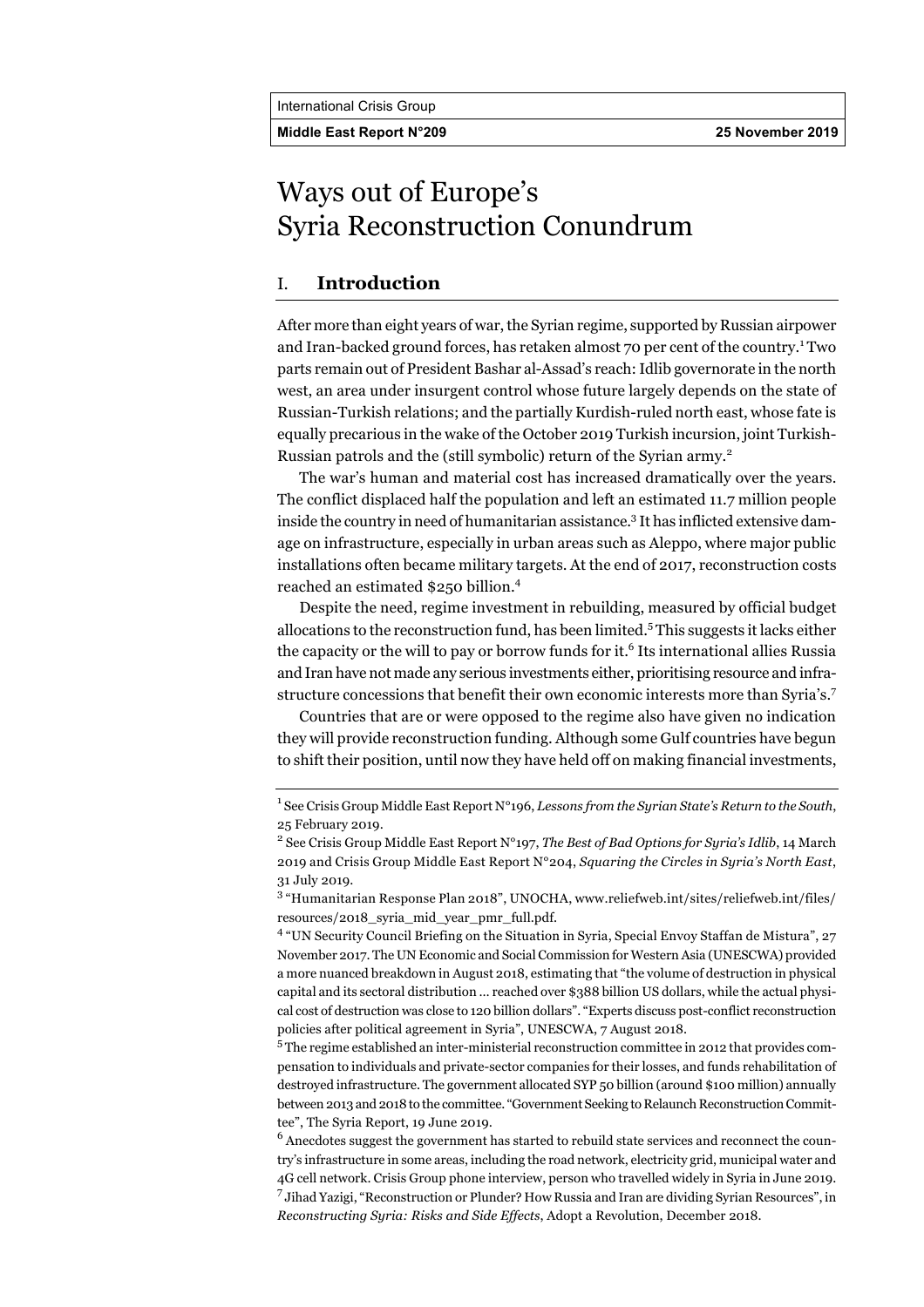# Ways out of Europe's Syria Reconstruction Conundrum

## I. Introduction

After more than eight years of war, the Syrian regime, supported by Russian airpower and Iran-backed ground forces, has retaken almost 70 per cent of the country.[1] Two parts remain out of President Bashar al-Assad's reach: Idlib governorate in the north west, an area under insurgent control whose future largely depends on the state of Russian-Turkish relations; and the partially Kurdish-ruled north east, whose fate is equally precarious in the wake of the October 2019 Turkish incursion, joint Turkish-Russian patrols and the (still symbolic) return of the Syrian army.[2]

The war's human and material cost has increased dramatically over the years. The conflict displaced half the population and left an estimated 11.7 million people inside the country in need of humanitarian assistance.[3] It has inflicted extensive damage on infrastructure, especially in urban areas such as Aleppo, where major public installations often became military targets. At the end of 2017, reconstruction costs reached an estimated $250 billion.[4]

Despite the need, regime investment in rebuilding, measured by official budget allocations to the reconstruction fund, has been limited.[5] This suggests it lacks either the capacity or the will to pay or borrow funds for it.[6] Its international allies Russia and Iran have not made any serious investments either, prioritising resource and infrastructure concessions that benefit their own economic interests more than Syria's.[7]

Countries that are or were opposed to the regime also have given no indication they will provide reconstruction funding. Although some Gulf countries have begun to shift their position, until now they have held off on making financial investments,

---

[1] See Crisis Group Middle East Report N°196, *Lessons from the Syrian State's Return to the South*, 25 February 2019.

[2] See Crisis Group Middle East Report N°197, *The Best of Bad Options for Syria's Idlib*, 14 March 2019 and Crisis Group Middle East Report N°204, *Squaring the Circles in Syria's North East*, 31 July 2019.

[3] "Humanitarian Response Plan 2018", UNOCHA, www.reliefweb.int/sites/reliefweb.int/files/resources/2018_syria_mid_year_pmr_full.pdf.

[4] "UN Security Council Briefing on the Situation in Syria, Special Envoy Staffan de Mistura", 27 November 2017. The UN Economic and Social Commission for Western Asia (UNESCWA) provided a more nuanced breakdown in August 2018, estimating that "the volume of destruction in physical capital and its sectoral distribution … reached over $388 billion US dollars, while the actual physical cost of destruction was close to 120 billion dollars". "Experts discuss post-conflict reconstruction policies after political agreement in Syria", UNESCWA, 7 August 2018.

[5] The regime established an inter-ministerial reconstruction committee in 2012 that provides compensation to individuals and private-sector companies for their losses, and funds rehabilitation of destroyed infrastructure. The government allocated SYP 50 billion (around $100 million) annually between 2013 and 2018 to the committee. "Government Seeking to Relaunch Reconstruction Committee", The Syria Report, 19 June 2019.

[6] Anecdotes suggest the government has started to rebuild state services and reconnect the country's infrastructure in some areas, including the road network, electricity grid, municipal water and 4G cell network. Crisis Group phone interview, person who travelled widely in Syria in June 2019.

[7] Jihad Yazigi, "Reconstruction or Plunder? How Russia and Iran are dividing Syrian Resources", in *Reconstructing Syria: Risks and Side Effects*, Adopt a Revolution, December 2018.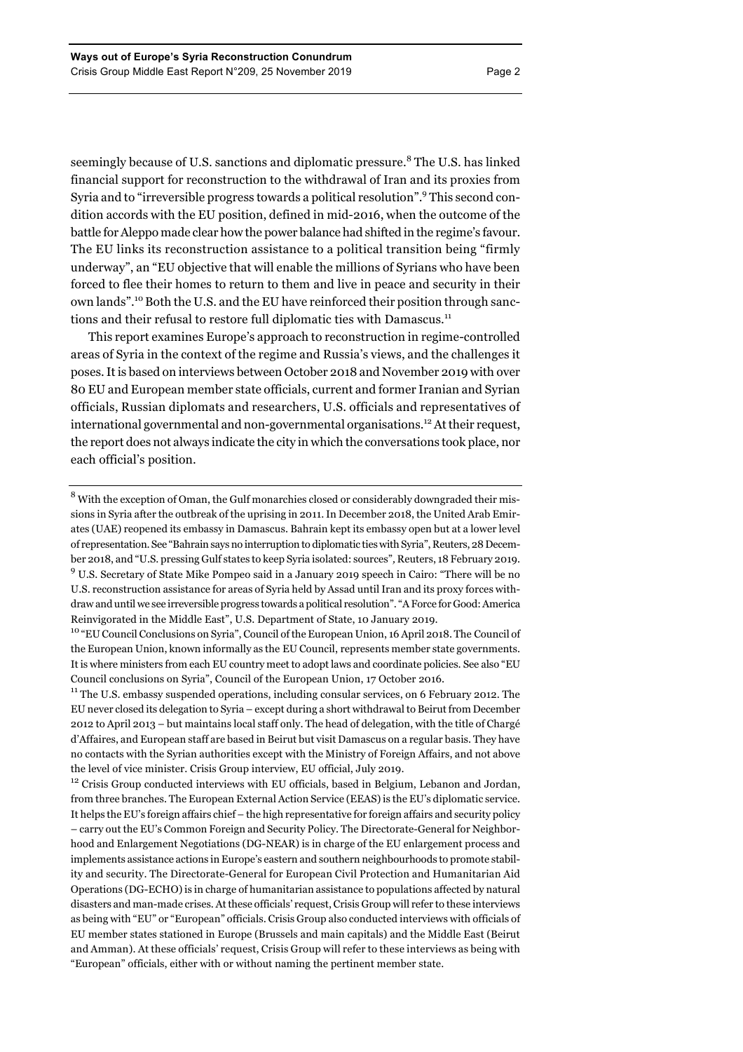seemingly because of U.S. sanctions and diplomatic pressure.[8] The U.S. has linked financial support for reconstruction to the withdrawal of Iran and its proxies from Syria and to "irreversible progress towards a political resolution".[9] This second condition accords with the EU position, defined in mid-2016, when the outcome of the battle for Aleppo made clear how the power balance had shifted in the regime's favour. The EU links its reconstruction assistance to a political transition being "firmly underway", an "EU objective that will enable the millions of Syrians who have been forced to flee their homes to return to them and live in peace and security in their own lands".[10] Both the U.S. and the EU have reinforced their position through sanctions and their refusal to restore full diplomatic ties with Damascus.[11]

This report examines Europe's approach to reconstruction in regime-controlled areas of Syria in the context of the regime and Russia's views, and the challenges it poses. It is based on interviews between October 2018 and November 2019 with over 80 EU and European member state officials, current and former Iranian and Syrian officials, Russian diplomats and researchers, U.S. officials and representatives of international governmental and non-governmental organisations.[12] At their request, the report does not always indicate the city in which the conversations took place, nor each official's position.

---

[8] With the exception of Oman, the Gulf monarchies closed or considerably downgraded their missions in Syria after the outbreak of the uprising in 2011. In December 2018, the United Arab Emirates (UAE) reopened its embassy in Damascus. Bahrain kept its embassy open but at a lower level of representation. See "Bahrain says no interruption to diplomatic ties with Syria", Reuters, 28 December 2018, and "U.S. pressing Gulf states to keep Syria isolated: sources", Reuters, 18 February 2019.

[9] U.S. Secretary of State Mike Pompeo said in a January 2019 speech in Cairo: "There will be no U.S. reconstruction assistance for areas of Syria held by Assad until Iran and its proxy forces withdraw and until we see irreversible progress towards a political resolution". "A Force for Good: America Reinvigorated in the Middle East", U.S. Department of State, 10 January 2019.

[10] "EU Council Conclusions on Syria", Council of the European Union, 16 April 2018. The Council of the European Union, known informally as the EU Council, represents member state governments. It is where ministers from each EU country meet to adopt laws and coordinate policies. See also "EU Council conclusions on Syria", Council of the European Union, 17 October 2016.

[11] The U.S. embassy suspended operations, including consular services, on 6 February 2012. The EU never closed its delegation to Syria – except during a short withdrawal to Beirut from December 2012 to April 2013 – but maintains local staff only. The head of delegation, with the title of Chargé d'Affaires, and European staff are based in Beirut but visit Damascus on a regular basis. They have no contacts with the Syrian authorities except with the Ministry of Foreign Affairs, and not above the level of vice minister. Crisis Group interview, EU official, July 2019.

[12] Crisis Group conducted interviews with EU officials, based in Belgium, Lebanon and Jordan, from three branches. The European External Action Service (EEAS) is the EU's diplomatic service. It helps the EU's foreign affairs chief – the high representative for foreign affairs and security policy – carry out the EU's Common Foreign and Security Policy. The Directorate-General for Neighborhood and Enlargement Negotiations (DG-NEAR) is in charge of the EU enlargement process and implements assistance actions in Europe's eastern and southern neighbourhoods to promote stability and security. The Directorate-General for European Civil Protection and Humanitarian Aid Operations (DG-ECHO) is in charge of humanitarian assistance to populations affected by natural disasters and man-made crises. At these officials' request, Crisis Group will refer to these interviews as being with "EU" or "European" officials. Crisis Group also conducted interviews with officials of EU member states stationed in Europe (Brussels and main capitals) and the Middle East (Beirut and Amman). At these officials' request, Crisis Group will refer to these interviews as being with "European" officials, either with or without naming the pertinent member state.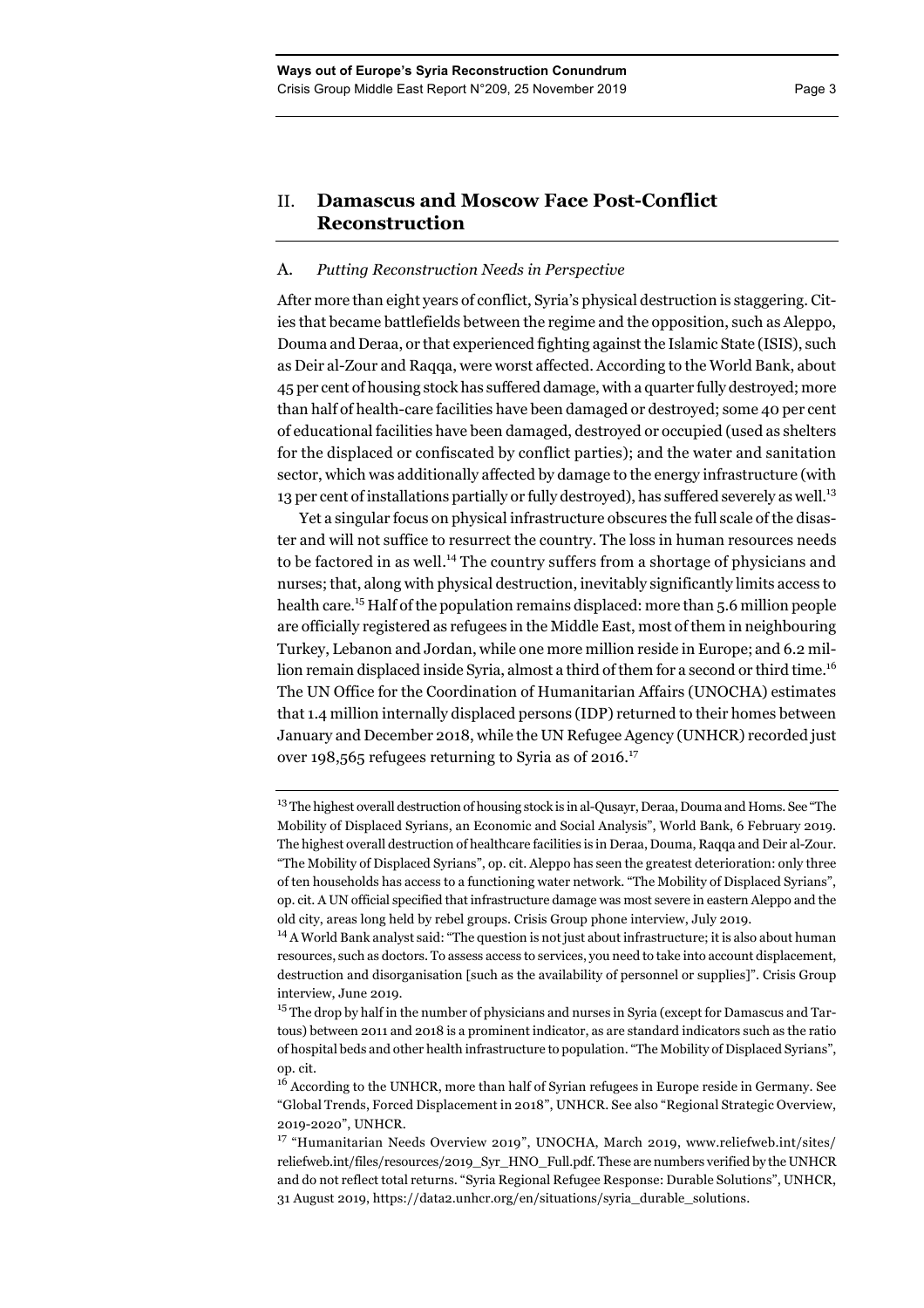## II. Damascus and Moscow Face Post-Conflict Reconstruction

### A. *Putting Reconstruction Needs in Perspective*

After more than eight years of conflict, Syria's physical destruction is staggering. Cities that became battlefields between the regime and the opposition, such as Aleppo, Douma and Deraa, or that experienced fighting against the Islamic State (ISIS), such as Deir al-Zour and Raqqa, were worst affected. According to the World Bank, about 45 per cent of housing stock has suffered damage, with a quarter fully destroyed; more than half of health-care facilities have been damaged or destroyed; some 40 per cent of educational facilities have been damaged, destroyed or occupied (used as shelters for the displaced or confiscated by conflict parties); and the water and sanitation sector, which was additionally affected by damage to the energy infrastructure (with 13 per cent of installations partially or fully destroyed), has suffered severely as well.[13]

Yet a singular focus on physical infrastructure obscures the full scale of the disaster and will not suffice to resurrect the country. The loss in human resources needs to be factored in as well.[14] The country suffers from a shortage of physicians and nurses; that, along with physical destruction, inevitably significantly limits access to health care.[15] Half of the population remains displaced: more than 5.6 million people are officially registered as refugees in the Middle East, most of them in neighbouring Turkey, Lebanon and Jordan, while one more million reside in Europe; and 6.2 million remain displaced inside Syria, almost a third of them for a second or third time.[16] The UN Office for the Coordination of Humanitarian Affairs (UNOCHA) estimates that 1.4 million internally displaced persons (IDP) returned to their homes between January and December 2018, while the UN Refugee Agency (UNHCR) recorded just over 198,565 refugees returning to Syria as of 2016.[17]

---

[13] The highest overall destruction of housing stock is in al-Qusayr, Deraa, Douma and Homs. See "The Mobility of Displaced Syrians, an Economic and Social Analysis", World Bank, 6 February 2019. The highest overall destruction of healthcare facilities is in Deraa, Douma, Raqqa and Deir al-Zour. "The Mobility of Displaced Syrians", op. cit. Aleppo has seen the greatest deterioration: only three of ten households has access to a functioning water network. "The Mobility of Displaced Syrians", op. cit. A UN official specified that infrastructure damage was most severe in eastern Aleppo and the old city, areas long held by rebel groups. Crisis Group phone interview, July 2019.

[14] A World Bank analyst said: "The question is not just about infrastructure; it is also about human resources, such as doctors. To assess access to services, you need to take into account displacement, destruction and disorganisation [such as the availability of personnel or supplies]". Crisis Group interview, June 2019.

[15] The drop by half in the number of physicians and nurses in Syria (except for Damascus and Tartous) between 2011 and 2018 is a prominent indicator, as are standard indicators such as the ratio of hospital beds and other health infrastructure to population. "The Mobility of Displaced Syrians", op. cit.

[16] According to the UNHCR, more than half of Syrian refugees in Europe reside in Germany. See "Global Trends, Forced Displacement in 2018", UNHCR. See also "Regional Strategic Overview, 2019-2020", UNHCR.

[17] "Humanitarian Needs Overview 2019", UNOCHA, March 2019, www.reliefweb.int/sites/reliefweb.int/files/resources/2019_Syr_HNO_Full.pdf. These are numbers verified by the UNHCR and do not reflect total returns. "Syria Regional Refugee Response: Durable Solutions", UNHCR, 31 August 2019, https://data2.unhcr.org/en/situations/syria_durable_solutions.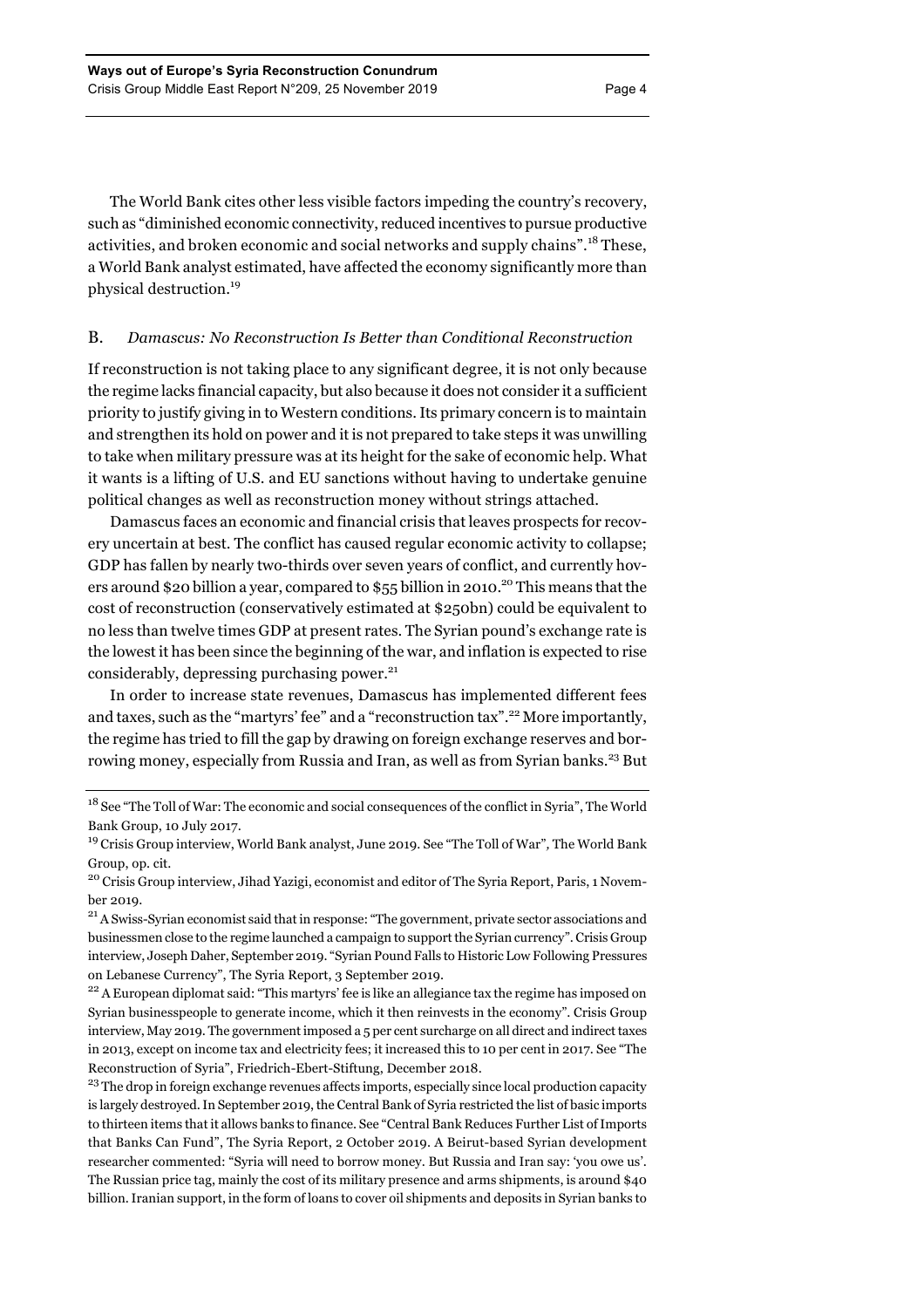The World Bank cites other less visible factors impeding the country's recovery, such as "diminished economic connectivity, reduced incentives to pursue productive activities, and broken economic and social networks and supply chains".[18] These, a World Bank analyst estimated, have affected the economy significantly more than physical destruction.[19]

### B. *Damascus: No Reconstruction Is Better than Conditional Reconstruction*

If reconstruction is not taking place to any significant degree, it is not only because the regime lacks financial capacity, but also because it does not consider it a sufficient priority to justify giving in to Western conditions. Its primary concern is to maintain and strengthen its hold on power and it is not prepared to take steps it was unwilling to take when military pressure was at its height for the sake of economic help. What it wants is a lifting of U.S. and EU sanctions without having to undertake genuine political changes as well as reconstruction money without strings attached.

Damascus faces an economic and financial crisis that leaves prospects for recovery uncertain at best. The conflict has caused regular economic activity to collapse; GDP has fallen by nearly two-thirds over seven years of conflict, and currently hovers around $20 billion a year, compared to $55 billion in 2010.[20] This means that the cost of reconstruction (conservatively estimated at $250bn) could be equivalent to no less than twelve times GDP at present rates. The Syrian pound's exchange rate is the lowest it has been since the beginning of the war, and inflation is expected to rise considerably, depressing purchasing power.[21]

In order to increase state revenues, Damascus has implemented different fees and taxes, such as the "martyrs' fee" and a "reconstruction tax".[22] More importantly, the regime has tried to fill the gap by drawing on foreign exchange reserves and borrowing money, especially from Russia and Iran, as well as from Syrian banks.[23] But

---

[18] See "The Toll of War: The economic and social consequences of the conflict in Syria", The World Bank Group, 10 July 2017.

[19] Crisis Group interview, World Bank analyst, June 2019. See "The Toll of War", The World Bank Group, op. cit.

[20] Crisis Group interview, Jihad Yazigi, economist and editor of The Syria Report, Paris, 1 November 2019.

[21] A Swiss-Syrian economist said that in response: "The government, private sector associations and businessmen close to the regime launched a campaign to support the Syrian currency". Crisis Group interview, Joseph Daher, September 2019. "Syrian Pound Falls to Historic Low Following Pressures on Lebanese Currency", The Syria Report, 3 September 2019.

[22] A European diplomat said: "This martyrs' fee is like an allegiance tax the regime has imposed on Syrian businesspeople to generate income, which it then reinvests in the economy". Crisis Group interview, May 2019. The government imposed a 5 per cent surcharge on all direct and indirect taxes in 2013, except on income tax and electricity fees; it increased this to 10 per cent in 2017. See "The Reconstruction of Syria", Friedrich-Ebert-Stiftung, December 2018.

[23] The drop in foreign exchange revenues affects imports, especially since local production capacity is largely destroyed. In September 2019, the Central Bank of Syria restricted the list of basic imports to thirteen items that it allows banks to finance. See "Central Bank Reduces Further List of Imports that Banks Can Fund", The Syria Report, 2 October 2019. A Beirut-based Syrian development researcher commented: "Syria will need to borrow money. But Russia and Iran say: 'you owe us'. The Russian price tag, mainly the cost of its military presence and arms shipments, is around $40 billion. Iranian support, in the form of loans to cover oil shipments and deposits in Syrian banks to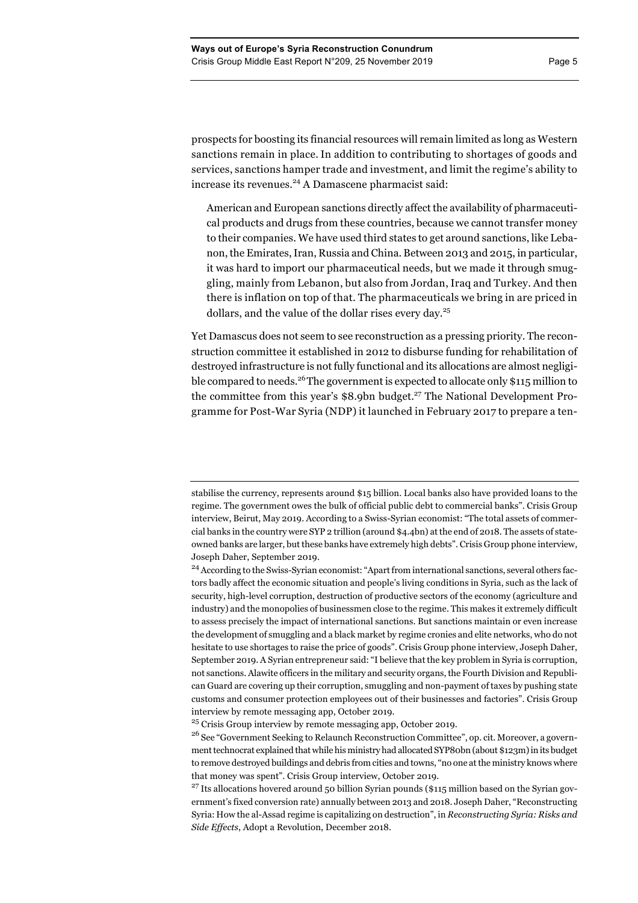prospects for boosting its financial resources will remain limited as long as Western sanctions remain in place. In addition to contributing to shortages of goods and services, sanctions hamper trade and investment, and limit the regime's ability to increase its revenues.[24] A Damascene pharmacist said:

> American and European sanctions directly affect the availability of pharmaceutical products and drugs from these countries, because we cannot transfer money to their companies. We have used third states to get around sanctions, like Lebanon, the Emirates, Iran, Russia and China. Between 2013 and 2015, in particular, it was hard to import our pharmaceutical needs, but we made it through smuggling, mainly from Lebanon, but also from Jordan, Iraq and Turkey. And then there is inflation on top of that. The pharmaceuticals we bring in are priced in dollars, and the value of the dollar rises every day.[25]

Yet Damascus does not seem to see reconstruction as a pressing priority. The reconstruction committee it established in 2012 to disburse funding for rehabilitation of destroyed infrastructure is not fully functional and its allocations are almost negligible compared to needs.[26] The government is expected to allocate only $115 million to the committee from this year's $8.9bn budget.[27] The National Development Programme for Post-War Syria (NDP) it launched in February 2017 to prepare a ten-

---

stabilise the currency, represents around $15 billion. Local banks also have provided loans to the regime. The government owes the bulk of official public debt to commercial banks". Crisis Group interview, Beirut, May 2019. According to a Swiss-Syrian economist: "The total assets of commercial banks in the country were SYP 2 trillion (around $4.4bn) at the end of 2018. The assets of state-owned banks are larger, but these banks have extremely high debts". Crisis Group phone interview, Joseph Daher, September 2019.

[24] According to the Swiss-Syrian economist: "Apart from international sanctions, several others factors badly affect the economic situation and people's living conditions in Syria, such as the lack of security, high-level corruption, destruction of productive sectors of the economy (agriculture and industry) and the monopolies of businessmen close to the regime. This makes it extremely difficult to assess precisely the impact of international sanctions. But sanctions maintain or even increase the development of smuggling and a black market by regime cronies and elite networks, who do not hesitate to use shortages to raise the price of goods". Crisis Group phone interview, Joseph Daher, September 2019. A Syrian entrepreneur said: "I believe that the key problem in Syria is corruption, not sanctions. Alawite officers in the military and security organs, the Fourth Division and Republican Guard are covering up their corruption, smuggling and non-payment of taxes by pushing state customs and consumer protection employees out of their businesses and factories". Crisis Group interview by remote messaging app, October 2019.

[25] Crisis Group interview by remote messaging app, October 2019.

[26] See "Government Seeking to Relaunch Reconstruction Committee", op. cit. Moreover, a government technocrat explained that while his ministry had allocated SYP80bn (about $123m) in its budget to remove destroyed buildings and debris from cities and towns, "no one at the ministry knows where that money was spent". Crisis Group interview, October 2019.

[27] Its allocations hovered around 50 billion Syrian pounds ($115 million based on the Syrian government's fixed conversion rate) annually between 2013 and 2018. Joseph Daher, "Reconstructing Syria: How the al-Assad regime is capitalizing on destruction", in *Reconstructing Syria: Risks and Side Effects*, Adopt a Revolution, December 2018.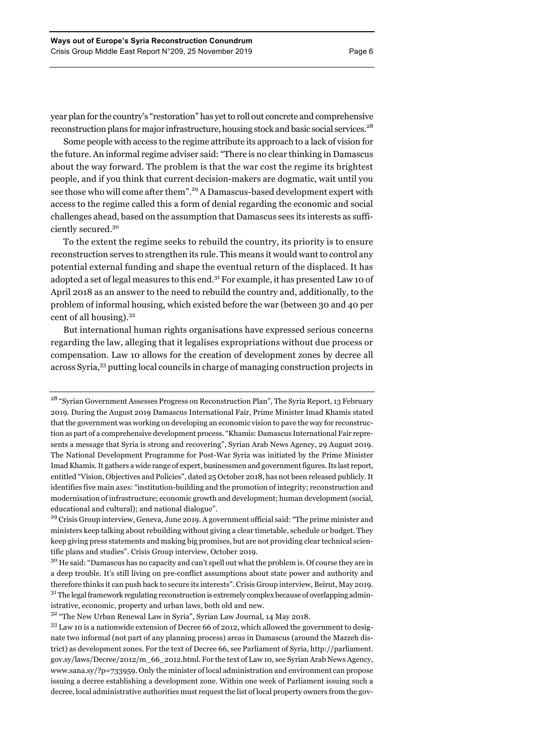year plan for the country's "restoration" has yet to roll out concrete and comprehensive reconstruction plans for major infrastructure, housing stock and basic social services.[28]

Some people with access to the regime attribute its approach to a lack of vision for the future. An informal regime adviser said: "There is no clear thinking in Damascus about the way forward. The problem is that the war cost the regime its brightest people, and if you think that current decision-makers are dogmatic, wait until you see those who will come after them".[29] A Damascus-based development expert with access to the regime called this a form of denial regarding the economic and social challenges ahead, based on the assumption that Damascus sees its interests as sufficiently secured.[30]

To the extent the regime seeks to rebuild the country, its priority is to ensure reconstruction serves to strengthen its rule. This means it would want to control any potential external funding and shape the eventual return of the displaced. It has adopted a set of legal measures to this end.[31] For example, it has presented Law 10 of April 2018 as an answer to the need to rebuild the country and, additionally, to the problem of informal housing, which existed before the war (between 30 and 40 per cent of all housing).[32]

But international human rights organisations have expressed serious concerns regarding the law, alleging that it legalises expropriations without due process or compensation. Law 10 allows for the creation of development zones by decree all across Syria,[33] putting local councils in charge of managing construction projects in

---

[28] "Syrian Government Assesses Progress on Reconstruction Plan", The Syria Report, 13 February 2019. During the August 2019 Damascus International Fair, Prime Minister Imad Khamis stated that the government was working on developing an economic vision to pave the way for reconstruction as part of a comprehensive development process. "Khamis: Damascus International Fair represents a message that Syria is strong and recovering", Syrian Arab News Agency, 29 August 2019. The National Development Programme for Post-War Syria was initiated by the Prime Minister Imad Khamis. It gathers a wide range of expert, businessmen and government figures. Its last report, entitled "Vision, Objectives and Policies", dated 25 October 2018, has not been released publicly. It identifies five main axes: "institution-building and the promotion of integrity; reconstruction and modernisation of infrastructure; economic growth and development; human development (social, educational and cultural); and national dialogue".

[29] Crisis Group interview, Geneva, June 2019. A government official said: "The prime minister and ministers keep talking about rebuilding without giving a clear timetable, schedule or budget. They keep giving press statements and making big promises, but are not providing clear technical scientific plans and studies". Crisis Group interview, October 2019.

[30] He said: "Damascus has no capacity and can't spell out what the problem is. Of course they are in a deep trouble. It's still living on pre-conflict assumptions about state power and authority and therefore thinks it can push back to secure its interests". Crisis Group interview, Beirut, May 2019.

[31] The legal framework regulating reconstruction is extremely complex because of overlapping administrative, economic, property and urban laws, both old and new.

[32] "The New Urban Renewal Law in Syria", Syrian Law Journal, 14 May 2018.

[33] Law 10 is a nationwide extension of Decree 66 of 2012, which allowed the government to designate two informal (not part of any planning process) areas in Damascus (around the Mazzeh district) as development zones. For the text of Decree 66, see Parliament of Syria, http://parliament.gov.sy/laws/Decree/2012/m_66_2012.html. For the text of Law 10, see Syrian Arab News Agency, www.sana.sy/?p=733959. Only the minister of local administration and environment can propose issuing a decree establishing a development zone. Within one week of Parliament issuing such a decree, local administrative authorities must request the list of local property owners from the gov-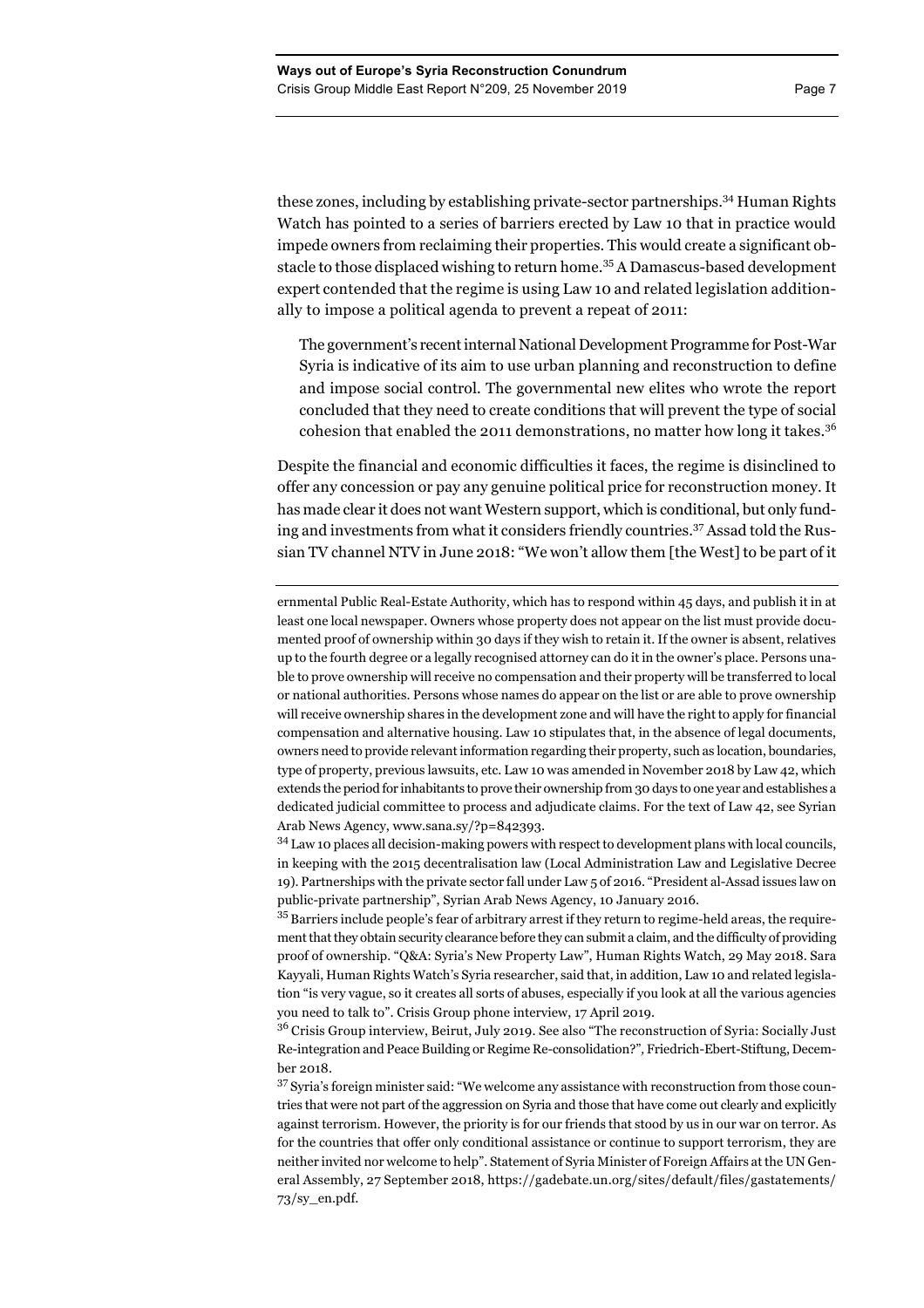these zones, including by establishing private-sector partnerships.[34] Human Rights Watch has pointed to a series of barriers erected by Law 10 that in practice would impede owners from reclaiming their properties. This would create a significant obstacle to those displaced wishing to return home.[35] A Damascus-based development expert contended that the regime is using Law 10 and related legislation additionally to impose a political agenda to prevent a repeat of 2011:

> The government's recent internal National Development Programme for Post-War Syria is indicative of its aim to use urban planning and reconstruction to define and impose social control. The governmental new elites who wrote the report concluded that they need to create conditions that will prevent the type of social cohesion that enabled the 2011 demonstrations, no matter how long it takes.[36]

Despite the financial and economic difficulties it faces, the regime is disinclined to offer any concession or pay any genuine political price for reconstruction money. It has made clear it does not want Western support, which is conditional, but only funding and investments from what it considers friendly countries.[37] Assad told the Russian TV channel NTV in June 2018: "We won't allow them [the West] to be part of it

---

ernmental Public Real-Estate Authority, which has to respond within 45 days, and publish it in at least one local newspaper. Owners whose property does not appear on the list must provide documented proof of ownership within 30 days if they wish to retain it. If the owner is absent, relatives up to the fourth degree or a legally recognised attorney can do it in the owner's place. Persons unable to prove ownership will receive no compensation and their property will be transferred to local or national authorities. Persons whose names do appear on the list or are able to prove ownership will receive ownership shares in the development zone and will have the right to apply for financial compensation and alternative housing. Law 10 stipulates that, in the absence of legal documents, owners need to provide relevant information regarding their property, such as location, boundaries, type of property, previous lawsuits, etc. Law 10 was amended in November 2018 by Law 42, which extends the period for inhabitants to prove their ownership from 30 days to one year and establishes a dedicated judicial committee to process and adjudicate claims. For the text of Law 42, see Syrian Arab News Agency, www.sana.sy/?p=842393.

[34] Law 10 places all decision-making powers with respect to development plans with local councils, in keeping with the 2015 decentralisation law (Local Administration Law and Legislative Decree 19). Partnerships with the private sector fall under Law 5 of 2016. "President al-Assad issues law on public-private partnership", Syrian Arab News Agency, 10 January 2016.

[35] Barriers include people's fear of arbitrary arrest if they return to regime-held areas, the requirement that they obtain security clearance before they can submit a claim, and the difficulty of providing proof of ownership. "Q&A: Syria's New Property Law", Human Rights Watch, 29 May 2018. Sara Kayyali, Human Rights Watch's Syria researcher, said that, in addition, Law 10 and related legislation "is very vague, so it creates all sorts of abuses, especially if you look at all the various agencies you need to talk to". Crisis Group phone interview, 17 April 2019.

[36] Crisis Group interview, Beirut, July 2019. See also "The reconstruction of Syria: Socially Just Re-integration and Peace Building or Regime Re-consolidation?", Friedrich-Ebert-Stiftung, December 2018.

[37] Syria's foreign minister said: "We welcome any assistance with reconstruction from those countries that were not part of the aggression on Syria and those that have come out clearly and explicitly against terrorism. However, the priority is for our friends that stood by us in our war on terror. As for the countries that offer only conditional assistance or continue to support terrorism, they are neither invited nor welcome to help". Statement of Syria Minister of Foreign Affairs at the UN General Assembly, 27 September 2018, https://gadebate.un.org/sites/default/files/gastatements/73/sy_en.pdf.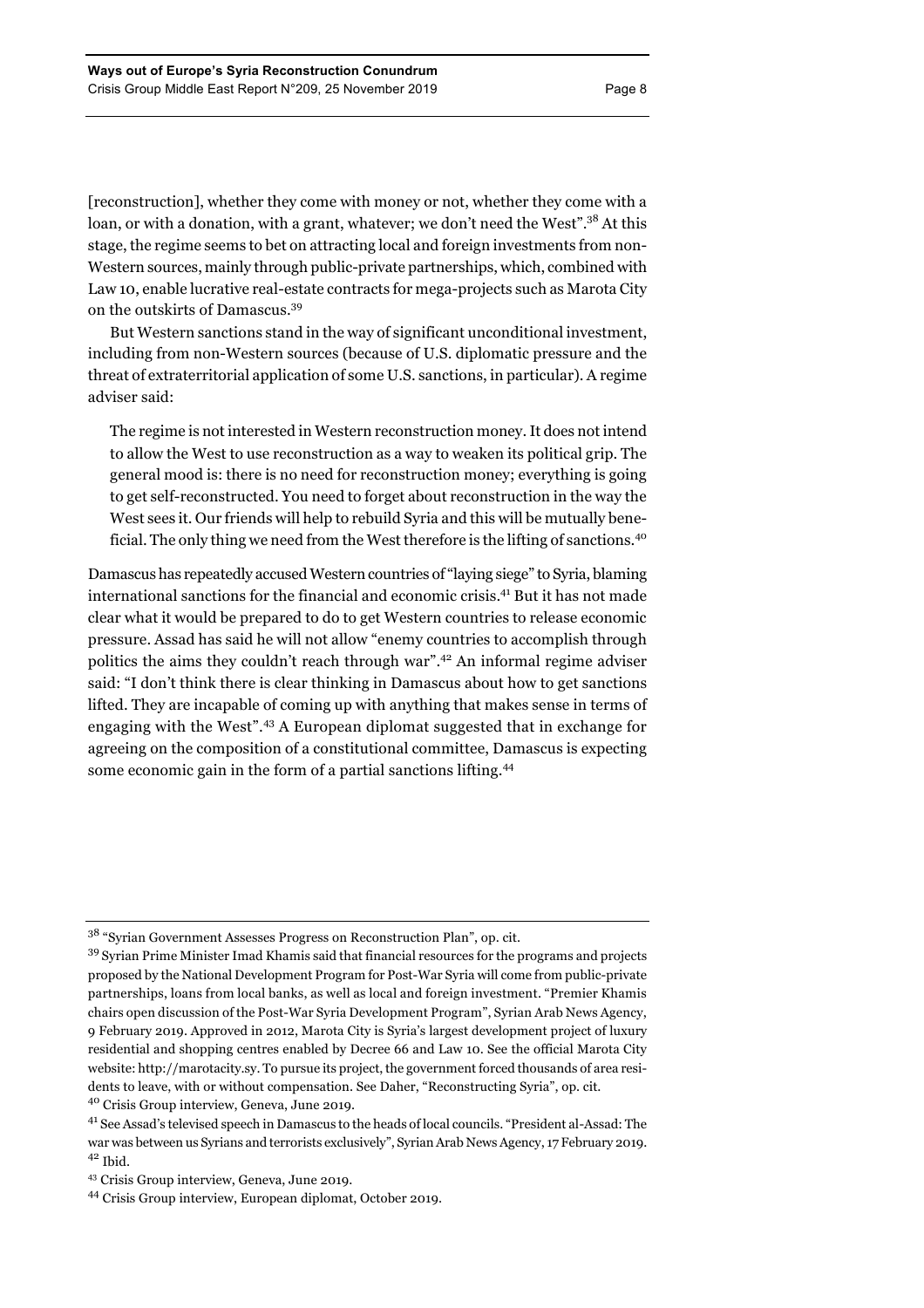[reconstruction], whether they come with money or not, whether they come with a loan, or with a donation, with a grant, whatever; we don't need the West".[38] At this stage, the regime seems to bet on attracting local and foreign investments from non-Western sources, mainly through public-private partnerships, which, combined with Law 10, enable lucrative real-estate contracts for mega-projects such as Marota City on the outskirts of Damascus.[39]

But Western sanctions stand in the way of significant unconditional investment, including from non-Western sources (because of U.S. diplomatic pressure and the threat of extraterritorial application of some U.S. sanctions, in particular). A regime adviser said:

> The regime is not interested in Western reconstruction money. It does not intend to allow the West to use reconstruction as a way to weaken its political grip. The general mood is: there is no need for reconstruction money; everything is going to get self-reconstructed. You need to forget about reconstruction in the way the West sees it. Our friends will help to rebuild Syria and this will be mutually beneficial. The only thing we need from the West therefore is the lifting of sanctions.[40]

Damascus has repeatedly accused Western countries of "laying siege" to Syria, blaming international sanctions for the financial and economic crisis.[41] But it has not made clear what it would be prepared to do to get Western countries to release economic pressure. Assad has said he will not allow "enemy countries to accomplish through politics the aims they couldn't reach through war".[42] An informal regime adviser said: "I don't think there is clear thinking in Damascus about how to get sanctions lifted. They are incapable of coming up with anything that makes sense in terms of engaging with the West".[43] A European diplomat suggested that in exchange for agreeing on the composition of a constitutional committee, Damascus is expecting some economic gain in the form of a partial sanctions lifting.[44]

---

[38] "Syrian Government Assesses Progress on Reconstruction Plan", op. cit.

[39] Syrian Prime Minister Imad Khamis said that financial resources for the programs and projects proposed by the National Development Program for Post-War Syria will come from public-private partnerships, loans from local banks, as well as local and foreign investment. "Premier Khamis chairs open discussion of the Post-War Syria Development Program", Syrian Arab News Agency, 9 February 2019. Approved in 2012, Marota City is Syria's largest development project of luxury residential and shopping centres enabled by Decree 66 and Law 10. See the official Marota City website: http://marotacity.sy. To pursue its project, the government forced thousands of area residents to leave, with or without compensation. See Daher, "Reconstructing Syria", op. cit.

[40] Crisis Group interview, Geneva, June 2019.

[41] See Assad's televised speech in Damascus to the heads of local councils. "President al-Assad: The war was between us Syrians and terrorists exclusively", Syrian Arab News Agency, 17 February 2019.

[42] Ibid.

[43] Crisis Group interview, Geneva, June 2019.

[44] Crisis Group interview, European diplomat, October 2019.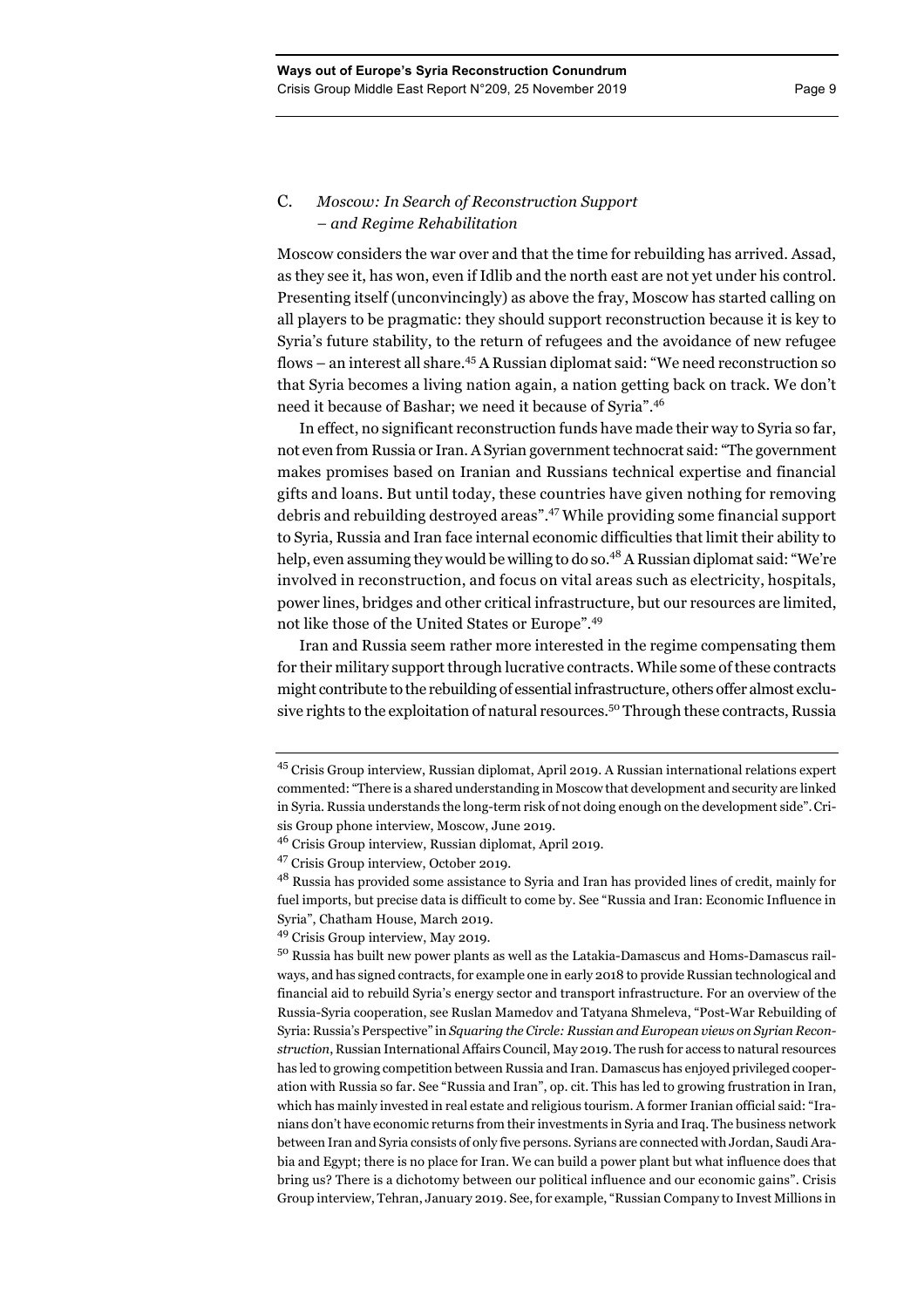### C. *Moscow: In Search of Reconstruction Support – and Regime Rehabilitation*

Moscow considers the war over and that the time for rebuilding has arrived. Assad, as they see it, has won, even if Idlib and the north east are not yet under his control. Presenting itself (unconvincingly) as above the fray, Moscow has started calling on all players to be pragmatic: they should support reconstruction because it is key to Syria's future stability, to the return of refugees and the avoidance of new refugee flows – an interest all share.[45] A Russian diplomat said: "We need reconstruction so that Syria becomes a living nation again, a nation getting back on track. We don't need it because of Bashar; we need it because of Syria".[46]

In effect, no significant reconstruction funds have made their way to Syria so far, not even from Russia or Iran. A Syrian government technocrat said: "The government makes promises based on Iranian and Russians technical expertise and financial gifts and loans. But until today, these countries have given nothing for removing debris and rebuilding destroyed areas".[47] While providing some financial support to Syria, Russia and Iran face internal economic difficulties that limit their ability to help, even assuming they would be willing to do so.[48] A Russian diplomat said: "We're involved in reconstruction, and focus on vital areas such as electricity, hospitals, power lines, bridges and other critical infrastructure, but our resources are limited, not like those of the United States or Europe".[49]

Iran and Russia seem rather more interested in the regime compensating them for their military support through lucrative contracts. While some of these contracts might contribute to the rebuilding of essential infrastructure, others offer almost exclusive rights to the exploitation of natural resources.[50] Through these contracts, Russia

---

[45] Crisis Group interview, Russian diplomat, April 2019. A Russian international relations expert commented: "There is a shared understanding in Moscow that development and security are linked in Syria. Russia understands the long-term risk of not doing enough on the development side". Crisis Group phone interview, Moscow, June 2019.

[46] Crisis Group interview, Russian diplomat, April 2019.

[47] Crisis Group interview, October 2019.

[48] Russia has provided some assistance to Syria and Iran has provided lines of credit, mainly for fuel imports, but precise data is difficult to come by. See "Russia and Iran: Economic Influence in Syria", Chatham House, March 2019.

[49] Crisis Group interview, May 2019.

[50] Russia has built new power plants as well as the Latakia-Damascus and Homs-Damascus railways, and has signed contracts, for example one in early 2018 to provide Russian technological and financial aid to rebuild Syria's energy sector and transport infrastructure. For an overview of the Russia-Syria cooperation, see Ruslan Mamedov and Tatyana Shmeleva, "Post-War Rebuilding of Syria: Russia's Perspective" in *Squaring the Circle: Russian and European views on Syrian Reconstruction*, Russian International Affairs Council, May 2019. The rush for access to natural resources has led to growing competition between Russia and Iran. Damascus has enjoyed privileged cooperation with Russia so far. See "Russia and Iran", op. cit. This has led to growing frustration in Iran, which has mainly invested in real estate and religious tourism. A former Iranian official said: "Iranians don't have economic returns from their investments in Syria and Iraq. The business network between Iran and Syria consists of only five persons. Syrians are connected with Jordan, Saudi Arabia and Egypt; there is no place for Iran. We can build a power plant but what influence does that bring us? There is a dichotomy between our political influence and our economic gains". Crisis Group interview, Tehran, January 2019. See, for example, "Russian Company to Invest Millions in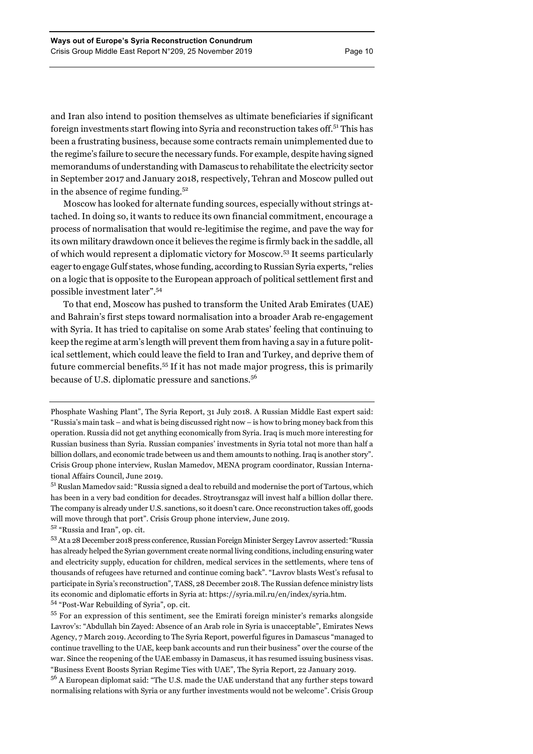and Iran also intend to position themselves as ultimate beneficiaries if significant foreign investments start flowing into Syria and reconstruction takes off.[51] This has been a frustrating business, because some contracts remain unimplemented due to the regime's failure to secure the necessary funds. For example, despite having signed memorandums of understanding with Damascus to rehabilitate the electricity sector in September 2017 and January 2018, respectively, Tehran and Moscow pulled out in the absence of regime funding.[52]

Moscow has looked for alternate funding sources, especially without strings attached. In doing so, it wants to reduce its own financial commitment, encourage a process of normalisation that would re-legitimise the regime, and pave the way for its own military drawdown once it believes the regime is firmly back in the saddle, all of which would represent a diplomatic victory for Moscow.[53] It seems particularly eager to engage Gulf states, whose funding, according to Russian Syria experts, "relies on a logic that is opposite to the European approach of political settlement first and possible investment later".[54]

To that end, Moscow has pushed to transform the United Arab Emirates (UAE) and Bahrain's first steps toward normalisation into a broader Arab re-engagement with Syria. It has tried to capitalise on some Arab states' feeling that continuing to keep the regime at arm's length will prevent them from having a say in a future political settlement, which could leave the field to Iran and Turkey, and deprive them of future commercial benefits.[55] If it has not made major progress, this is primarily because of U.S. diplomatic pressure and sanctions.[56]

---

Phosphate Washing Plant", The Syria Report, 31 July 2018. A Russian Middle East expert said: "Russia's main task – and what is being discussed right now – is how to bring money back from this operation. Russia did not get anything economically from Syria. Iraq is much more interesting for Russian business than Syria. Russian companies' investments in Syria total not more than half a billion dollars, and economic trade between us and them amounts to nothing. Iraq is another story". Crisis Group phone interview, Ruslan Mamedov, MENA program coordinator, Russian International Affairs Council, June 2019.

[51] Ruslan Mamedov said: "Russia signed a deal to rebuild and modernise the port of Tartous, which has been in a very bad condition for decades. Stroytransgaz will invest half a billion dollar there. The company is already under U.S. sanctions, so it doesn't care. Once reconstruction takes off, goods will move through that port". Crisis Group phone interview, June 2019.

[52] "Russia and Iran", op. cit.

[53] At a 28 December 2018 press conference, Russian Foreign Minister Sergey Lavrov asserted: "Russia has already helped the Syrian government create normal living conditions, including ensuring water and electricity supply, education for children, medical services in the settlements, where tens of thousands of refugees have returned and continue coming back". "Lavrov blasts West's refusal to participate in Syria's reconstruction", TASS, 28 December 2018. The Russian defence ministry lists its economic and diplomatic efforts in Syria at: https://syria.mil.ru/en/index/syria.htm.

[54] "Post-War Rebuilding of Syria", op. cit.

[55] For an expression of this sentiment, see the Emirati foreign minister's remarks alongside Lavrov's: "Abdullah bin Zayed: Absence of an Arab role in Syria is unacceptable", Emirates News Agency, 7 March 2019. According to The Syria Report, powerful figures in Damascus "managed to continue travelling to the UAE, keep bank accounts and run their business" over the course of the war. Since the reopening of the UAE embassy in Damascus, it has resumed issuing business visas. "Business Event Boosts Syrian Regime Ties with UAE", The Syria Report, 22 January 2019.

[56] A European diplomat said: "The U.S. made the UAE understand that any further steps toward normalising relations with Syria or any further investments would not be welcome". Crisis Group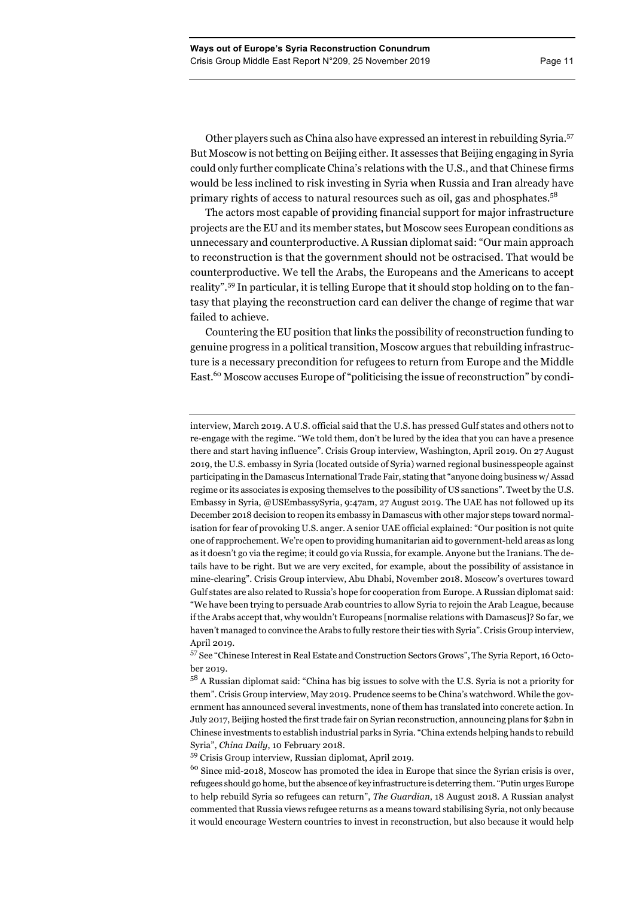Other players such as China also have expressed an interest in rebuilding Syria.[57] But Moscow is not betting on Beijing either. It assesses that Beijing engaging in Syria could only further complicate China's relations with the U.S., and that Chinese firms would be less inclined to risk investing in Syria when Russia and Iran already have primary rights of access to natural resources such as oil, gas and phosphates.[58]

The actors most capable of providing financial support for major infrastructure projects are the EU and its member states, but Moscow sees European conditions as unnecessary and counterproductive. A Russian diplomat said: "Our main approach to reconstruction is that the government should not be ostracised. That would be counterproductive. We tell the Arabs, the Europeans and the Americans to accept reality".[59] In particular, it is telling Europe that it should stop holding on to the fantasy that playing the reconstruction card can deliver the change of regime that war failed to achieve.

Countering the EU position that links the possibility of reconstruction funding to genuine progress in a political transition, Moscow argues that rebuilding infrastructure is a necessary precondition for refugees to return from Europe and the Middle East.[60] Moscow accuses Europe of "politicising the issue of reconstruction" by condi-

---

interview, March 2019. A U.S. official said that the U.S. has pressed Gulf states and others not to re-engage with the regime. "We told them, don't be lured by the idea that you can have a presence there and start having influence". Crisis Group interview, Washington, April 2019. On 27 August 2019, the U.S. embassy in Syria (located outside of Syria) warned regional businesspeople against participating in the Damascus International Trade Fair, stating that "anyone doing business w/ Assad regime or its associates is exposing themselves to the possibility of US sanctions". Tweet by the U.S. Embassy in Syria, @USEmbassySyria, 9:47am, 27 August 2019. The UAE has not followed up its December 2018 decision to reopen its embassy in Damascus with other major steps toward normalisation for fear of provoking U.S. anger. A senior UAE official explained: "Our position is not quite one of rapprochement. We're open to providing humanitarian aid to government-held areas as long as it doesn't go via the regime; it could go via Russia, for example. Anyone but the Iranians. The details have to be right. But we are very excited, for example, about the possibility of assistance in mine-clearing". Crisis Group interview, Abu Dhabi, November 2018. Moscow's overtures toward Gulf states are also related to Russia's hope for cooperation from Europe. A Russian diplomat said: "We have been trying to persuade Arab countries to allow Syria to rejoin the Arab League, because if the Arabs accept that, why wouldn't Europeans [normalise relations with Damascus]? So far, we haven't managed to convince the Arabs to fully restore their ties with Syria". Crisis Group interview, April 2019.

[57] See "Chinese Interest in Real Estate and Construction Sectors Grows", The Syria Report, 16 October 2019.

[58] A Russian diplomat said: "China has big issues to solve with the U.S. Syria is not a priority for them". Crisis Group interview, May 2019. Prudence seems to be China's watchword. While the government has announced several investments, none of them has translated into concrete action. In July 2017, Beijing hosted the first trade fair on Syrian reconstruction, announcing plans for $2bn in Chinese investments to establish industrial parks in Syria. "China extends helping hands to rebuild Syria", *China Daily*, 10 February 2018.

[59] Crisis Group interview, Russian diplomat, April 2019.

[60] Since mid-2018, Moscow has promoted the idea in Europe that since the Syrian crisis is over, refugees should go home, but the absence of key infrastructure is deterring them. "Putin urges Europe to help rebuild Syria so refugees can return", *The Guardian*, 18 August 2018. A Russian analyst commented that Russia views refugee returns as a means toward stabilising Syria, not only because it would encourage Western countries to invest in reconstruction, but also because it would help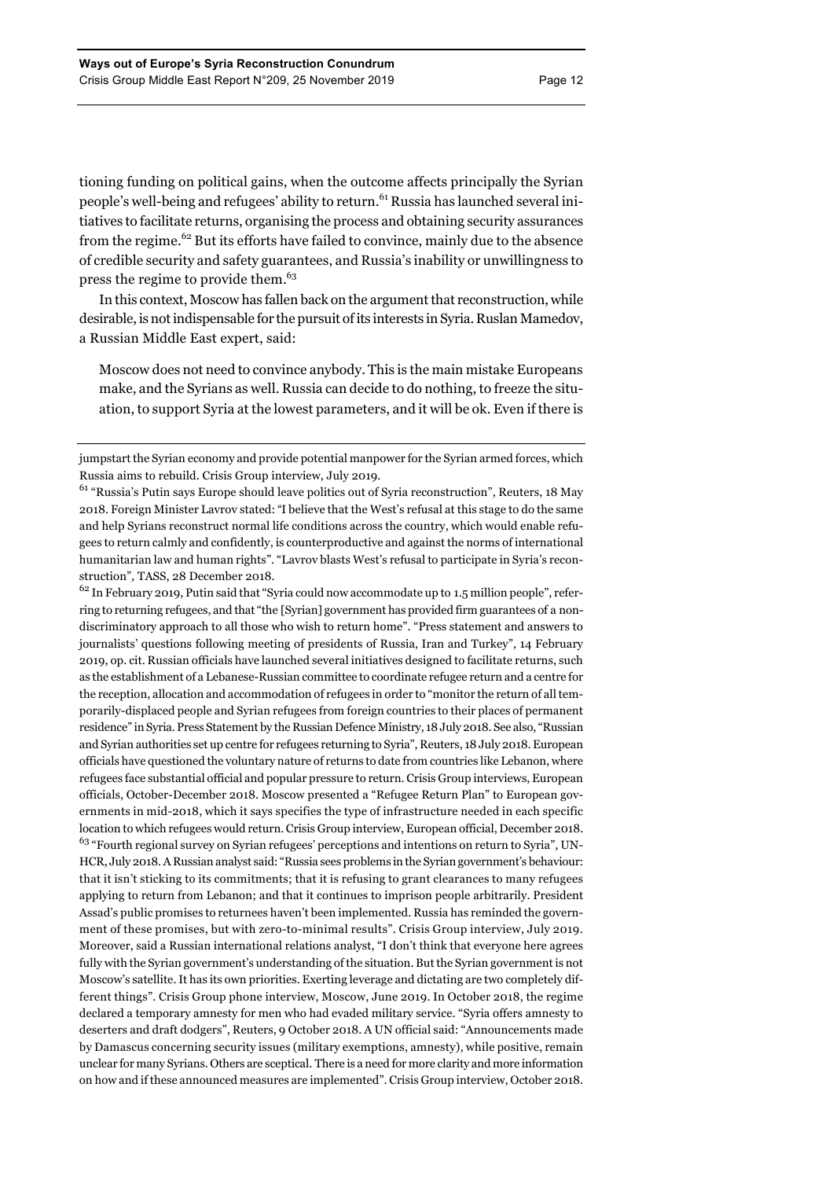tioning funding on political gains, when the outcome affects principally the Syrian people's well-being and refugees' ability to return.[61] Russia has launched several initiatives to facilitate returns, organising the process and obtaining security assurances from the regime.[62] But its efforts have failed to convince, mainly due to the absence of credible security and safety guarantees, and Russia's inability or unwillingness to press the regime to provide them.[63]

In this context, Moscow has fallen back on the argument that reconstruction, while desirable, is not indispensable for the pursuit of its interests in Syria. Ruslan Mamedov, a Russian Middle East expert, said:

> Moscow does not need to convince anybody. This is the main mistake Europeans make, and the Syrians as well. Russia can decide to do nothing, to freeze the situation, to support Syria at the lowest parameters, and it will be ok. Even if there is

---

jumpstart the Syrian economy and provide potential manpower for the Syrian armed forces, which Russia aims to rebuild. Crisis Group interview, July 2019.

[61] "Russia's Putin says Europe should leave politics out of Syria reconstruction", Reuters, 18 May 2018. Foreign Minister Lavrov stated: "I believe that the West's refusal at this stage to do the same and help Syrians reconstruct normal life conditions across the country, which would enable refugees to return calmly and confidently, is counterproductive and against the norms of international humanitarian law and human rights". "Lavrov blasts West's refusal to participate in Syria's reconstruction", TASS, 28 December 2018.

[62] In February 2019, Putin said that "Syria could now accommodate up to 1.5 million people", referring to returning refugees, and that "the [Syrian] government has provided firm guarantees of a non-discriminatory approach to all those who wish to return home". "Press statement and answers to journalists' questions following meeting of presidents of Russia, Iran and Turkey", 14 February 2019, op. cit. Russian officials have launched several initiatives designed to facilitate returns, such as the establishment of a Lebanese-Russian committee to coordinate refugee return and a centre for the reception, allocation and accommodation of refugees in order to "monitor the return of all temporarily-displaced people and Syrian refugees from foreign countries to their places of permanent residence" in Syria. Press Statement by the Russian Defence Ministry, 18 July 2018. See also, "Russian and Syrian authorities set up centre for refugees returning to Syria", Reuters, 18 July 2018. European officials have questioned the voluntary nature of returns to date from countries like Lebanon, where refugees face substantial official and popular pressure to return. Crisis Group interviews, European officials, October-December 2018. Moscow presented a "Refugee Return Plan" to European governments in mid-2018, which it says specifies the type of infrastructure needed in each specific location to which refugees would return. Crisis Group interview, European official, December 2018.

[63] "Fourth regional survey on Syrian refugees' perceptions and intentions on return to Syria", UNHCR, July 2018. A Russian analyst said: "Russia sees problems in the Syrian government's behaviour: that it isn't sticking to its commitments; that it is refusing to grant clearances to many refugees applying to return from Lebanon; and that it continues to imprison people arbitrarily. President Assad's public promises to returnees haven't been implemented. Russia has reminded the government of these promises, but with zero-to-minimal results". Crisis Group interview, July 2019. Moreover, said a Russian international relations analyst, "I don't think that everyone here agrees fully with the Syrian government's understanding of the situation. But the Syrian government is not Moscow's satellite. It has its own priorities. Exerting leverage and dictating are two completely different things". Crisis Group phone interview, Moscow, June 2019. In October 2018, the regime declared a temporary amnesty for men who had evaded military service. "Syria offers amnesty to deserters and draft dodgers", Reuters, 9 October 2018. A UN official said: "Announcements made by Damascus concerning security issues (military exemptions, amnesty), while positive, remain unclear for many Syrians. Others are sceptical. There is a need for more clarity and more information on how and if these announced measures are implemented". Crisis Group interview, October 2018.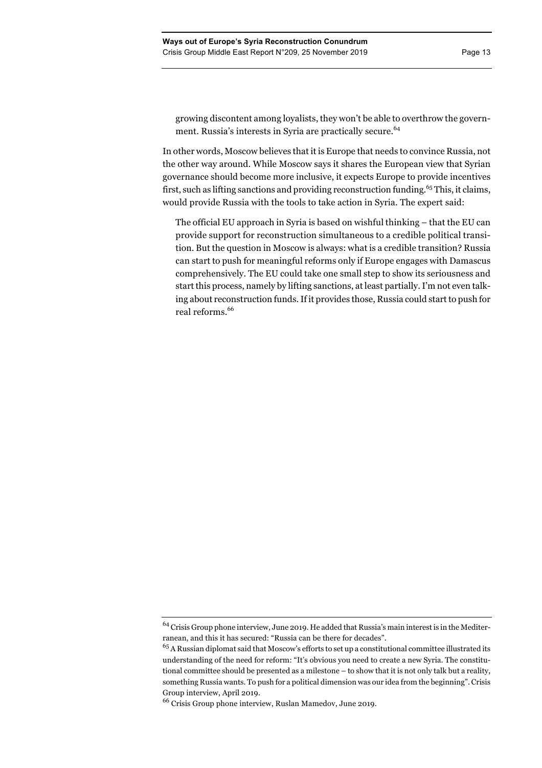> growing discontent among loyalists, they won't be able to overthrow the government. Russia's interests in Syria are practically secure.[64]

In other words, Moscow believes that it is Europe that needs to convince Russia, not the other way around. While Moscow says it shares the European view that Syrian governance should become more inclusive, it expects Europe to provide incentives first, such as lifting sanctions and providing reconstruction funding.[65] This, it claims, would provide Russia with the tools to take action in Syria. The expert said:

> The official EU approach in Syria is based on wishful thinking – that the EU can provide support for reconstruction simultaneous to a credible political transition. But the question in Moscow is always: what is a credible transition? Russia can start to push for meaningful reforms only if Europe engages with Damascus comprehensively. The EU could take one small step to show its seriousness and start this process, namely by lifting sanctions, at least partially. I'm not even talking about reconstruction funds. If it provides those, Russia could start to push for real reforms.[66]

---

[64] Crisis Group phone interview, June 2019. He added that Russia's main interest is in the Mediterranean, and this it has secured: "Russia can be there for decades".

[65] A Russian diplomat said that Moscow's efforts to set up a constitutional committee illustrated its understanding of the need for reform: "It's obvious you need to create a new Syria. The constitutional committee should be presented as a milestone – to show that it is not only talk but a reality, something Russia wants. To push for a political dimension was our idea from the beginning". Crisis Group interview, April 2019.

[66] Crisis Group phone interview, Ruslan Mamedov, June 2019.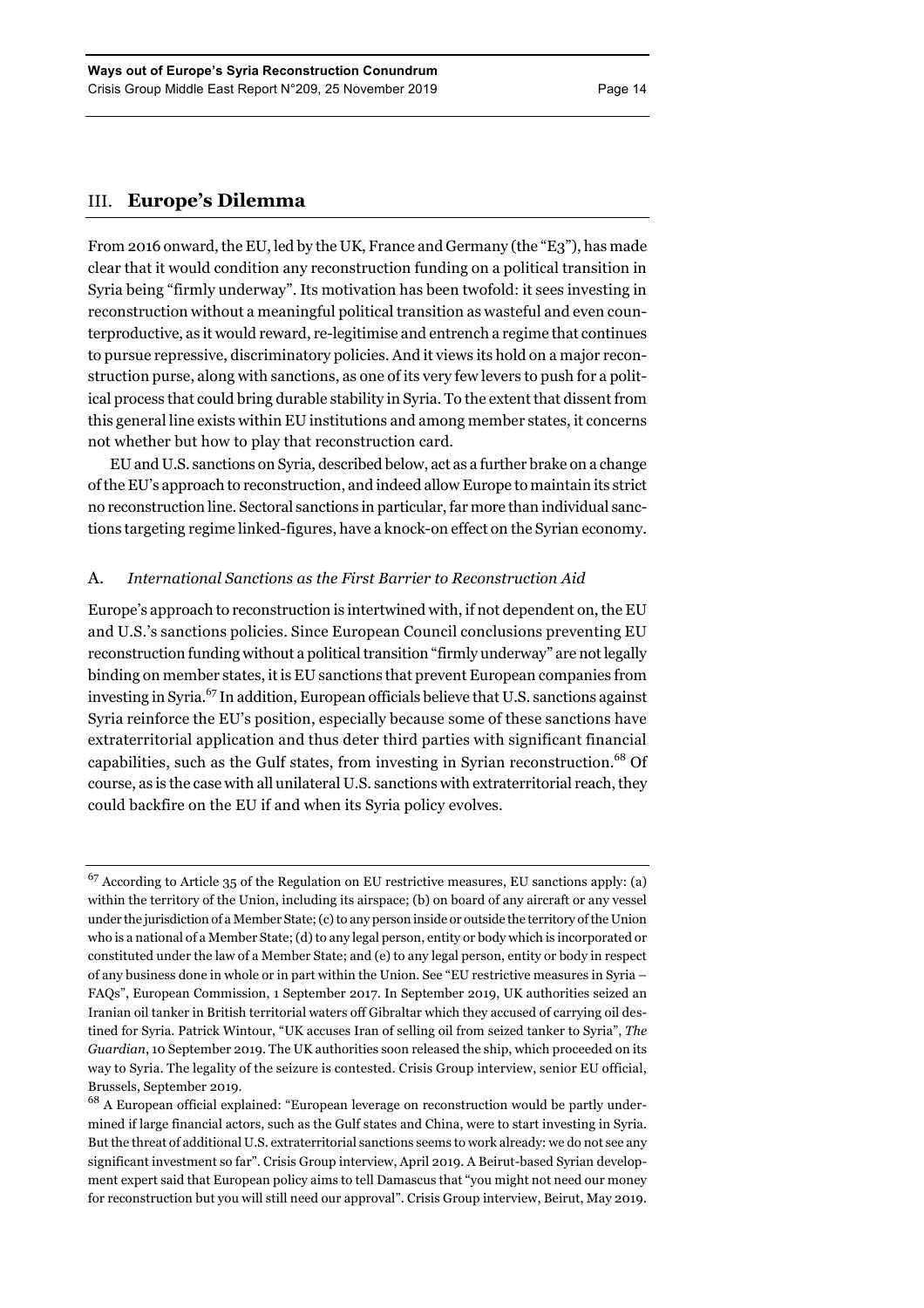## III. Europe's Dilemma

From 2016 onward, the EU, led by the UK, France and Germany (the "E3"), has made clear that it would condition any reconstruction funding on a political transition in Syria being "firmly underway". Its motivation has been twofold: it sees investing in reconstruction without a meaningful political transition as wasteful and even counterproductive, as it would reward, re-legitimise and entrench a regime that continues to pursue repressive, discriminatory policies. And it views its hold on a major reconstruction purse, along with sanctions, as one of its very few levers to push for a political process that could bring durable stability in Syria. To the extent that dissent from this general line exists within EU institutions and among member states, it concerns not whether but how to play that reconstruction card.

EU and U.S. sanctions on Syria, described below, act as a further brake on a change of the EU's approach to reconstruction, and indeed allow Europe to maintain its strict no reconstruction line. Sectoral sanctions in particular, far more than individual sanctions targeting regime linked-figures, have a knock-on effect on the Syrian economy.

### A. *International Sanctions as the First Barrier to Reconstruction Aid*

Europe's approach to reconstruction is intertwined with, if not dependent on, the EU and U.S.'s sanctions policies. Since European Council conclusions preventing EU reconstruction funding without a political transition "firmly underway" are not legally binding on member states, it is EU sanctions that prevent European companies from investing in Syria.[67] In addition, European officials believe that U.S. sanctions against Syria reinforce the EU's position, especially because some of these sanctions have extraterritorial application and thus deter third parties with significant financial capabilities, such as the Gulf states, from investing in Syrian reconstruction.[68] Of course, as is the case with all unilateral U.S. sanctions with extraterritorial reach, they could backfire on the EU if and when its Syria policy evolves.

---

[67] According to Article 35 of the Regulation on EU restrictive measures, EU sanctions apply: (a) within the territory of the Union, including its airspace; (b) on board of any aircraft or any vessel under the jurisdiction of a Member State; (c) to any person inside or outside the territory of the Union who is a national of a Member State; (d) to any legal person, entity or body which is incorporated or constituted under the law of a Member State; and (e) to any legal person, entity or body in respect of any business done in whole or in part within the Union. See "EU restrictive measures in Syria – FAQs", European Commission, 1 September 2017. In September 2019, UK authorities seized an Iranian oil tanker in British territorial waters off Gibraltar which they accused of carrying oil destined for Syria. Patrick Wintour, "UK accuses Iran of selling oil from seized tanker to Syria", *The Guardian*, 10 September 2019. The UK authorities soon released the ship, which proceeded on its way to Syria. The legality of the seizure is contested. Crisis Group interview, senior EU official, Brussels, September 2019.

[68] A European official explained: "European leverage on reconstruction would be partly undermined if large financial actors, such as the Gulf states and China, were to start investing in Syria. But the threat of additional U.S. extraterritorial sanctions seems to work already: we do not see any significant investment so far". Crisis Group interview, April 2019. A Beirut-based Syrian development expert said that European policy aims to tell Damascus that "you might not need our money for reconstruction but you will still need our approval". Crisis Group interview, Beirut, May 2019.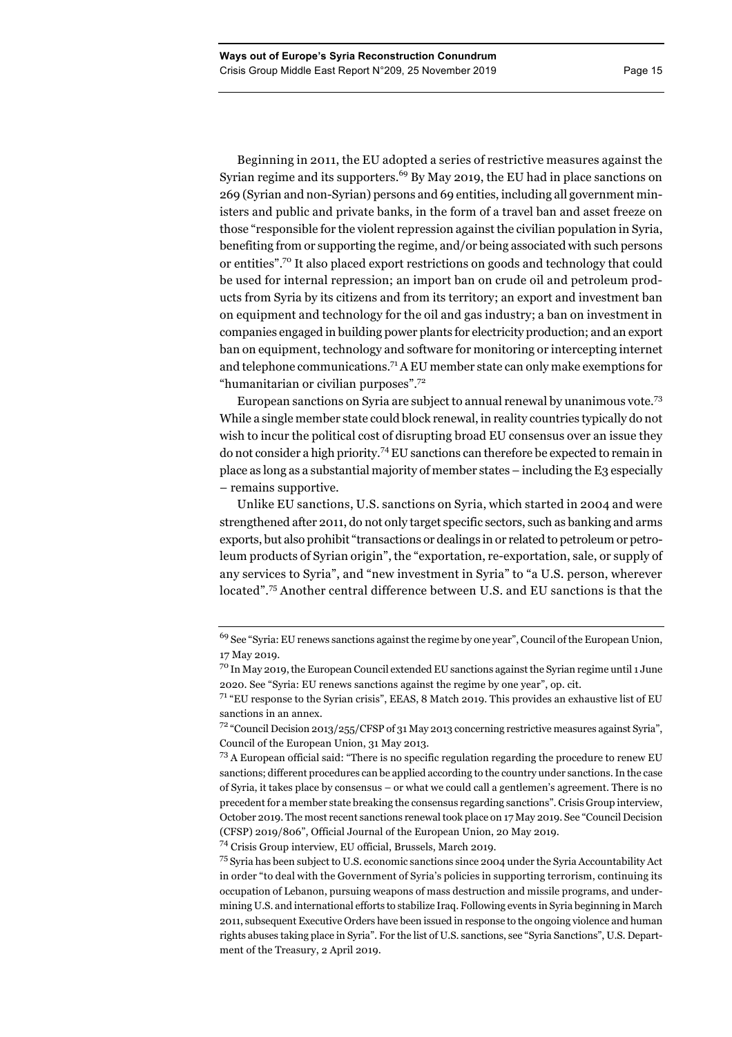Beginning in 2011, the EU adopted a series of restrictive measures against the Syrian regime and its supporters.[69] By May 2019, the EU had in place sanctions on 269 (Syrian and non-Syrian) persons and 69 entities, including all government ministers and public and private banks, in the form of a travel ban and asset freeze on those "responsible for the violent repression against the civilian population in Syria, benefiting from or supporting the regime, and/or being associated with such persons or entities".[70] It also placed export restrictions on goods and technology that could be used for internal repression; an import ban on crude oil and petroleum products from Syria by its citizens and from its territory; an export and investment ban on equipment and technology for the oil and gas industry; a ban on investment in companies engaged in building power plants for electricity production; and an export ban on equipment, technology and software for monitoring or intercepting internet and telephone communications.[71] A EU member state can only make exemptions for "humanitarian or civilian purposes".[72]

European sanctions on Syria are subject to annual renewal by unanimous vote.[73] While a single member state could block renewal, in reality countries typically do not wish to incur the political cost of disrupting broad EU consensus over an issue they do not consider a high priority.[74] EU sanctions can therefore be expected to remain in place as long as a substantial majority of member states – including the E3 especially – remains supportive.

Unlike EU sanctions, U.S. sanctions on Syria, which started in 2004 and were strengthened after 2011, do not only target specific sectors, such as banking and arms exports, but also prohibit "transactions or dealings in or related to petroleum or petroleum products of Syrian origin", the "exportation, re-exportation, sale, or supply of any services to Syria", and "new investment in Syria" to "a U.S. person, wherever located".[75] Another central difference between U.S. and EU sanctions is that the

---

[69] See "Syria: EU renews sanctions against the regime by one year", Council of the European Union, 17 May 2019.

[70] In May 2019, the European Council extended EU sanctions against the Syrian regime until 1 June 2020. See "Syria: EU renews sanctions against the regime by one year", op. cit.

[71] "EU response to the Syrian crisis", EEAS, 8 Match 2019. This provides an exhaustive list of EU sanctions in an annex.

[72] "Council Decision 2013/255/CFSP of 31 May 2013 concerning restrictive measures against Syria", Council of the European Union, 31 May 2013.

[73] A European official said: "There is no specific regulation regarding the procedure to renew EU sanctions; different procedures can be applied according to the country under sanctions. In the case of Syria, it takes place by consensus – or what we could call a gentlemen's agreement. There is no precedent for a member state breaking the consensus regarding sanctions". Crisis Group interview, October 2019. The most recent sanctions renewal took place on 17 May 2019. See "Council Decision (CFSP) 2019/806", Official Journal of the European Union, 20 May 2019.

[74] Crisis Group interview, EU official, Brussels, March 2019.

[75] Syria has been subject to U.S. economic sanctions since 2004 under the Syria Accountability Act in order "to deal with the Government of Syria's policies in supporting terrorism, continuing its occupation of Lebanon, pursuing weapons of mass destruction and missile programs, and undermining U.S. and international efforts to stabilize Iraq. Following events in Syria beginning in March 2011, subsequent Executive Orders have been issued in response to the ongoing violence and human rights abuses taking place in Syria". For the list of U.S. sanctions, see "Syria Sanctions", U.S. Department of the Treasury, 2 April 2019.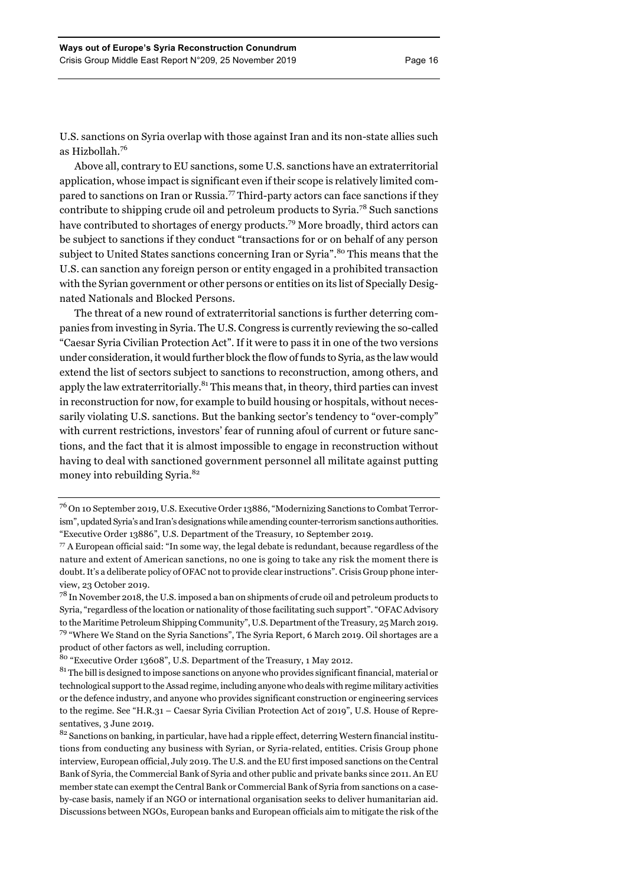U.S. sanctions on Syria overlap with those against Iran and its non-state allies such as Hizbollah.[76]

Above all, contrary to EU sanctions, some U.S. sanctions have an extraterritorial application, whose impact is significant even if their scope is relatively limited compared to sanctions on Iran or Russia.[77] Third-party actors can face sanctions if they contribute to shipping crude oil and petroleum products to Syria.[78] Such sanctions have contributed to shortages of energy products.[79] More broadly, third actors can be subject to sanctions if they conduct "transactions for or on behalf of any person subject to United States sanctions concerning Iran or Syria".[80] This means that the U.S. can sanction any foreign person or entity engaged in a prohibited transaction with the Syrian government or other persons or entities on its list of Specially Designated Nationals and Blocked Persons.

The threat of a new round of extraterritorial sanctions is further deterring companies from investing in Syria. The U.S. Congress is currently reviewing the so-called "Caesar Syria Civilian Protection Act". If it were to pass it in one of the two versions under consideration, it would further block the flow of funds to Syria, as the law would extend the list of sectors subject to sanctions to reconstruction, among others, and apply the law extraterritorially.[81] This means that, in theory, third parties can invest in reconstruction for now, for example to build housing or hospitals, without necessarily violating U.S. sanctions. But the banking sector's tendency to "over-comply" with current restrictions, investors' fear of running afoul of current or future sanctions, and the fact that it is almost impossible to engage in reconstruction without having to deal with sanctioned government personnel all militate against putting money into rebuilding Syria.[82]

---

[76] On 10 September 2019, U.S. Executive Order 13886, "Modernizing Sanctions to Combat Terrorism", updated Syria's and Iran's designations while amending counter-terrorism sanctions authorities. "Executive Order 13886", U.S. Department of the Treasury, 10 September 2019.

[77] A European official said: "In some way, the legal debate is redundant, because regardless of the nature and extent of American sanctions, no one is going to take any risk the moment there is doubt. It's a deliberate policy of OFAC not to provide clear instructions". Crisis Group phone interview, 23 October 2019.

[78] In November 2018, the U.S. imposed a ban on shipments of crude oil and petroleum products to Syria, "regardless of the location or nationality of those facilitating such support". "OFAC Advisory to the Maritime Petroleum Shipping Community", U.S. Department of the Treasury, 25 March 2019.

[79] "Where We Stand on the Syria Sanctions", The Syria Report, 6 March 2019. Oil shortages are a product of other factors as well, including corruption.

[80] "Executive Order 13608", U.S. Department of the Treasury, 1 May 2012.

[81] The bill is designed to impose sanctions on anyone who provides significant financial, material or technological support to the Assad regime, including anyone who deals with regime military activities or the defence industry, and anyone who provides significant construction or engineering services to the regime. See "H.R.31 – Caesar Syria Civilian Protection Act of 2019", U.S. House of Representatives, 3 June 2019.

[82] Sanctions on banking, in particular, have had a ripple effect, deterring Western financial institutions from conducting any business with Syrian, or Syria-related, entities. Crisis Group phone interview, European official, July 2019. The U.S. and the EU first imposed sanctions on the Central Bank of Syria, the Commercial Bank of Syria and other public and private banks since 2011. An EU member state can exempt the Central Bank or Commercial Bank of Syria from sanctions on a case-by-case basis, namely if an NGO or international organisation seeks to deliver humanitarian aid. Discussions between NGOs, European banks and European officials aim to mitigate the risk of the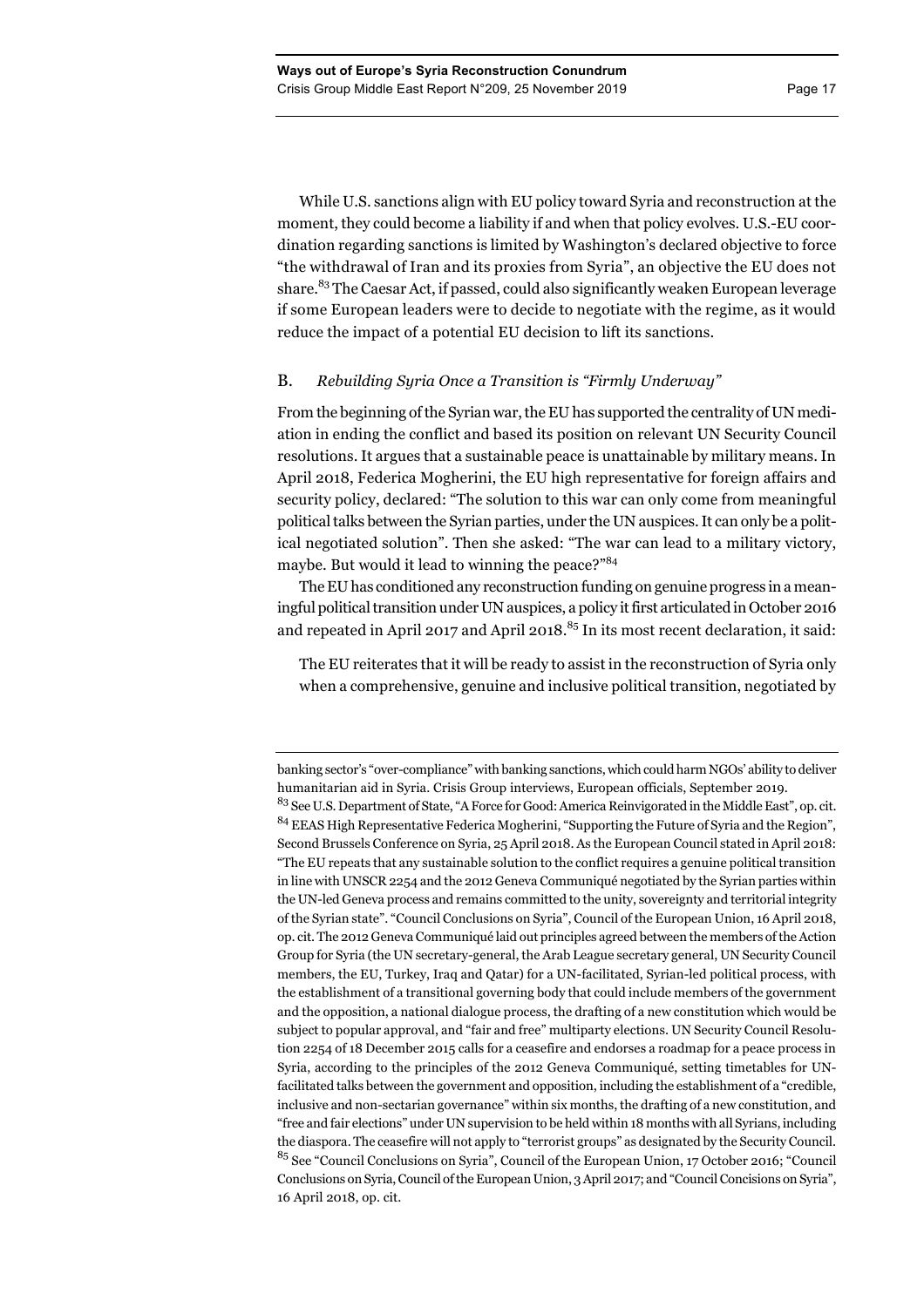While U.S. sanctions align with EU policy toward Syria and reconstruction at the moment, they could become a liability if and when that policy evolves. U.S.-EU coordination regarding sanctions is limited by Washington's declared objective to force "the withdrawal of Iran and its proxies from Syria", an objective the EU does not share.[83] The Caesar Act, if passed, could also significantly weaken European leverage if some European leaders were to decide to negotiate with the regime, as it would reduce the impact of a potential EU decision to lift its sanctions.

### B. *Rebuilding Syria Once a Transition is "Firmly Underway"*

From the beginning of the Syrian war, the EU has supported the centrality of UN mediation in ending the conflict and based its position on relevant UN Security Council resolutions. It argues that a sustainable peace is unattainable by military means. In April 2018, Federica Mogherini, the EU high representative for foreign affairs and security policy, declared: "The solution to this war can only come from meaningful political talks between the Syrian parties, under the UN auspices. It can only be a political negotiated solution". Then she asked: "The war can lead to a military victory, maybe. But would it lead to winning the peace?"[84]

The EU has conditioned any reconstruction funding on genuine progress in a meaningful political transition under UN auspices, a policy it first articulated in October 2016 and repeated in April 2017 and April 2018.[85] In its most recent declaration, it said:

> The EU reiterates that it will be ready to assist in the reconstruction of Syria only when a comprehensive, genuine and inclusive political transition, negotiated by

---

banking sector's "over-compliance" with banking sanctions, which could harm NGOs' ability to deliver humanitarian aid in Syria. Crisis Group interviews, European officials, September 2019.

[83] See U.S. Department of State, "A Force for Good: America Reinvigorated in the Middle East", op. cit.

[84] EEAS High Representative Federica Mogherini, "Supporting the Future of Syria and the Region", Second Brussels Conference on Syria, 25 April 2018. As the European Council stated in April 2018: "The EU repeats that any sustainable solution to the conflict requires a genuine political transition in line with UNSCR 2254 and the 2012 Geneva Communiqué negotiated by the Syrian parties within the UN-led Geneva process and remains committed to the unity, sovereignty and territorial integrity of the Syrian state". "Council Conclusions on Syria", Council of the European Union, 16 April 2018, op. cit. The 2012 Geneva Communiqué laid out principles agreed between the members of the Action Group for Syria (the UN secretary-general, the Arab League secretary general, UN Security Council members, the EU, Turkey, Iraq and Qatar) for a UN-facilitated, Syrian-led political process, with the establishment of a transitional governing body that could include members of the government and the opposition, a national dialogue process, the drafting of a new constitution which would be subject to popular approval, and "fair and free" multiparty elections. UN Security Council Resolution 2254 of 18 December 2015 calls for a ceasefire and endorses a roadmap for a peace process in Syria, according to the principles of the 2012 Geneva Communiqué, setting timetables for UN-facilitated talks between the government and opposition, including the establishment of a "credible, inclusive and non-sectarian governance" within six months, the drafting of a new constitution, and "free and fair elections" under UN supervision to be held within 18 months with all Syrians, including the diaspora. The ceasefire will not apply to "terrorist groups" as designated by the Security Council.

[85] See "Council Conclusions on Syria", Council of the European Union, 17 October 2016; "Council Conclusions on Syria, Council of the European Union, 3 April 2017; and "Council Concisions on Syria", 16 April 2018, op. cit.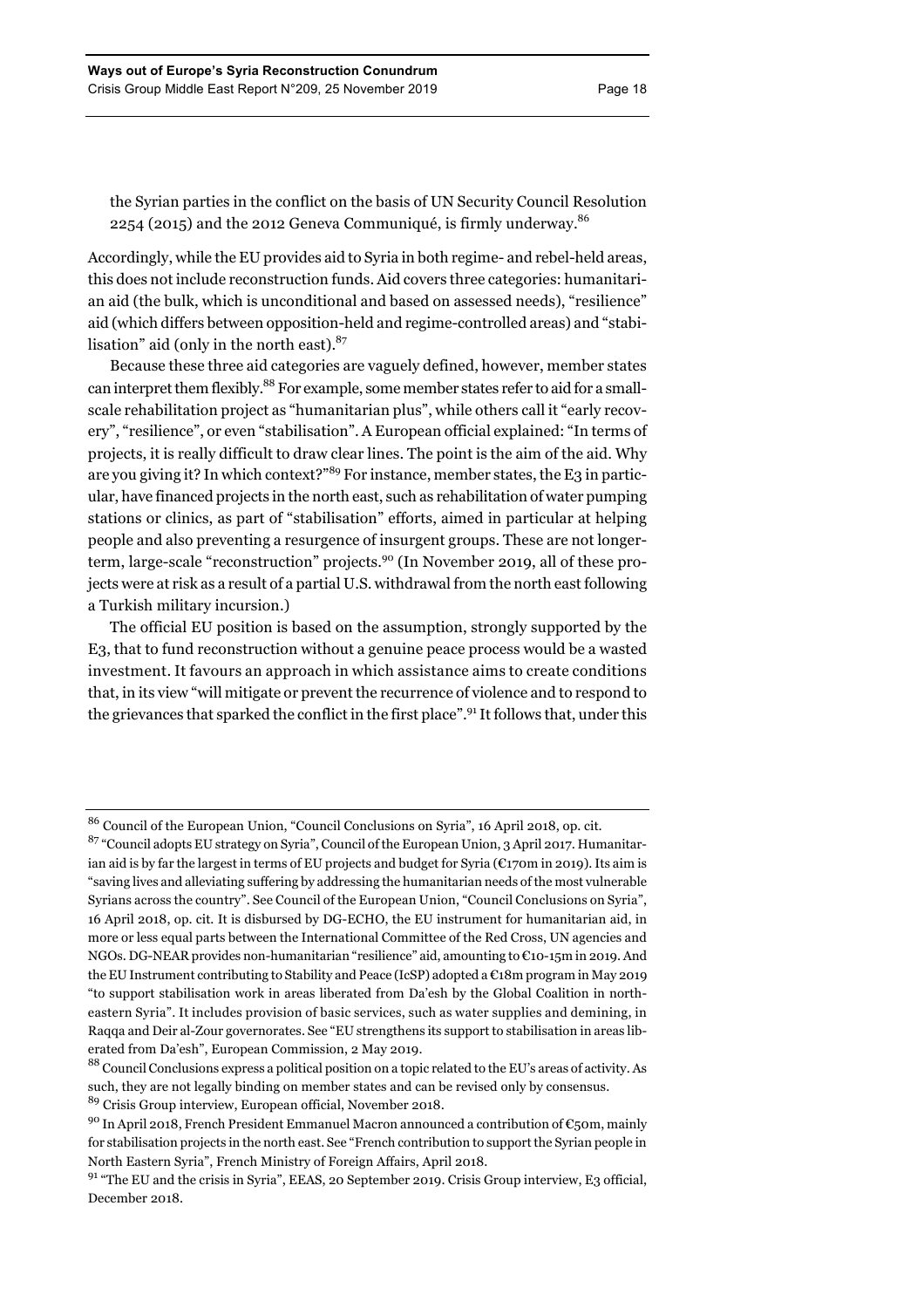the Syrian parties in the conflict on the basis of UN Security Council Resolution 2254 (2015) and the 2012 Geneva Communiqué, is firmly underway.[86]

Accordingly, while the EU provides aid to Syria in both regime- and rebel-held areas, this does not include reconstruction funds. Aid covers three categories: humanitarian aid (the bulk, which is unconditional and based on assessed needs), "resilience" aid (which differs between opposition-held and regime-controlled areas) and "stabilisation" aid (only in the north east).[87]

Because these three aid categories are vaguely defined, however, member states can interpret them flexibly.[88] For example, some member states refer to aid for a small-scale rehabilitation project as "humanitarian plus", while others call it "early recovery", "resilience", or even "stabilisation". A European official explained: "In terms of projects, it is really difficult to draw clear lines. The point is the aim of the aid. Why are you giving it? In which context?"[89] For instance, member states, the E3 in particular, have financed projects in the north east, such as rehabilitation of water pumping stations or clinics, as part of "stabilisation" efforts, aimed in particular at helping people and also preventing a resurgence of insurgent groups. These are not longer-term, large-scale "reconstruction" projects.[90] (In November 2019, all of these projects were at risk as a result of a partial U.S. withdrawal from the north east following a Turkish military incursion.)

The official EU position is based on the assumption, strongly supported by the E3, that to fund reconstruction without a genuine peace process would be a wasted investment. It favours an approach in which assistance aims to create conditions that, in its view "will mitigate or prevent the recurrence of violence and to respond to the grievances that sparked the conflict in the first place".[91] It follows that, under this

---

[86] Council of the European Union, "Council Conclusions on Syria", 16 April 2018, op. cit.

[87] "Council adopts EU strategy on Syria", Council of the European Union, 3 April 2017. Humanitarian aid is by far the largest in terms of EU projects and budget for Syria (€170m in 2019). Its aim is "saving lives and alleviating suffering by addressing the humanitarian needs of the most vulnerable Syrians across the country". See Council of the European Union, "Council Conclusions on Syria", 16 April 2018, op. cit. It is disbursed by DG-ECHO, the EU instrument for humanitarian aid, in more or less equal parts between the International Committee of the Red Cross, UN agencies and NGOs. DG-NEAR provides non-humanitarian "resilience" aid, amounting to €10-15m in 2019. And the EU Instrument contributing to Stability and Peace (IcSP) adopted a €18m program in May 2019 "to support stabilisation work in areas liberated from Da'esh by the Global Coalition in north-eastern Syria". It includes provision of basic services, such as water supplies and demining, in Raqqa and Deir al-Zour governorates. See "EU strengthens its support to stabilisation in areas liberated from Da'esh", European Commission, 2 May 2019.

[88] Council Conclusions express a political position on a topic related to the EU's areas of activity. As such, they are not legally binding on member states and can be revised only by consensus.

[89] Crisis Group interview, European official, November 2018.

[90] In April 2018, French President Emmanuel Macron announced a contribution of €50m, mainly for stabilisation projects in the north east. See "French contribution to support the Syrian people in North Eastern Syria", French Ministry of Foreign Affairs, April 2018.

[91] "The EU and the crisis in Syria", EEAS, 20 September 2019. Crisis Group interview, E3 official, December 2018.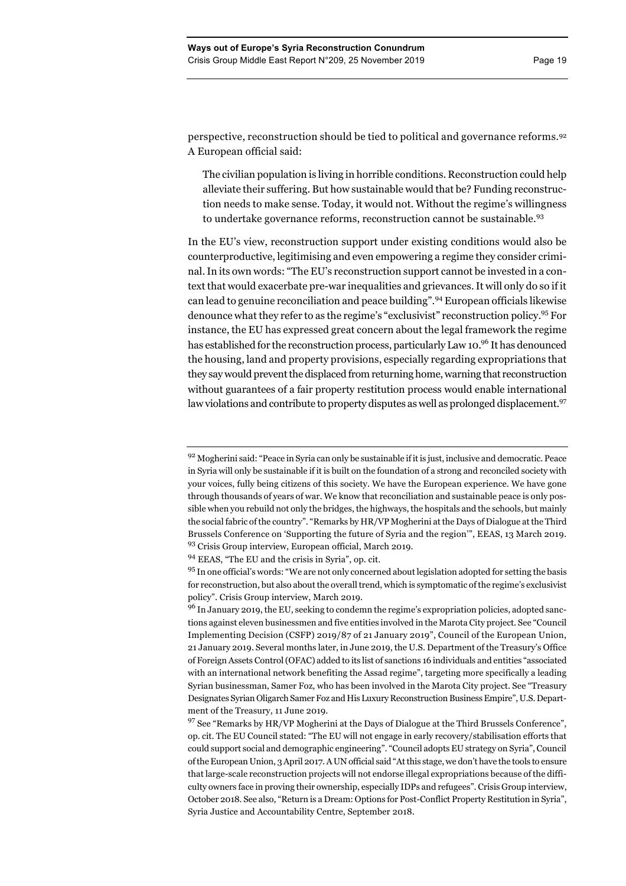perspective, reconstruction should be tied to political and governance reforms.[92] A European official said:

> The civilian population is living in horrible conditions. Reconstruction could help alleviate their suffering. But how sustainable would that be? Funding reconstruction needs to make sense. Today, it would not. Without the regime's willingness to undertake governance reforms, reconstruction cannot be sustainable.[93]

In the EU's view, reconstruction support under existing conditions would also be counterproductive, legitimising and even empowering a regime they consider criminal. In its own words: "The EU's reconstruction support cannot be invested in a context that would exacerbate pre-war inequalities and grievances. It will only do so if it can lead to genuine reconciliation and peace building".[94] European officials likewise denounce what they refer to as the regime's "exclusivist" reconstruction policy.[95] For instance, the EU has expressed great concern about the legal framework the regime has established for the reconstruction process, particularly Law 10.[96] It has denounced the housing, land and property provisions, especially regarding expropriations that they say would prevent the displaced from returning home, warning that reconstruction without guarantees of a fair property restitution process would enable international law violations and contribute to property disputes as well as prolonged displacement.[97]

---

[92] Mogherini said: "Peace in Syria can only be sustainable if it is just, inclusive and democratic. Peace in Syria will only be sustainable if it is built on the foundation of a strong and reconciled society with your voices, fully being citizens of this society. We have the European experience. We have gone through thousands of years of war. We know that reconciliation and sustainable peace is only possible when you rebuild not only the bridges, the highways, the hospitals and the schools, but mainly the social fabric of the country". "Remarks by HR/VP Mogherini at the Days of Dialogue at the Third Brussels Conference on 'Supporting the future of Syria and the region'", EEAS, 13 March 2019.

[93] Crisis Group interview, European official, March 2019.

[94] EEAS, "The EU and the crisis in Syria", op. cit.

[95] In one official's words: "We are not only concerned about legislation adopted for setting the basis for reconstruction, but also about the overall trend, which is symptomatic of the regime's exclusivist policy". Crisis Group interview, March 2019.

[96] In January 2019, the EU, seeking to condemn the regime's expropriation policies, adopted sanctions against eleven businessmen and five entities involved in the Marota City project. See "Council Implementing Decision (CSFP) 2019/87 of 21 January 2019", Council of the European Union, 21 January 2019. Several months later, in June 2019, the U.S. Department of the Treasury's Office of Foreign Assets Control (OFAC) added to its list of sanctions 16 individuals and entities "associated with an international network benefiting the Assad regime", targeting more specifically a leading Syrian businessman, Samer Foz, who has been involved in the Marota City project. See "Treasury Designates Syrian Oligarch Samer Foz and His Luxury Reconstruction Business Empire", U.S. Department of the Treasury, 11 June 2019.

[97] See "Remarks by HR/VP Mogherini at the Days of Dialogue at the Third Brussels Conference", op. cit. The EU Council stated: "The EU will not engage in early recovery/stabilisation efforts that could support social and demographic engineering". "Council adopts EU strategy on Syria", Council of the European Union, 3 April 2017. A UN official said "At this stage, we don't have the tools to ensure that large-scale reconstruction projects will not endorse illegal expropriations because of the difficulty owners face in proving their ownership, especially IDPs and refugees". Crisis Group interview, October 2018. See also, "Return is a Dream: Options for Post-Conflict Property Restitution in Syria", Syria Justice and Accountability Centre, September 2018.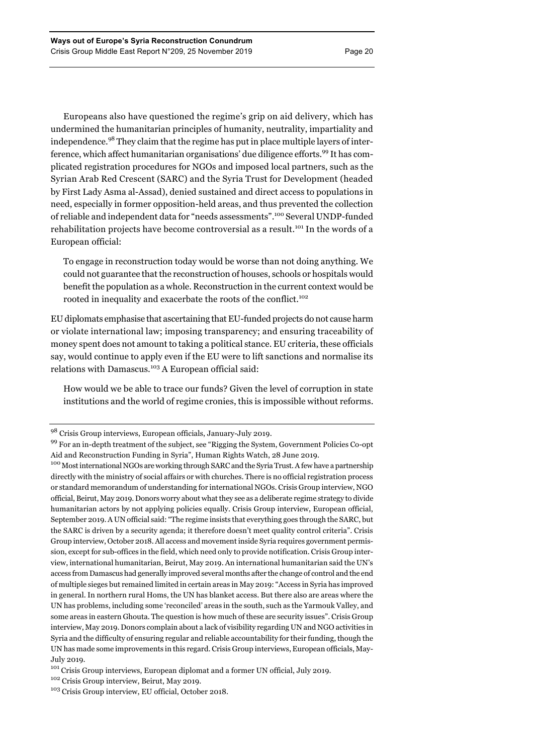Europeans also have questioned the regime's grip on aid delivery, which has undermined the humanitarian principles of humanity, neutrality, impartiality and independence.[98] They claim that the regime has put in place multiple layers of interference, which affect humanitarian organisations' due diligence efforts.[99] It has complicated registration procedures for NGOs and imposed local partners, such as the Syrian Arab Red Crescent (SARC) and the Syria Trust for Development (headed by First Lady Asma al-Assad), denied sustained and direct access to populations in need, especially in former opposition-held areas, and thus prevented the collection of reliable and independent data for "needs assessments".[100] Several UNDP-funded rehabilitation projects have become controversial as a result.[101] In the words of a European official:

> To engage in reconstruction today would be worse than not doing anything. We could not guarantee that the reconstruction of houses, schools or hospitals would benefit the population as a whole. Reconstruction in the current context would be rooted in inequality and exacerbate the roots of the conflict.[102]

EU diplomats emphasise that ascertaining that EU-funded projects do not cause harm or violate international law; imposing transparency; and ensuring traceability of money spent does not amount to taking a political stance. EU criteria, these officials say, would continue to apply even if the EU were to lift sanctions and normalise its relations with Damascus.[103] A European official said:

> How would we be able to trace our funds? Given the level of corruption in state institutions and the world of regime cronies, this is impossible without reforms.

---

[98] Crisis Group interviews, European officials, January-July 2019.

[99] For an in-depth treatment of the subject, see "Rigging the System, Government Policies Co-opt Aid and Reconstruction Funding in Syria", Human Rights Watch, 28 June 2019.

[100] Most international NGOs are working through SARC and the Syria Trust. A few have a partnership directly with the ministry of social affairs or with churches. There is no official registration process or standard memorandum of understanding for international NGOs. Crisis Group interview, NGO official, Beirut, May 2019. Donors worry about what they see as a deliberate regime strategy to divide humanitarian actors by not applying policies equally. Crisis Group interview, European official, September 2019. A UN official said: "The regime insists that everything goes through the SARC, but the SARC is driven by a security agenda; it therefore doesn't meet quality control criteria". Crisis Group interview, October 2018. All access and movement inside Syria requires government permission, except for sub-offices in the field, which need only to provide notification. Crisis Group interview, international humanitarian, Beirut, May 2019. An international humanitarian said the UN's access from Damascus had generally improved several months after the change of control and the end of multiple sieges but remained limited in certain areas in May 2019: "Access in Syria has improved in general. In northern rural Homs, the UN has blanket access. But there also are areas where the UN has problems, including some 'reconciled' areas in the south, such as the Yarmouk Valley, and some areas in eastern Ghouta. The question is how much of these are security issues". Crisis Group interview, May 2019. Donors complain about a lack of visibility regarding UN and NGO activities in Syria and the difficulty of ensuring regular and reliable accountability for their funding, though the UN has made some improvements in this regard. Crisis Group interviews, European officials, May-July 2019.

[101] Crisis Group interviews, European diplomat and a former UN official, July 2019.

[102] Crisis Group interview, Beirut, May 2019.

[103] Crisis Group interview, EU official, October 2018.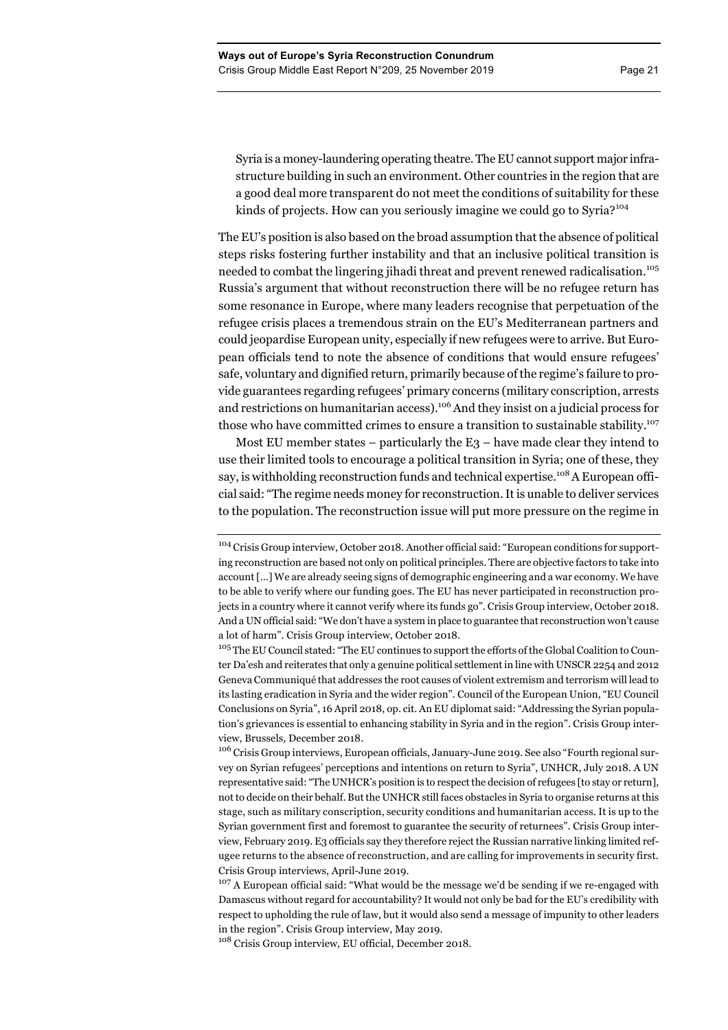> Syria is a money-laundering operating theatre. The EU cannot support major infrastructure building in such an environment. Other countries in the region that are a good deal more transparent do not meet the conditions of suitability for these kinds of projects. How can you seriously imagine we could go to Syria?[104]

The EU's position is also based on the broad assumption that the absence of political steps risks fostering further instability and that an inclusive political transition is needed to combat the lingering jihadi threat and prevent renewed radicalisation.[105] Russia's argument that without reconstruction there will be no refugee return has some resonance in Europe, where many leaders recognise that perpetuation of the refugee crisis places a tremendous strain on the EU's Mediterranean partners and could jeopardise European unity, especially if new refugees were to arrive. But European officials tend to note the absence of conditions that would ensure refugees' safe, voluntary and dignified return, primarily because of the regime's failure to provide guarantees regarding refugees' primary concerns (military conscription, arrests and restrictions on humanitarian access).[106] And they insist on a judicial process for those who have committed crimes to ensure a transition to sustainable stability.[107]

Most EU member states – particularly the E3 – have made clear they intend to use their limited tools to encourage a political transition in Syria; one of these, they say, is withholding reconstruction funds and technical expertise.[108] A European official said: "The regime needs money for reconstruction. It is unable to deliver services to the population. The reconstruction issue will put more pressure on the regime in

---

[104] Crisis Group interview, October 2018. Another official said: "European conditions for supporting reconstruction are based not only on political principles. There are objective factors to take into account […] We are already seeing signs of demographic engineering and a war economy. We have to be able to verify where our funding goes. The EU has never participated in reconstruction projects in a country where it cannot verify where its funds go". Crisis Group interview, October 2018. And a UN official said: "We don't have a system in place to guarantee that reconstruction won't cause a lot of harm". Crisis Group interview, October 2018.

[105] The EU Council stated: "The EU continues to support the efforts of the Global Coalition to Counter Da'esh and reiterates that only a genuine political settlement in line with UNSCR 2254 and 2012 Geneva Communiqué that addresses the root causes of violent extremism and terrorism will lead to its lasting eradication in Syria and the wider region". Council of the European Union, "EU Council Conclusions on Syria", 16 April 2018, op. cit. An EU diplomat said: "Addressing the Syrian population's grievances is essential to enhancing stability in Syria and in the region". Crisis Group interview, Brussels, December 2018.

[106] Crisis Group interviews, European officials, January-June 2019. See also "Fourth regional survey on Syrian refugees' perceptions and intentions on return to Syria", UNHCR, July 2018. A UN representative said: "The UNHCR's position is to respect the decision of refugees [to stay or return], not to decide on their behalf. But the UNHCR still faces obstacles in Syria to organise returns at this stage, such as military conscription, security conditions and humanitarian access. It is up to the Syrian government first and foremost to guarantee the security of returnees". Crisis Group interview, February 2019. E3 officials say they therefore reject the Russian narrative linking limited refugee returns to the absence of reconstruction, and are calling for improvements in security first. Crisis Group interviews, April-June 2019.

[107] A European official said: "What would be the message we'd be sending if we re-engaged with Damascus without regard for accountability? It would not only be bad for the EU's credibility with respect to upholding the rule of law, but it would also send a message of impunity to other leaders in the region". Crisis Group interview, May 2019.

[108] Crisis Group interview, EU official, December 2018.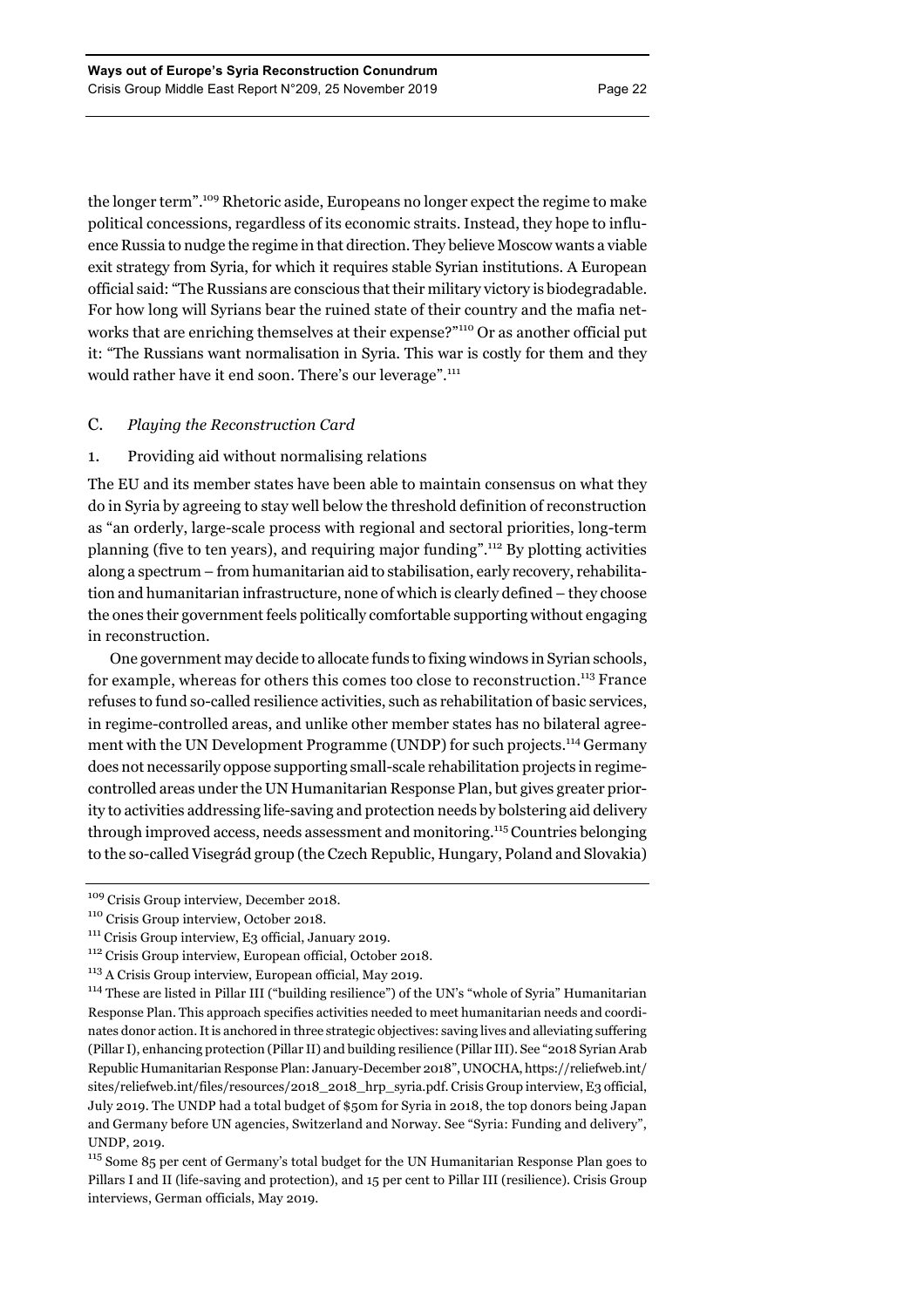the longer term".[109] Rhetoric aside, Europeans no longer expect the regime to make political concessions, regardless of its economic straits. Instead, they hope to influence Russia to nudge the regime in that direction. They believe Moscow wants a viable exit strategy from Syria, for which it requires stable Syrian institutions. A European official said: "The Russians are conscious that their military victory is biodegradable. For how long will Syrians bear the ruined state of their country and the mafia networks that are enriching themselves at their expense?"[110] Or as another official put it: "The Russians want normalisation in Syria. This war is costly for them and they would rather have it end soon. There's our leverage".[111]

## C. *Playing the Reconstruction Card*

### 1. Providing aid without normalising relations

The EU and its member states have been able to maintain consensus on what they do in Syria by agreeing to stay well below the threshold definition of reconstruction as "an orderly, large-scale process with regional and sectoral priorities, long-term planning (five to ten years), and requiring major funding".[112] By plotting activities along a spectrum – from humanitarian aid to stabilisation, early recovery, rehabilitation and humanitarian infrastructure, none of which is clearly defined – they choose the ones their government feels politically comfortable supporting without engaging in reconstruction.

One government may decide to allocate funds to fixing windows in Syrian schools, for example, whereas for others this comes too close to reconstruction.[113] France refuses to fund so-called resilience activities, such as rehabilitation of basic services, in regime-controlled areas, and unlike other member states has no bilateral agreement with the UN Development Programme (UNDP) for such projects.[114] Germany does not necessarily oppose supporting small-scale rehabilitation projects in regime-controlled areas under the UN Humanitarian Response Plan, but gives greater priority to activities addressing life-saving and protection needs by bolstering aid delivery through improved access, needs assessment and monitoring.[115] Countries belonging to the so-called Visegrád group (the Czech Republic, Hungary, Poland and Slovakia)

---

[109] Crisis Group interview, December 2018.

[110] Crisis Group interview, October 2018.

[111] Crisis Group interview, E3 official, January 2019.

[112] Crisis Group interview, European official, October 2018.

[113] A Crisis Group interview, European official, May 2019.

[114] These are listed in Pillar III ("building resilience") of the UN's "whole of Syria" Humanitarian Response Plan. This approach specifies activities needed to meet humanitarian needs and coordinates donor action. It is anchored in three strategic objectives: saving lives and alleviating suffering (Pillar I), enhancing protection (Pillar II) and building resilience (Pillar III). See "2018 Syrian Arab Republic Humanitarian Response Plan: January-December 2018", UNOCHA, https://reliefweb.int/sites/reliefweb.int/files/resources/2018_2018_hrp_syria.pdf. Crisis Group interview, E3 official, July 2019. The UNDP had a total budget of $50m for Syria in 2018, the top donors being Japan and Germany before UN agencies, Switzerland and Norway. See "Syria: Funding and delivery", UNDP, 2019.

[115] Some 85 per cent of Germany's total budget for the UN Humanitarian Response Plan goes to Pillars I and II (life-saving and protection), and 15 per cent to Pillar III (resilience). Crisis Group interviews, German officials, May 2019.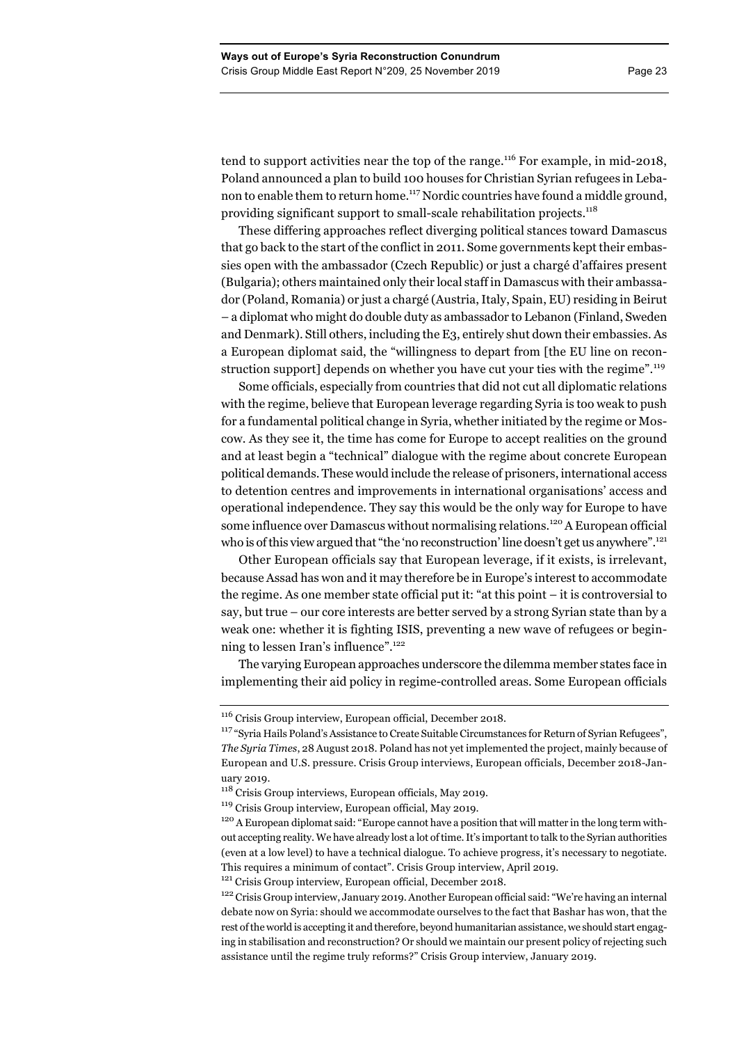tend to support activities near the top of the range.[116] For example, in mid-2018, Poland announced a plan to build 100 houses for Christian Syrian refugees in Lebanon to enable them to return home.[117] Nordic countries have found a middle ground, providing significant support to small-scale rehabilitation projects.[118]

These differing approaches reflect diverging political stances toward Damascus that go back to the start of the conflict in 2011. Some governments kept their embassies open with the ambassador (Czech Republic) or just a chargé d'affaires present (Bulgaria); others maintained only their local staff in Damascus with their ambassador (Poland, Romania) or just a chargé (Austria, Italy, Spain, EU) residing in Beirut – a diplomat who might do double duty as ambassador to Lebanon (Finland, Sweden and Denmark). Still others, including the E3, entirely shut down their embassies. As a European diplomat said, the "willingness to depart from [the EU line on reconstruction support] depends on whether you have cut your ties with the regime".[119]

Some officials, especially from countries that did not cut all diplomatic relations with the regime, believe that European leverage regarding Syria is too weak to push for a fundamental political change in Syria, whether initiated by the regime or Moscow. As they see it, the time has come for Europe to accept realities on the ground and at least begin a "technical" dialogue with the regime about concrete European political demands. These would include the release of prisoners, international access to detention centres and improvements in international organisations' access and operational independence. They say this would be the only way for Europe to have some influence over Damascus without normalising relations.[120] A European official who is of this view argued that "the 'no reconstruction' line doesn't get us anywhere".[121]

Other European officials say that European leverage, if it exists, is irrelevant, because Assad has won and it may therefore be in Europe's interest to accommodate the regime. As one member state official put it: "at this point – it is controversial to say, but true – our core interests are better served by a strong Syrian state than by a weak one: whether it is fighting ISIS, preventing a new wave of refugees or beginning to lessen Iran's influence".[122]

The varying European approaches underscore the dilemma member states face in implementing their aid policy in regime-controlled areas. Some European officials

---

[116] Crisis Group interview, European official, December 2018.

[117] "Syria Hails Poland's Assistance to Create Suitable Circumstances for Return of Syrian Refugees", *The Syria Times*, 28 August 2018. Poland has not yet implemented the project, mainly because of European and U.S. pressure. Crisis Group interviews, European officials, December 2018-January 2019.

[118] Crisis Group interviews, European officials, May 2019.

[119] Crisis Group interview, European official, May 2019.

[120] A European diplomat said: "Europe cannot have a position that will matter in the long term without accepting reality. We have already lost a lot of time. It's important to talk to the Syrian authorities (even at a low level) to have a technical dialogue. To achieve progress, it's necessary to negotiate. This requires a minimum of contact". Crisis Group interview, April 2019.

[121] Crisis Group interview, European official, December 2018.

[122] Crisis Group interview, January 2019. Another European official said: "We're having an internal debate now on Syria: should we accommodate ourselves to the fact that Bashar has won, that the rest of the world is accepting it and therefore, beyond humanitarian assistance, we should start engaging in stabilisation and reconstruction? Or should we maintain our present policy of rejecting such assistance until the regime truly reforms?" Crisis Group interview, January 2019.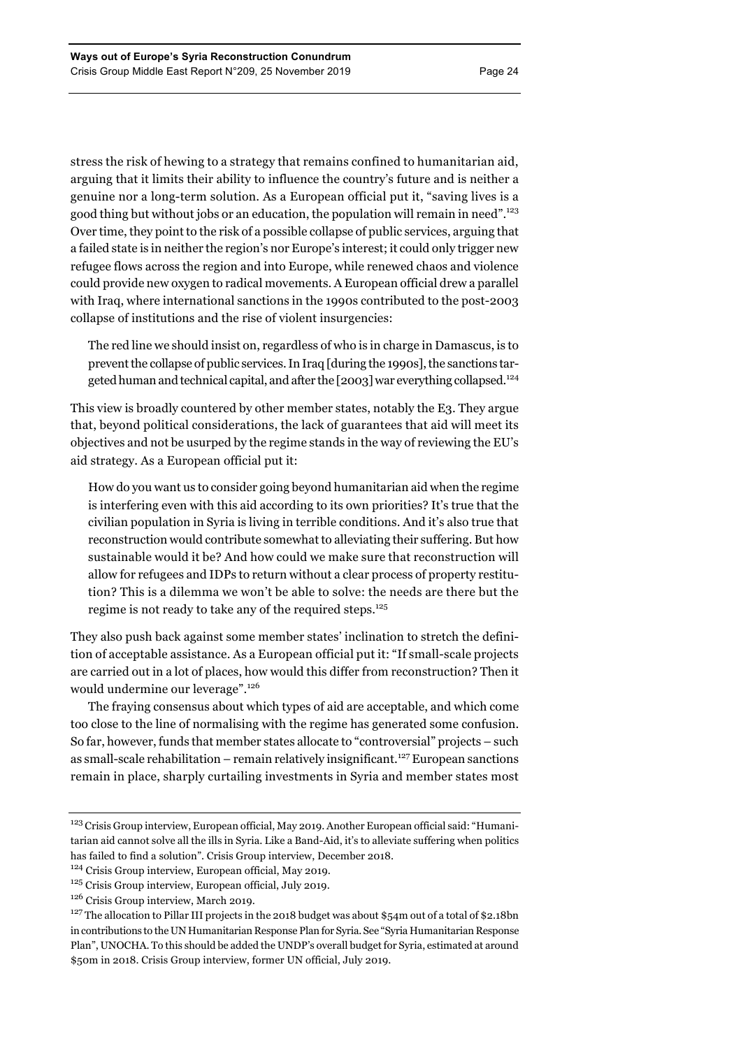stress the risk of hewing to a strategy that remains confined to humanitarian aid, arguing that it limits their ability to influence the country's future and is neither a genuine nor a long-term solution. As a European official put it, "saving lives is a good thing but without jobs or an education, the population will remain in need".[123] Over time, they point to the risk of a possible collapse of public services, arguing that a failed state is in neither the region's nor Europe's interest; it could only trigger new refugee flows across the region and into Europe, while renewed chaos and violence could provide new oxygen to radical movements. A European official drew a parallel with Iraq, where international sanctions in the 1990s contributed to the post-2003 collapse of institutions and the rise of violent insurgencies:

> The red line we should insist on, regardless of who is in charge in Damascus, is to prevent the collapse of public services. In Iraq [during the 1990s], the sanctions targeted human and technical capital, and after the [2003] war everything collapsed.[124]

This view is broadly countered by other member states, notably the E3. They argue that, beyond political considerations, the lack of guarantees that aid will meet its objectives and not be usurped by the regime stands in the way of reviewing the EU's aid strategy. As a European official put it:

> How do you want us to consider going beyond humanitarian aid when the regime is interfering even with this aid according to its own priorities? It's true that the civilian population in Syria is living in terrible conditions. And it's also true that reconstruction would contribute somewhat to alleviating their suffering. But how sustainable would it be? And how could we make sure that reconstruction will allow for refugees and IDPs to return without a clear process of property restitution? This is a dilemma we won't be able to solve: the needs are there but the regime is not ready to take any of the required steps.[125]

They also push back against some member states' inclination to stretch the definition of acceptable assistance. As a European official put it: "If small-scale projects are carried out in a lot of places, how would this differ from reconstruction? Then it would undermine our leverage".[126]

The fraying consensus about which types of aid are acceptable, and which come too close to the line of normalising with the regime has generated some confusion. So far, however, funds that member states allocate to "controversial" projects – such as small-scale rehabilitation – remain relatively insignificant.[127] European sanctions remain in place, sharply curtailing investments in Syria and member states most

---

[123] Crisis Group interview, European official, May 2019. Another European official said: "Humanitarian aid cannot solve all the ills in Syria. Like a Band-Aid, it's to alleviate suffering when politics has failed to find a solution". Crisis Group interview, December 2018.

[124] Crisis Group interview, European official, May 2019.

[125] Crisis Group interview, European official, July 2019.

[126] Crisis Group interview, March 2019.

[127] The allocation to Pillar III projects in the 2018 budget was about \$54m out of a total of \$2.18bn in contributions to the UN Humanitarian Response Plan for Syria. See "Syria Humanitarian Response Plan", UNOCHA. To this should be added the UNDP's overall budget for Syria, estimated at around \$50m in 2018. Crisis Group interview, former UN official, July 2019.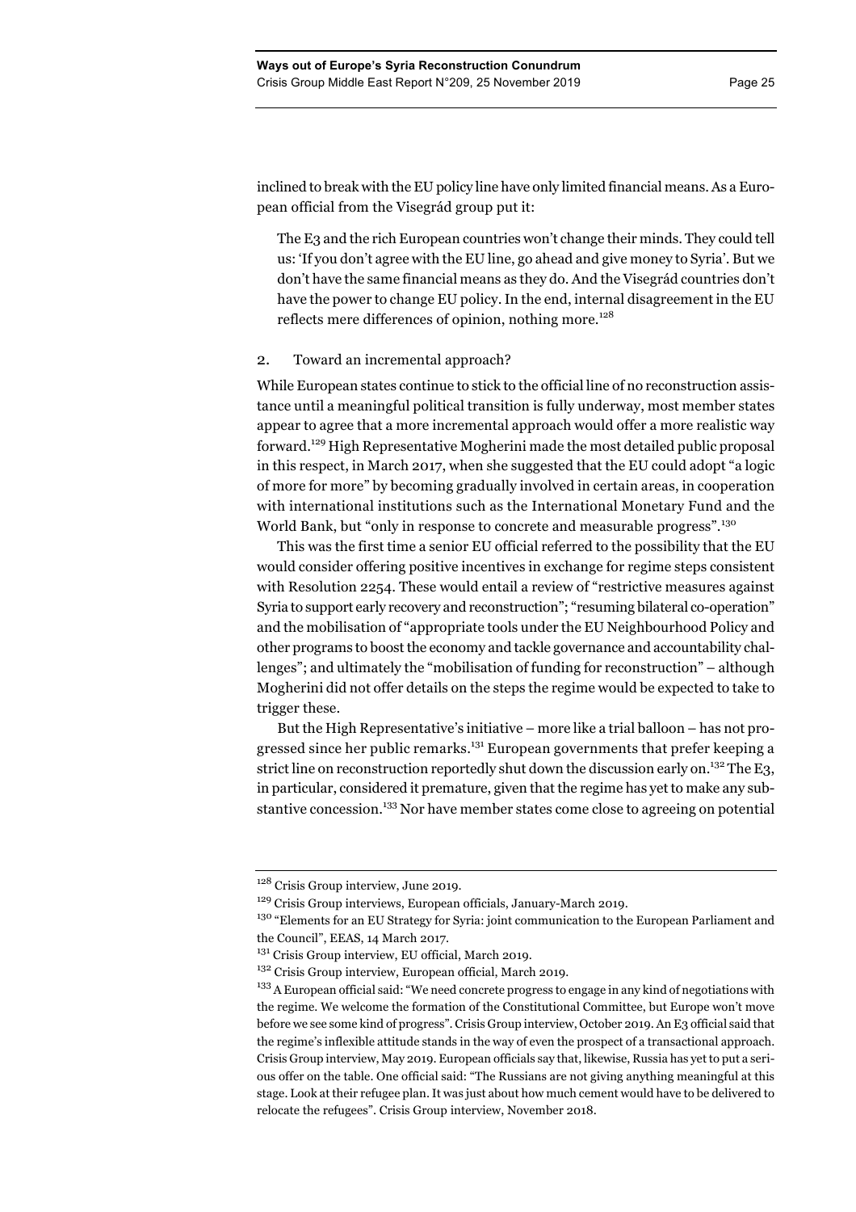inclined to break with the EU policy line have only limited financial means. As a European official from the Visegrád group put it:

> The E3 and the rich European countries won't change their minds. They could tell us: 'If you don't agree with the EU line, go ahead and give money to Syria'. But we don't have the same financial means as they do. And the Visegrád countries don't have the power to change EU policy. In the end, internal disagreement in the EU reflects mere differences of opinion, nothing more.[128]

### 2. Toward an incremental approach?

While European states continue to stick to the official line of no reconstruction assistance until a meaningful political transition is fully underway, most member states appear to agree that a more incremental approach would offer a more realistic way forward.[129] High Representative Mogherini made the most detailed public proposal in this respect, in March 2017, when she suggested that the EU could adopt "a logic of more for more" by becoming gradually involved in certain areas, in cooperation with international institutions such as the International Monetary Fund and the World Bank, but "only in response to concrete and measurable progress".[130]

This was the first time a senior EU official referred to the possibility that the EU would consider offering positive incentives in exchange for regime steps consistent with Resolution 2254. These would entail a review of "restrictive measures against Syria to support early recovery and reconstruction"; "resuming bilateral co-operation" and the mobilisation of "appropriate tools under the EU Neighbourhood Policy and other programs to boost the economy and tackle governance and accountability challenges"; and ultimately the "mobilisation of funding for reconstruction" – although Mogherini did not offer details on the steps the regime would be expected to take to trigger these.

But the High Representative's initiative – more like a trial balloon – has not progressed since her public remarks.[131] European governments that prefer keeping a strict line on reconstruction reportedly shut down the discussion early on.[132] The E3, in particular, considered it premature, given that the regime has yet to make any substantive concession.[133] Nor have member states come close to agreeing on potential

---

[128] Crisis Group interview, June 2019.

[129] Crisis Group interviews, European officials, January-March 2019.

[130] "Elements for an EU Strategy for Syria: joint communication to the European Parliament and the Council", EEAS, 14 March 2017.

[131] Crisis Group interview, EU official, March 2019.

[132] Crisis Group interview, European official, March 2019.

[133] A European official said: "We need concrete progress to engage in any kind of negotiations with the regime. We welcome the formation of the Constitutional Committee, but Europe won't move before we see some kind of progress". Crisis Group interview, October 2019. An E3 official said that the regime's inflexible attitude stands in the way of even the prospect of a transactional approach. Crisis Group interview, May 2019. European officials say that, likewise, Russia has yet to put a serious offer on the table. One official said: "The Russians are not giving anything meaningful at this stage. Look at their refugee plan. It was just about how much cement would have to be delivered to relocate the refugees". Crisis Group interview, November 2018.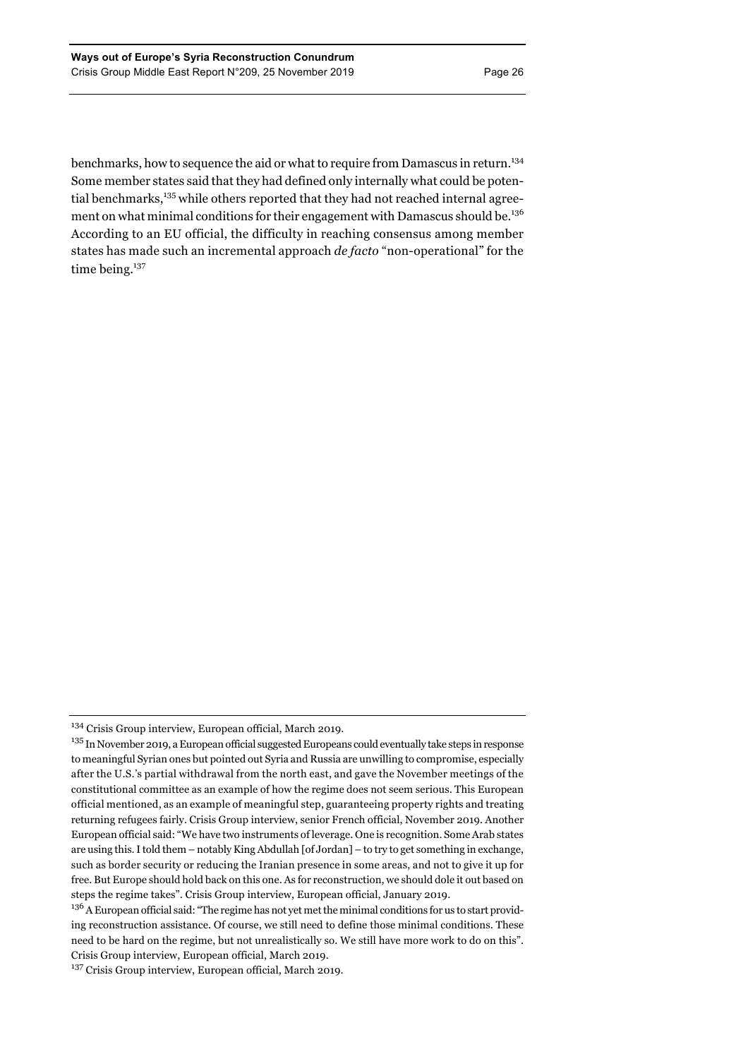benchmarks, how to sequence the aid or what to require from Damascus in return.[134] Some member states said that they had defined only internally what could be potential benchmarks,[135] while others reported that they had not reached internal agreement on what minimal conditions for their engagement with Damascus should be.[136] According to an EU official, the difficulty in reaching consensus among member states has made such an incremental approach *de facto* "non-operational" for the time being.[137]

---

[134] Crisis Group interview, European official, March 2019.

[135] In November 2019, a European official suggested Europeans could eventually take steps in response to meaningful Syrian ones but pointed out Syria and Russia are unwilling to compromise, especially after the U.S.'s partial withdrawal from the north east, and gave the November meetings of the constitutional committee as an example of how the regime does not seem serious. This European official mentioned, as an example of meaningful step, guaranteeing property rights and treating returning refugees fairly. Crisis Group interview, senior French official, November 2019. Another European official said: "We have two instruments of leverage. One is recognition. Some Arab states are using this. I told them – notably King Abdullah [of Jordan] – to try to get something in exchange, such as border security or reducing the Iranian presence in some areas, and not to give it up for free. But Europe should hold back on this one. As for reconstruction, we should dole it out based on steps the regime takes". Crisis Group interview, European official, January 2019.

[136] A European official said: "The regime has not yet met the minimal conditions for us to start providing reconstruction assistance. Of course, we still need to define those minimal conditions. These need to be hard on the regime, but not unrealistically so. We still have more work to do on this". Crisis Group interview, European official, March 2019.

[137] Crisis Group interview, European official, March 2019.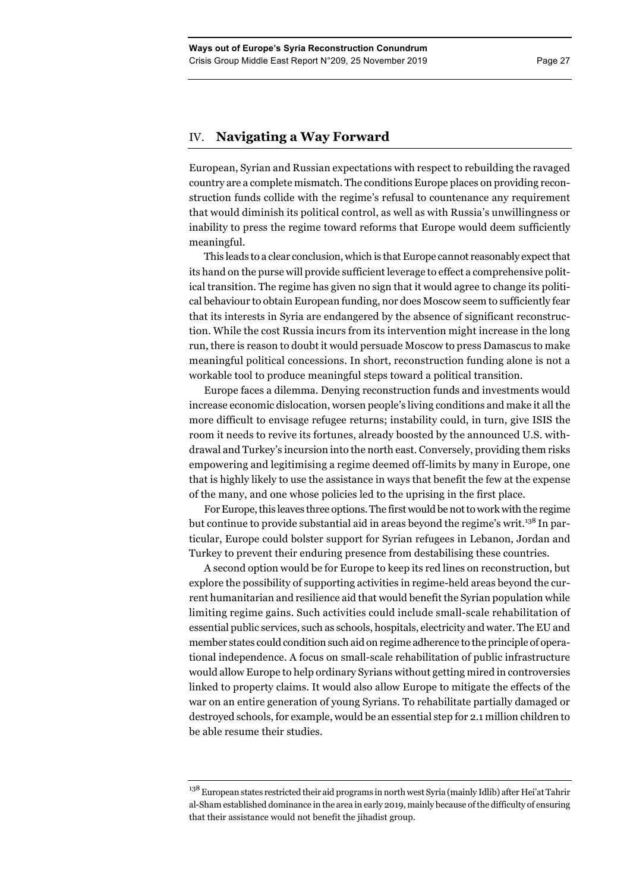## IV. Navigating a Way Forward

European, Syrian and Russian expectations with respect to rebuilding the ravaged country are a complete mismatch. The conditions Europe places on providing reconstruction funds collide with the regime's refusal to countenance any requirement that would diminish its political control, as well as with Russia's unwillingness or inability to press the regime toward reforms that Europe would deem sufficiently meaningful.

This leads to a clear conclusion, which is that Europe cannot reasonably expect that its hand on the purse will provide sufficient leverage to effect a comprehensive political transition. The regime has given no sign that it would agree to change its political behaviour to obtain European funding, nor does Moscow seem to sufficiently fear that its interests in Syria are endangered by the absence of significant reconstruction. While the cost Russia incurs from its intervention might increase in the long run, there is reason to doubt it would persuade Moscow to press Damascus to make meaningful political concessions. In short, reconstruction funding alone is not a workable tool to produce meaningful steps toward a political transition.

Europe faces a dilemma. Denying reconstruction funds and investments would increase economic dislocation, worsen people's living conditions and make it all the more difficult to envisage refugee returns; instability could, in turn, give ISIS the room it needs to revive its fortunes, already boosted by the announced U.S. withdrawal and Turkey's incursion into the north east. Conversely, providing them risks empowering and legitimising a regime deemed off-limits by many in Europe, one that is highly likely to use the assistance in ways that benefit the few at the expense of the many, and one whose policies led to the uprising in the first place.

For Europe, this leaves three options. The first would be not to work with the regime but continue to provide substantial aid in areas beyond the regime's writ.[138] In particular, Europe could bolster support for Syrian refugees in Lebanon, Jordan and Turkey to prevent their enduring presence from destabilising these countries.

A second option would be for Europe to keep its red lines on reconstruction, but explore the possibility of supporting activities in regime-held areas beyond the current humanitarian and resilience aid that would benefit the Syrian population while limiting regime gains. Such activities could include small-scale rehabilitation of essential public services, such as schools, hospitals, electricity and water. The EU and member states could condition such aid on regime adherence to the principle of operational independence. A focus on small-scale rehabilitation of public infrastructure would allow Europe to help ordinary Syrians without getting mired in controversies linked to property claims. It would also allow Europe to mitigate the effects of the war on an entire generation of young Syrians. To rehabilitate partially damaged or destroyed schools, for example, would be an essential step for 2.1 million children to be able resume their studies.

---

[138] European states restricted their aid programs in north west Syria (mainly Idlib) after Hei'at Tahrir al-Sham established dominance in the area in early 2019, mainly because of the difficulty of ensuring that their assistance would not benefit the jihadist group.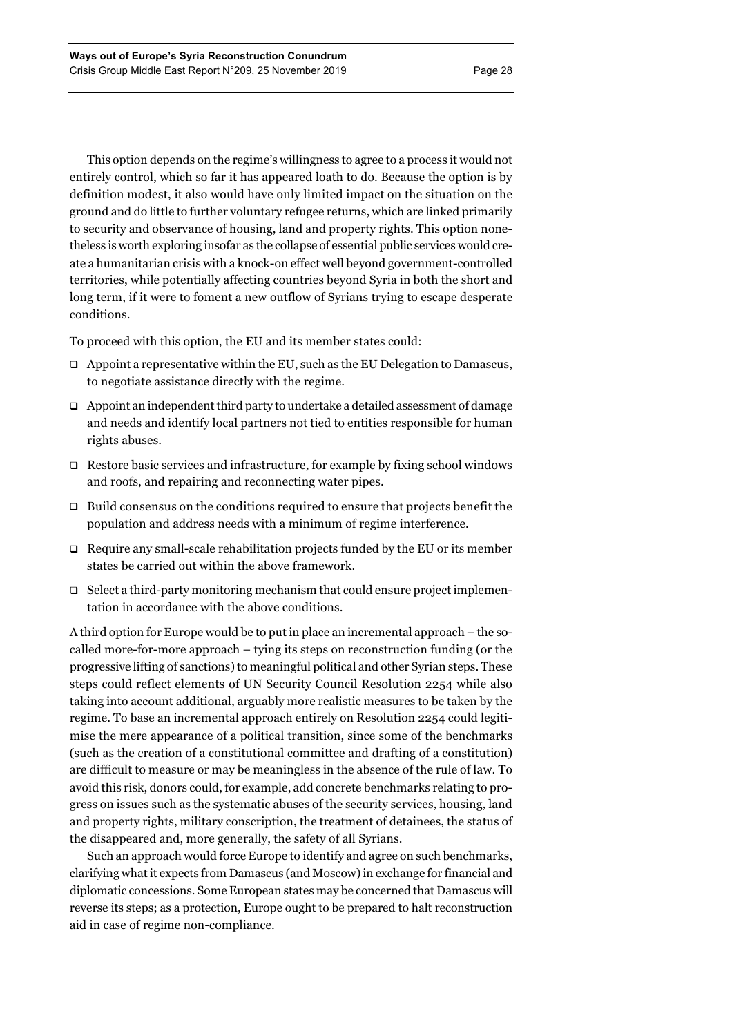This option depends on the regime's willingness to agree to a process it would not entirely control, which so far it has appeared loath to do. Because the option is by definition modest, it also would have only limited impact on the situation on the ground and do little to further voluntary refugee returns, which are linked primarily to security and observance of housing, land and property rights. This option nonetheless is worth exploring insofar as the collapse of essential public services would create a humanitarian crisis with a knock-on effect well beyond government-controlled territories, while potentially affecting countries beyond Syria in both the short and long term, if it were to foment a new outflow of Syrians trying to escape desperate conditions.

To proceed with this option, the EU and its member states could:

- Appoint a representative within the EU, such as the EU Delegation to Damascus, to negotiate assistance directly with the regime.
- Appoint an independent third party to undertake a detailed assessment of damage and needs and identify local partners not tied to entities responsible for human rights abuses.
- Restore basic services and infrastructure, for example by fixing school windows and roofs, and repairing and reconnecting water pipes.
- Build consensus on the conditions required to ensure that projects benefit the population and address needs with a minimum of regime interference.
- Require any small-scale rehabilitation projects funded by the EU or its member states be carried out within the above framework.
- Select a third-party monitoring mechanism that could ensure project implementation in accordance with the above conditions.

A third option for Europe would be to put in place an incremental approach – the so-called more-for-more approach – tying its steps on reconstruction funding (or the progressive lifting of sanctions) to meaningful political and other Syrian steps. These steps could reflect elements of UN Security Council Resolution 2254 while also taking into account additional, arguably more realistic measures to be taken by the regime. To base an incremental approach entirely on Resolution 2254 could legitimise the mere appearance of a political transition, since some of the benchmarks (such as the creation of a constitutional committee and drafting of a constitution) are difficult to measure or may be meaningless in the absence of the rule of law. To avoid this risk, donors could, for example, add concrete benchmarks relating to progress on issues such as the systematic abuses of the security services, housing, land and property rights, military conscription, the treatment of detainees, the status of the disappeared and, more generally, the safety of all Syrians.

Such an approach would force Europe to identify and agree on such benchmarks, clarifying what it expects from Damascus (and Moscow) in exchange for financial and diplomatic concessions. Some European states may be concerned that Damascus will reverse its steps; as a protection, Europe ought to be prepared to halt reconstruction aid in case of regime non-compliance.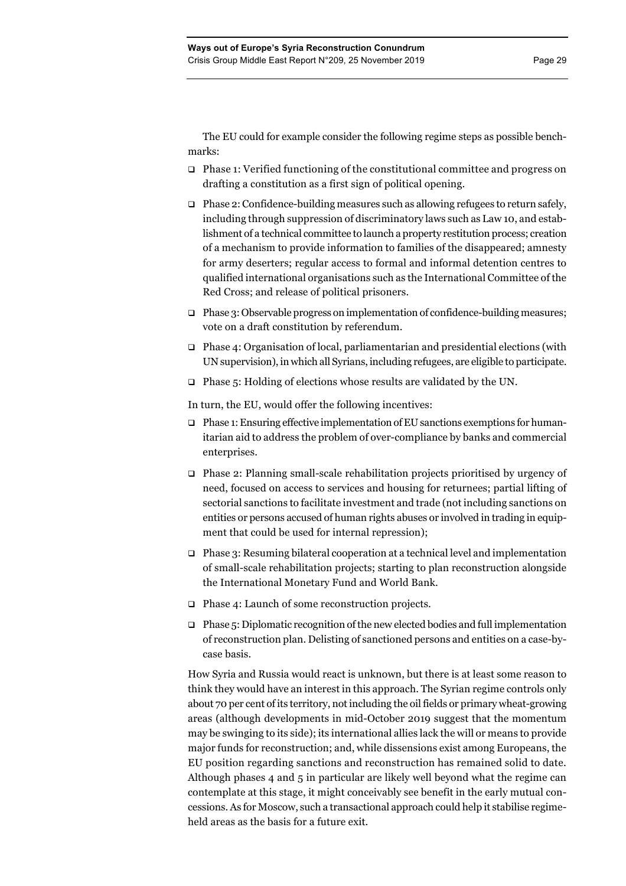The EU could for example consider the following regime steps as possible benchmarks:

- Phase 1: Verified functioning of the constitutional committee and progress on drafting a constitution as a first sign of political opening.
- Phase 2: Confidence-building measures such as allowing refugees to return safely, including through suppression of discriminatory laws such as Law 10, and establishment of a technical committee to launch a property restitution process; creation of a mechanism to provide information to families of the disappeared; amnesty for army deserters; regular access to formal and informal detention centres to qualified international organisations such as the International Committee of the Red Cross; and release of political prisoners.
- Phase 3: Observable progress on implementation of confidence-building measures; vote on a draft constitution by referendum.
- Phase 4: Organisation of local, parliamentarian and presidential elections (with UN supervision), in which all Syrians, including refugees, are eligible to participate.
- Phase 5: Holding of elections whose results are validated by the UN.

In turn, the EU, would offer the following incentives:

- Phase 1: Ensuring effective implementation of EU sanctions exemptions for humanitarian aid to address the problem of over-compliance by banks and commercial enterprises.
- Phase 2: Planning small-scale rehabilitation projects prioritised by urgency of need, focused on access to services and housing for returnees; partial lifting of sectorial sanctions to facilitate investment and trade (not including sanctions on entities or persons accused of human rights abuses or involved in trading in equipment that could be used for internal repression);
- Phase 3: Resuming bilateral cooperation at a technical level and implementation of small-scale rehabilitation projects; starting to plan reconstruction alongside the International Monetary Fund and World Bank.
- Phase 4: Launch of some reconstruction projects.
- Phase 5: Diplomatic recognition of the new elected bodies and full implementation of reconstruction plan. Delisting of sanctioned persons and entities on a case-by-case basis.

How Syria and Russia would react is unknown, but there is at least some reason to think they would have an interest in this approach. The Syrian regime controls only about 70 per cent of its territory, not including the oil fields or primary wheat-growing areas (although developments in mid-October 2019 suggest that the momentum may be swinging to its side); its international allies lack the will or means to provide major funds for reconstruction; and, while dissensions exist among Europeans, the EU position regarding sanctions and reconstruction has remained solid to date. Although phases 4 and 5 in particular are likely well beyond what the regime can contemplate at this stage, it might conceivably see benefit in the early mutual concessions. As for Moscow, such a transactional approach could help it stabilise regime-held areas as the basis for a future exit.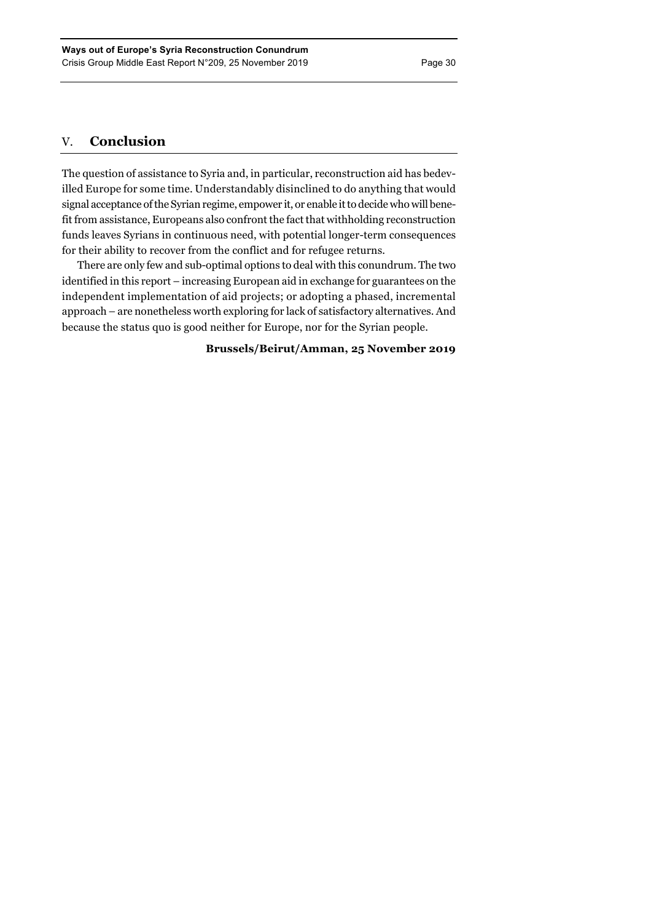## V. Conclusion

The question of assistance to Syria and, in particular, reconstruction aid has bedevilled Europe for some time. Understandably disinclined to do anything that would signal acceptance of the Syrian regime, empower it, or enable it to decide who will benefit from assistance, Europeans also confront the fact that withholding reconstruction funds leaves Syrians in continuous need, with potential longer-term consequences for their ability to recover from the conflict and for refugee returns.

There are only few and sub-optimal options to deal with this conundrum. The two identified in this report – increasing European aid in exchange for guarantees on the independent implementation of aid projects; or adopting a phased, incremental approach – are nonetheless worth exploring for lack of satisfactory alternatives. And because the status quo is good neither for Europe, nor for the Syrian people.

**Brussels/Beirut/Amman, 25 November 2019**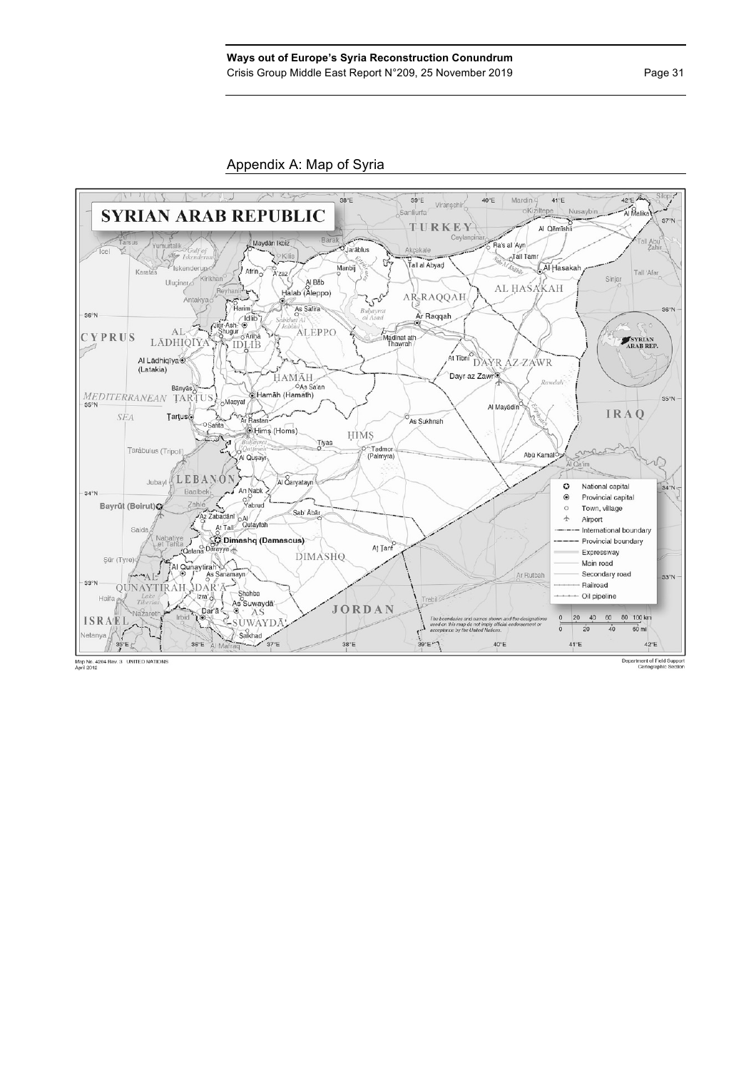## Appendix A: Map of Syria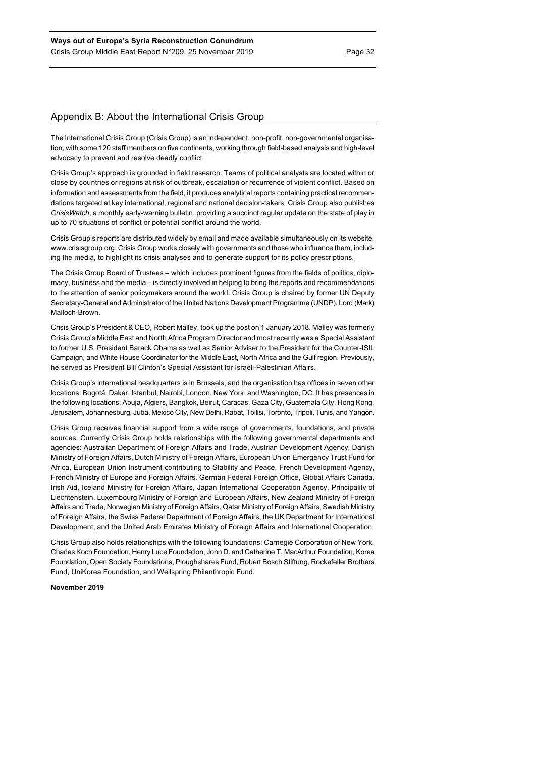## Appendix B: About the International Crisis Group

The International Crisis Group (Crisis Group) is an independent, non-profit, non-governmental organisation, with some 120 staff members on five continents, working through field-based analysis and high-level advocacy to prevent and resolve deadly conflict.

Crisis Group's approach is grounded in field research. Teams of political analysts are located within or close by countries or regions at risk of outbreak, escalation or recurrence of violent conflict. Based on information and assessments from the field, it produces analytical reports containing practical recommendations targeted at key international, regional and national decision-takers. Crisis Group also publishes *CrisisWatch*, a monthly early-warning bulletin, providing a succinct regular update on the state of play in up to 70 situations of conflict or potential conflict around the world.

Crisis Group's reports are distributed widely by email and made available simultaneously on its website, www.crisisgroup.org. Crisis Group works closely with governments and those who influence them, including the media, to highlight its crisis analyses and to generate support for its policy prescriptions.

The Crisis Group Board of Trustees – which includes prominent figures from the fields of politics, diplomacy, business and the media – is directly involved in helping to bring the reports and recommendations to the attention of senior policymakers around the world. Crisis Group is chaired by former UN Deputy Secretary-General and Administrator of the United Nations Development Programme (UNDP), Lord (Mark) Malloch-Brown.

Crisis Group's President & CEO, Robert Malley, took up the post on 1 January 2018. Malley was formerly Crisis Group's Middle East and North Africa Program Director and most recently was a Special Assistant to former U.S. President Barack Obama as well as Senior Adviser to the President for the Counter-ISIL Campaign, and White House Coordinator for the Middle East, North Africa and the Gulf region. Previously, he served as President Bill Clinton's Special Assistant for Israeli-Palestinian Affairs.

Crisis Group's international headquarters is in Brussels, and the organisation has offices in seven other locations: Bogotá, Dakar, Istanbul, Nairobi, London, New York, and Washington, DC. It has presences in the following locations: Abuja, Algiers, Bangkok, Beirut, Caracas, Gaza City, Guatemala City, Hong Kong, Jerusalem, Johannesburg, Juba, Mexico City, New Delhi, Rabat, Tbilisi, Toronto, Tripoli, Tunis, and Yangon.

Crisis Group receives financial support from a wide range of governments, foundations, and private sources. Currently Crisis Group holds relationships with the following governmental departments and agencies: Australian Department of Foreign Affairs and Trade, Austrian Development Agency, Danish Ministry of Foreign Affairs, Dutch Ministry of Foreign Affairs, European Union Emergency Trust Fund for Africa, European Union Instrument contributing to Stability and Peace, French Development Agency, French Ministry of Europe and Foreign Affairs, German Federal Foreign Office, Global Affairs Canada, Irish Aid, Iceland Ministry for Foreign Affairs, Japan International Cooperation Agency, Principality of Liechtenstein, Luxembourg Ministry of Foreign and European Affairs, New Zealand Ministry of Foreign Affairs and Trade, Norwegian Ministry of Foreign Affairs, Qatar Ministry of Foreign Affairs, Swedish Ministry of Foreign Affairs, the Swiss Federal Department of Foreign Affairs, the UK Department for International Development, and the United Arab Emirates Ministry of Foreign Affairs and International Cooperation.

Crisis Group also holds relationships with the following foundations: Carnegie Corporation of New York, Charles Koch Foundation, Henry Luce Foundation, John D. and Catherine T. MacArthur Foundation, Korea Foundation, Open Society Foundations, Ploughshares Fund, Robert Bosch Stiftung, Rockefeller Brothers Fund, UniKorea Foundation, and Wellspring Philanthropic Fund.

**November 2019**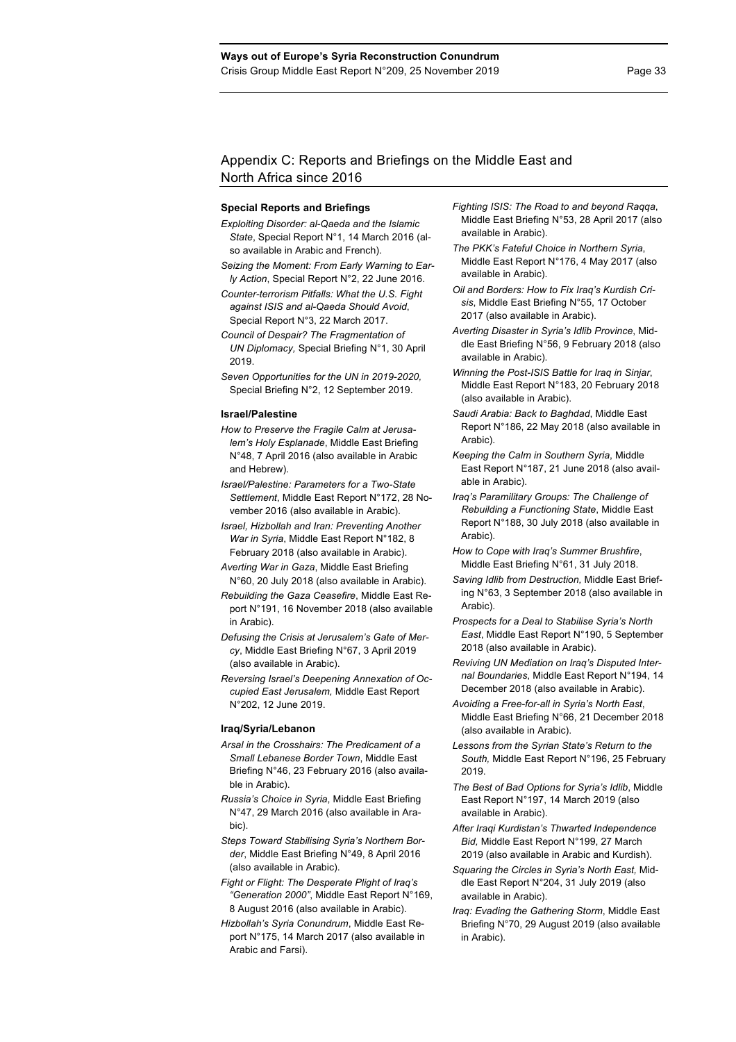## Appendix C: Reports and Briefings on the Middle East and North Africa since 2016

### Special Reports and Briefings

*Exploiting Disorder: al-Qaeda and the Islamic State*, Special Report N°1, 14 March 2016 (also available in Arabic and French).

*Seizing the Moment: From Early Warning to Early Action*, Special Report N°2, 22 June 2016.

*Counter-terrorism Pitfalls: What the U.S. Fight against ISIS and al-Qaeda Should Avoid*, Special Report N°3, 22 March 2017.

*Council of Despair? The Fragmentation of UN Diplomacy,* Special Briefing N°1, 30 April 2019.

*Seven Opportunities for the UN in 2019-2020,* Special Briefing N°2, 12 September 2019.

### Israel/Palestine

*How to Preserve the Fragile Calm at Jerusalem's Holy Esplanade*, Middle East Briefing N°48, 7 April 2016 (also available in Arabic and Hebrew).

*Israel/Palestine: Parameters for a Two-State Settlement*, Middle East Report N°172, 28 November 2016 (also available in Arabic).

*Israel, Hizbollah and Iran: Preventing Another War in Syria*, Middle East Report N°182, 8 February 2018 (also available in Arabic).

*Averting War in Gaza*, Middle East Briefing N°60, 20 July 2018 (also available in Arabic).

*Rebuilding the Gaza Ceasefire*, Middle East Report N°191, 16 November 2018 (also available in Arabic).

*Defusing the Crisis at Jerusalem's Gate of Mercy*, Middle East Briefing N°67, 3 April 2019 (also available in Arabic).

*Reversing Israel's Deepening Annexation of Occupied East Jerusalem,* Middle East Report N°202, 12 June 2019.

### Iraq/Syria/Lebanon

*Arsal in the Crosshairs: The Predicament of a Small Lebanese Border Town*, Middle East Briefing N°46, 23 February 2016 (also available in Arabic).

*Russia's Choice in Syria*, Middle East Briefing N°47, 29 March 2016 (also available in Arabic).

*Steps Toward Stabilising Syria's Northern Border*, Middle East Briefing N°49, 8 April 2016 (also available in Arabic).

*Fight or Flight: The Desperate Plight of Iraq's "Generation 2000"*, Middle East Report N°169, 8 August 2016 (also available in Arabic).

*Hizbollah's Syria Conundrum*, Middle East Report N°175, 14 March 2017 (also available in Arabic and Farsi).

*Fighting ISIS: The Road to and beyond Raqqa*, Middle East Briefing N°53, 28 April 2017 (also available in Arabic).

*The PKK's Fateful Choice in Northern Syria*, Middle East Report N°176, 4 May 2017 (also available in Arabic).

*Oil and Borders: How to Fix Iraq's Kurdish Crisis*, Middle East Briefing N°55, 17 October 2017 (also available in Arabic).

*Averting Disaster in Syria's Idlib Province*, Middle East Briefing N°56, 9 February 2018 (also available in Arabic).

*Winning the Post-ISIS Battle for Iraq in Sinjar*, Middle East Report N°183, 20 February 2018 (also available in Arabic).

*Saudi Arabia: Back to Baghdad*, Middle East Report N°186, 22 May 2018 (also available in Arabic).

*Keeping the Calm in Southern Syria*, Middle East Report N°187, 21 June 2018 (also available in Arabic).

*Iraq's Paramilitary Groups: The Challenge of Rebuilding a Functioning State*, Middle East Report N°188, 30 July 2018 (also available in Arabic).

*How to Cope with Iraq's Summer Brushfire*, Middle East Briefing N°61, 31 July 2018.

*Saving Idlib from Destruction,* Middle East Briefing N°63, 3 September 2018 (also available in Arabic).

*Prospects for a Deal to Stabilise Syria's North East*, Middle East Report N°190, 5 September 2018 (also available in Arabic).

*Reviving UN Mediation on Iraq's Disputed Internal Boundaries*, Middle East Report N°194, 14 December 2018 (also available in Arabic).

*Avoiding a Free-for-all in Syria's North East*, Middle East Briefing N°66, 21 December 2018 (also available in Arabic).

*Lessons from the Syrian State's Return to the South,* Middle East Report N°196, 25 February 2019.

*The Best of Bad Options for Syria's Idlib*, Middle East Report N°197, 14 March 2019 (also available in Arabic).

*After Iraqi Kurdistan's Thwarted Independence Bid,* Middle East Report N°199, 27 March 2019 (also available in Arabic and Kurdish).

*Squaring the Circles in Syria's North East,* Middle East Report N°204, 31 July 2019 (also available in Arabic).

*Iraq: Evading the Gathering Storm*, Middle East Briefing N°70, 29 August 2019 (also available in Arabic).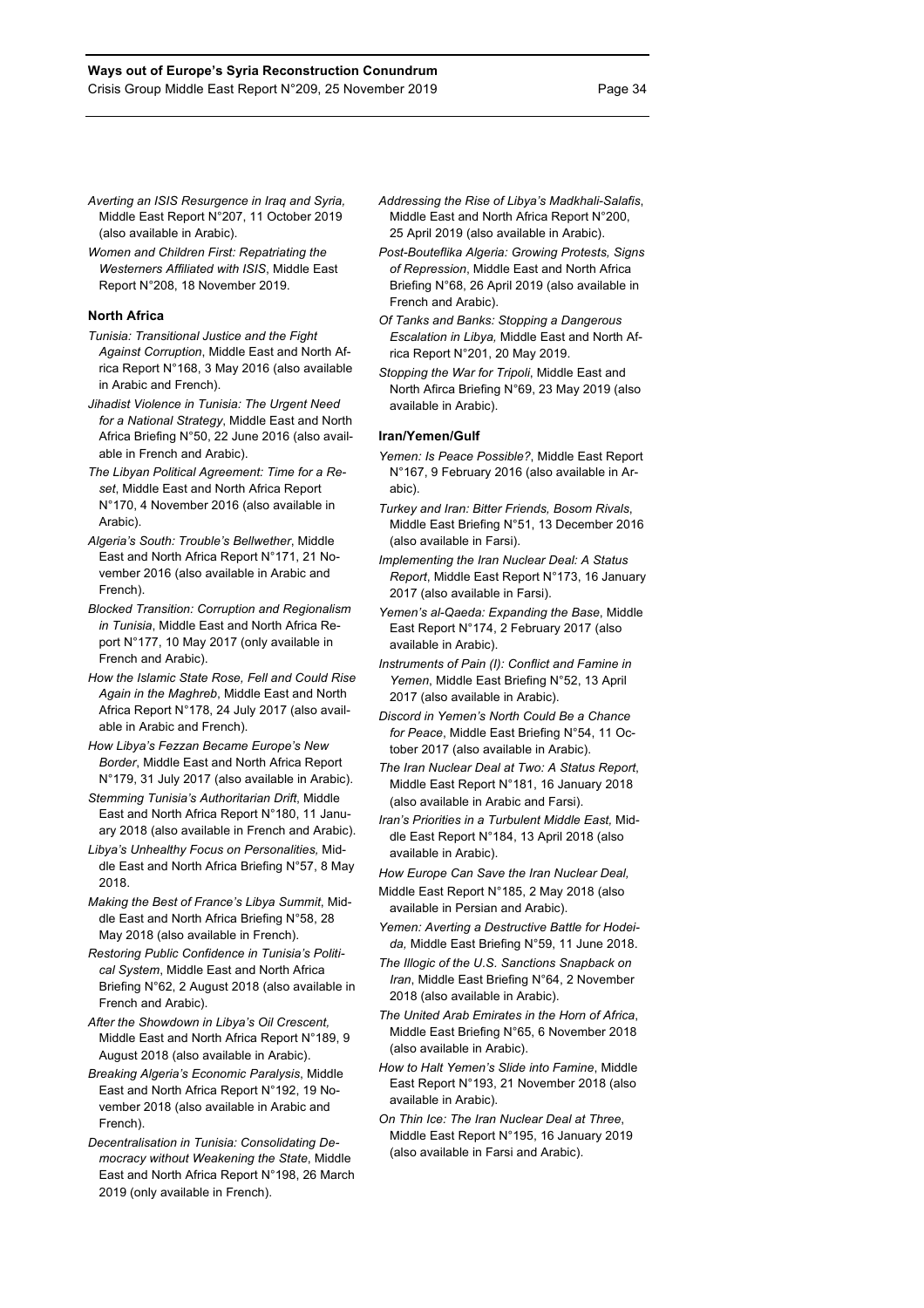*Averting an ISIS Resurgence in Iraq and Syria,* Middle East Report N°207, 11 October 2019 (also available in Arabic).

*Women and Children First: Repatriating the Westerners Affiliated with ISIS*, Middle East Report N°208, 18 November 2019.

### North Africa

*Tunisia: Transitional Justice and the Fight Against Corruption*, Middle East and North Africa Report N°168, 3 May 2016 (also available in Arabic and French).

*Jihadist Violence in Tunisia: The Urgent Need for a National Strategy*, Middle East and North Africa Briefing N°50, 22 June 2016 (also available in French and Arabic).

*The Libyan Political Agreement: Time for a Reset*, Middle East and North Africa Report N°170, 4 November 2016 (also available in Arabic).

*Algeria's South: Trouble's Bellwether*, Middle East and North Africa Report N°171, 21 November 2016 (also available in Arabic and French).

*Blocked Transition: Corruption and Regionalism in Tunisia*, Middle East and North Africa Report N°177, 10 May 2017 (only available in French and Arabic).

*How the Islamic State Rose, Fell and Could Rise Again in the Maghreb*, Middle East and North Africa Report N°178, 24 July 2017 (also available in Arabic and French).

*How Libya's Fezzan Became Europe's New Border*, Middle East and North Africa Report N°179, 31 July 2017 (also available in Arabic).

*Stemming Tunisia's Authoritarian Drift*, Middle East and North Africa Report N°180, 11 January 2018 (also available in French and Arabic).

*Libya's Unhealthy Focus on Personalities,* Middle East and North Africa Briefing N°57, 8 May 2018.

*Making the Best of France's Libya Summit*, Middle East and North Africa Briefing N°58, 28 May 2018 (also available in French).

*Restoring Public Confidence in Tunisia's Political System*, Middle East and North Africa Briefing N°62, 2 August 2018 (also available in French and Arabic).

*After the Showdown in Libya's Oil Crescent*, Middle East and North Africa Report N°189, 9 August 2018 (also available in Arabic).

*Breaking Algeria's Economic Paralysis*, Middle East and North Africa Report N°192, 19 November 2018 (also available in Arabic and French).

*Decentralisation in Tunisia: Consolidating Democracy without Weakening the State*, Middle East and North Africa Report N°198, 26 March 2019 (only available in French).

*Addressing the Rise of Libya's Madkhali-Salafis*, Middle East and North Africa Report N°200, 25 April 2019 (also available in Arabic).

*Post-Bouteflika Algeria: Growing Protests, Signs of Repression*, Middle East and North Africa Briefing N°68, 26 April 2019 (also available in French and Arabic).

*Of Tanks and Banks: Stopping a Dangerous Escalation in Libya,* Middle East and North Africa Report N°201, 20 May 2019.

*Stopping the War for Tripoli*, Middle East and North Afirca Briefing N°69, 23 May 2019 (also available in Arabic).

### Iran/Yemen/Gulf

*Yemen: Is Peace Possible?*, Middle East Report N°167, 9 February 2016 (also available in Arabic).

*Turkey and Iran: Bitter Friends, Bosom Rivals*, Middle East Briefing N°51, 13 December 2016 (also available in Farsi).

*Implementing the Iran Nuclear Deal: A Status Report*, Middle East Report N°173, 16 January 2017 (also available in Farsi).

*Yemen's al-Qaeda: Expanding the Base*, Middle East Report N°174, 2 February 2017 (also available in Arabic).

*Instruments of Pain (I): Conflict and Famine in Yemen*, Middle East Briefing N°52, 13 April 2017 (also available in Arabic).

*Discord in Yemen's North Could Be a Chance for Peace*, Middle East Briefing N°54, 11 October 2017 (also available in Arabic).

*The Iran Nuclear Deal at Two: A Status Report*, Middle East Report N°181, 16 January 2018 (also available in Arabic and Farsi).

*Iran's Priorities in a Turbulent Middle East,* Middle East Report N°184, 13 April 2018 (also available in Arabic).

*How Europe Can Save the Iran Nuclear Deal,* Middle East Report N°185, 2 May 2018 (also available in Persian and Arabic).

*Yemen: Averting a Destructive Battle for Hodeida,* Middle East Briefing N°59, 11 June 2018.

*The Illogic of the U.S. Sanctions Snapback on Iran*, Middle East Briefing N°64, 2 November 2018 (also available in Arabic).

*The United Arab Emirates in the Horn of Africa*, Middle East Briefing N°65, 6 November 2018 (also available in Arabic).

*How to Halt Yemen's Slide into Famine*, Middle East Report N°193, 21 November 2018 (also available in Arabic).

*On Thin Ice: The Iran Nuclear Deal at Three*, Middle East Report N°195, 16 January 2019 (also available in Farsi and Arabic).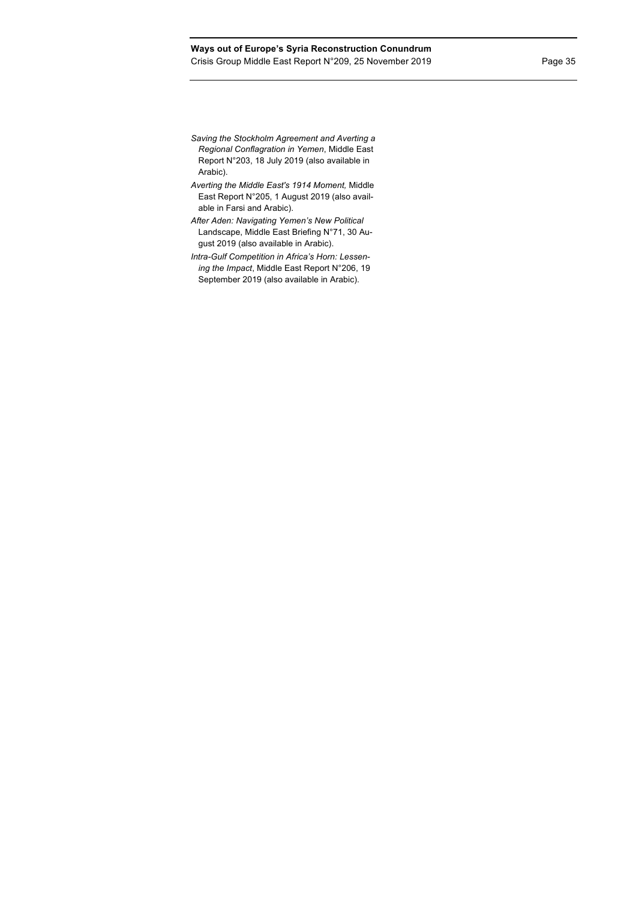*Saving the Stockholm Agreement and Averting a Regional Conflagration in Yemen*, Middle East Report N°203, 18 July 2019 (also available in Arabic).

*Averting the Middle East's 1914 Moment,* Middle East Report N°205, 1 August 2019 (also available in Farsi and Arabic).

*After Aden: Navigating Yemen's New Political* Landscape, Middle East Briefing N°71, 30 August 2019 (also available in Arabic).

*Intra-Gulf Competition in Africa's Horn: Lessening the Impact*, Middle East Report N°206, 19 September 2019 (also available in Arabic).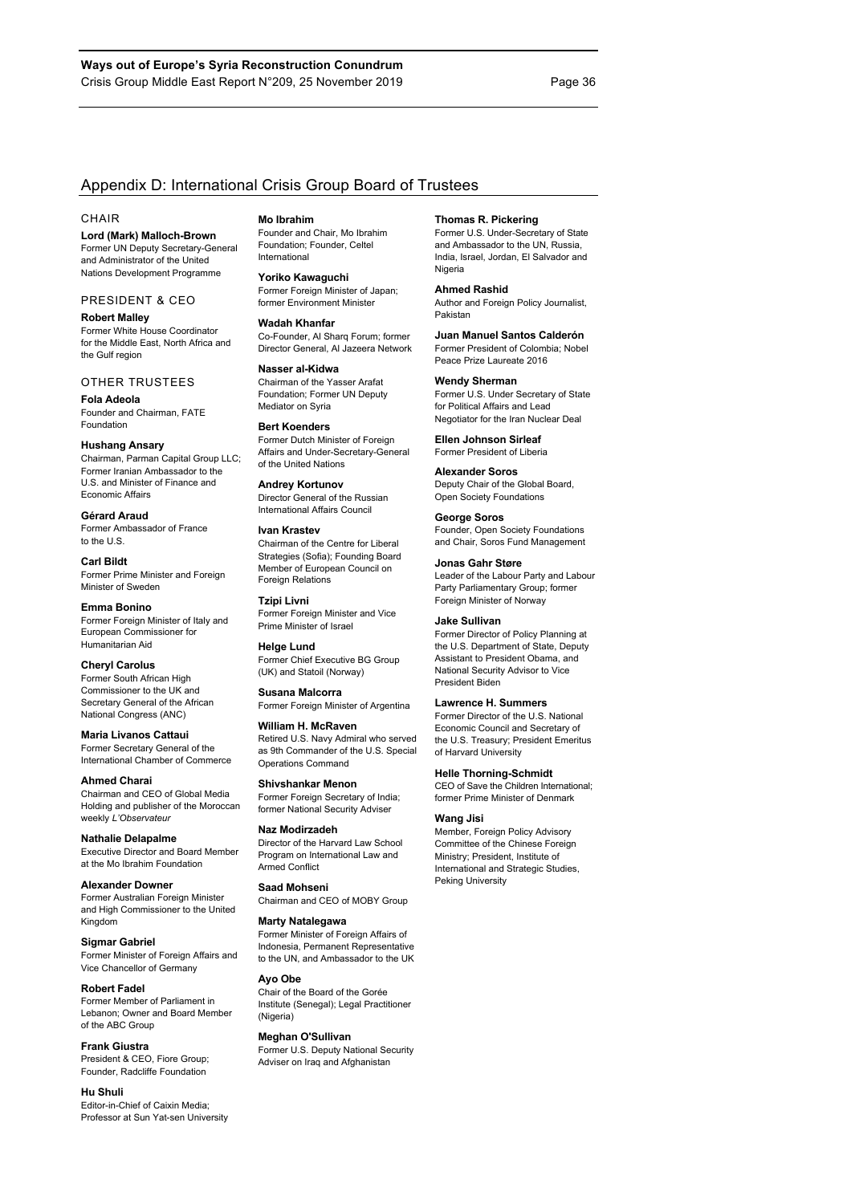## Appendix D: International Crisis Group Board of Trustees

### CHAIR

**Lord (Mark) Malloch-Brown**
Former UN Deputy Secretary-General and Administrator of the United Nations Development Programme

### PRESIDENT & CEO

**Robert Malley**
Former White House Coordinator for the Middle East, North Africa and the Gulf region

### OTHER TRUSTEES

**Fola Adeola**
Founder and Chairman, FATE Foundation

**Hushang Ansary**
Chairman, Parman Capital Group LLC; Former Iranian Ambassador to the U.S. and Minister of Finance and Economic Affairs

**Gérard Araud**
Former Ambassador of France to the U.S.

**Carl Bildt**
Former Prime Minister and Foreign Minister of Sweden

**Emma Bonino**
Former Foreign Minister of Italy and European Commissioner for Humanitarian Aid

**Cheryl Carolus**
Former South African High Commissioner to the UK and Secretary General of the African National Congress (ANC)

**Maria Livanos Cattaui**
Former Secretary General of the International Chamber of Commerce

**Ahmed Charai**
Chairman and CEO of Global Media Holding and publisher of the Moroccan weekly *L'Observateur*

**Nathalie Delapalme**
Executive Director and Board Member at the Mo Ibrahim Foundation

**Alexander Downer**
Former Australian Foreign Minister and High Commissioner to the United Kingdom

**Sigmar Gabriel**
Former Minister of Foreign Affairs and Vice Chancellor of Germany

**Robert Fadel**
Former Member of Parliament in Lebanon; Owner and Board Member of the ABC Group

**Frank Giustra**
President & CEO, Fiore Group; Founder, Radcliffe Foundation

**Hu Shuli**
Editor-in-Chief of Caixin Media; Professor at Sun Yat-sen University

**Mo Ibrahim**
Founder and Chair, Mo Ibrahim Foundation; Founder, Celtel International

**Yoriko Kawaguchi**
Former Foreign Minister of Japan; former Environment Minister

**Wadah Khanfar**
Co-Founder, Al Sharq Forum; former Director General, Al Jazeera Network

**Nasser al-Kidwa**
Chairman of the Yasser Arafat Foundation; Former UN Deputy Mediator on Syria

**Bert Koenders**
Former Dutch Minister of Foreign Affairs and Under-Secretary-General of the United Nations

**Andrey Kortunov**
Director General of the Russian International Affairs Council

**Ivan Krastev**
Chairman of the Centre for Liberal Strategies (Sofia); Founding Board Member of European Council on Foreign Relations

**Tzipi Livni**
Former Foreign Minister and Vice Prime Minister of Israel

**Helge Lund**
Former Chief Executive BG Group (UK) and Statoil (Norway)

**Susana Malcorra**
Former Foreign Minister of Argentina

**William H. McRaven**
Retired U.S. Navy Admiral who served as 9th Commander of the U.S. Special Operations Command

**Shivshankar Menon**
Former Foreign Secretary of India; former National Security Adviser

**Naz Modirzadeh**
Director of the Harvard Law School Program on International Law and Armed Conflict

**Saad Mohseni**
Chairman and CEO of MOBY Group

**Marty Natalegawa**
Former Minister of Foreign Affairs of Indonesia, Permanent Representative to the UN, and Ambassador to the UK

**Ayo Obe**
Chair of the Board of the Gorée Institute (Senegal); Legal Practitioner (Nigeria)

**Meghan O'Sullivan**
Former U.S. Deputy National Security Adviser on Iraq and Afghanistan

**Thomas R. Pickering**
Former U.S. Under-Secretary of State and Ambassador to the UN, Russia, India, Israel, Jordan, El Salvador and Nigeria

**Ahmed Rashid**
Author and Foreign Policy Journalist, Pakistan

**Juan Manuel Santos Calderón**
Former President of Colombia; Nobel Peace Prize Laureate 2016

**Wendy Sherman**
Former U.S. Under Secretary of State for Political Affairs and Lead Negotiator for the Iran Nuclear Deal

**Ellen Johnson Sirleaf**
Former President of Liberia

**Alexander Soros**
Deputy Chair of the Global Board, Open Society Foundations

**George Soros**
Founder, Open Society Foundations and Chair, Soros Fund Management

**Jonas Gahr Støre**
Leader of the Labour Party and Labour Party Parliamentary Group; former Foreign Minister of Norway

**Jake Sullivan**
Former Director of Policy Planning at the U.S. Department of State, Deputy Assistant to President Obama, and National Security Advisor to Vice President Biden

**Lawrence H. Summers**
Former Director of the U.S. National Economic Council and Secretary of the U.S. Treasury; President Emeritus of Harvard University

**Helle Thorning-Schmidt**
CEO of Save the Children International; former Prime Minister of Denmark

**Wang Jisi**
Member, Foreign Policy Advisory Committee of the Chinese Foreign Ministry; President, Institute of International and Strategic Studies, Peking University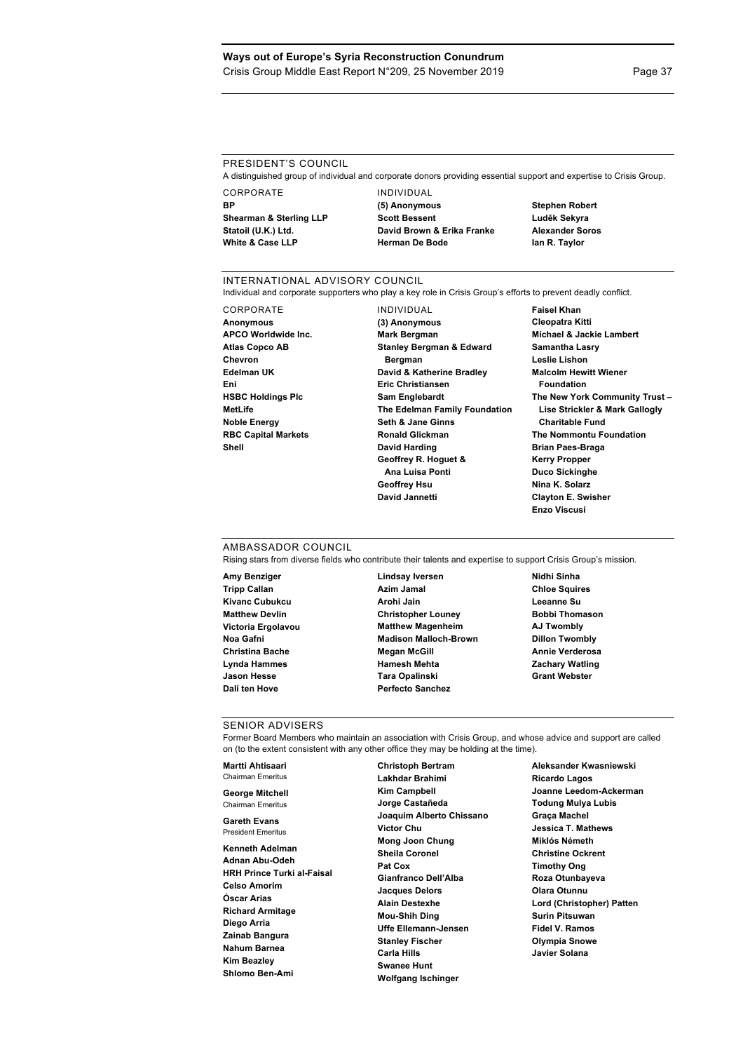## PRESIDENT'S COUNCIL

A distinguished group of individual and corporate donors providing essential support and expertise to Crisis Group.

CORPORATE

**BP**
**Shearman & Sterling LLP**
**Statoil (U.K.) Ltd.**
**White & Case LLP**

INDIVIDUAL

**(5) Anonymous**
**Scott Bessent**
**David Brown & Erika Franke**
**Herman De Bode**
**Stephen Robert**
**Luděk Sekyra**
**Alexander Soros**
**Ian R. Taylor**

## INTERNATIONAL ADVISORY COUNCIL

Individual and corporate supporters who play a key role in Crisis Group's efforts to prevent deadly conflict.

CORPORATE

**Anonymous**
**APCO Worldwide Inc.**
**Atlas Copco AB**
**Chevron**
**Edelman UK**
**Eni**
**HSBC Holdings Plc**
**MetLife**
**Noble Energy**
**RBC Capital Markets**
**Shell**

INDIVIDUAL

**(3) Anonymous**
**Mark Bergman**
**Stanley Bergman & Edward Bergman**
**David & Katherine Bradley**
**Eric Christiansen**
**Sam Englebardt**
**The Edelman Family Foundation**
**Seth & Jane Ginns**
**Ronald Glickman**
**David Harding**
**Geoffrey R. Hoguet & Ana Luisa Ponti**
**Geoffrey Hsu**
**David Jannetti**
**Faisel Khan**
**Cleopatra Kitti**
**Michael & Jackie Lambert**
**Samantha Lasry**
**Leslie Lishon**
**Malcolm Hewitt Wiener Foundation**
**The New York Community Trust – Lise Strickler & Mark Gallogly Charitable Fund**
**The Nommontu Foundation**
**Brian Paes-Braga**
**Kerry Propper**
**Duco Sickinghe**
**Nina K. Solarz**
**Clayton E. Swisher**
**Enzo Viscusi**

## AMBASSADOR COUNCIL

Rising stars from diverse fields who contribute their talents and expertise to support Crisis Group's mission.

**Amy Benziger**
**Tripp Callan**
**Kivanc Cubukcu**
**Matthew Devlin**
**Victoria Ergolavou**
**Noa Gafni**
**Christina Bache**
**Lynda Hammes**
**Jason Hesse**
**Dalí ten Hove**
**Lindsay Iversen**
**Azim Jamal**
**Arohi Jain**
**Christopher Louney**
**Matthew Magenheim**
**Madison Malloch-Brown**
**Megan McGill**
**Hamesh Mehta**
**Tara Opalinski**
**Perfecto Sanchez**
**Nidhi Sinha**
**Chloe Squires**
**Leeanne Su**
**Bobbi Thomason**
**AJ Twombly**
**Dillon Twombly**
**Annie Verderosa**
**Zachary Watling**
**Grant Webster**

## SENIOR ADVISERS

Former Board Members who maintain an association with Crisis Group, and whose advice and support are called on (to the extent consistent with any other office they may be holding at the time).

**Martti Ahtisaari**
Chairman Emeritus

**George Mitchell**
Chairman Emeritus

**Gareth Evans**
President Emeritus

**Kenneth Adelman**
**Adnan Abu-Odeh**
**HRH Prince Turki al-Faisal**
**Celso Amorim**
**Óscar Arias**
**Richard Armitage**
**Diego Arria**
**Zainab Bangura**
**Nahum Barnea**
**Kim Beazley**
**Shlomo Ben-Ami**
**Christoph Bertram**
**Lakhdar Brahimi**
**Kim Campbell**
**Jorge Castañeda**
**Joaquim Alberto Chissano**
**Victor Chu**
**Mong Joon Chung**
**Sheila Coronel**
**Pat Cox**
**Gianfranco Dell'Alba**
**Jacques Delors**
**Alain Destexhe**
**Mou-Shih Ding**
**Uffe Ellemann-Jensen**
**Stanley Fischer**
**Carla Hills**
**Swanee Hunt**
**Wolfgang Ischinger**
**Aleksander Kwasniewski**
**Ricardo Lagos**
**Joanne Leedom-Ackerman**
**Todung Mulya Lubis**
**Graça Machel**
**Jessica T. Mathews**
**Miklós Németh**
**Christine Ockrent**
**Timothy Ong**
**Roza Otunbayeva**
**Olara Otunnu**
**Lord (Christopher) Patten**
**Surin Pitsuwan**
**Fidel V. Ramos**
**Olympia Snowe**
**Javier Solana**